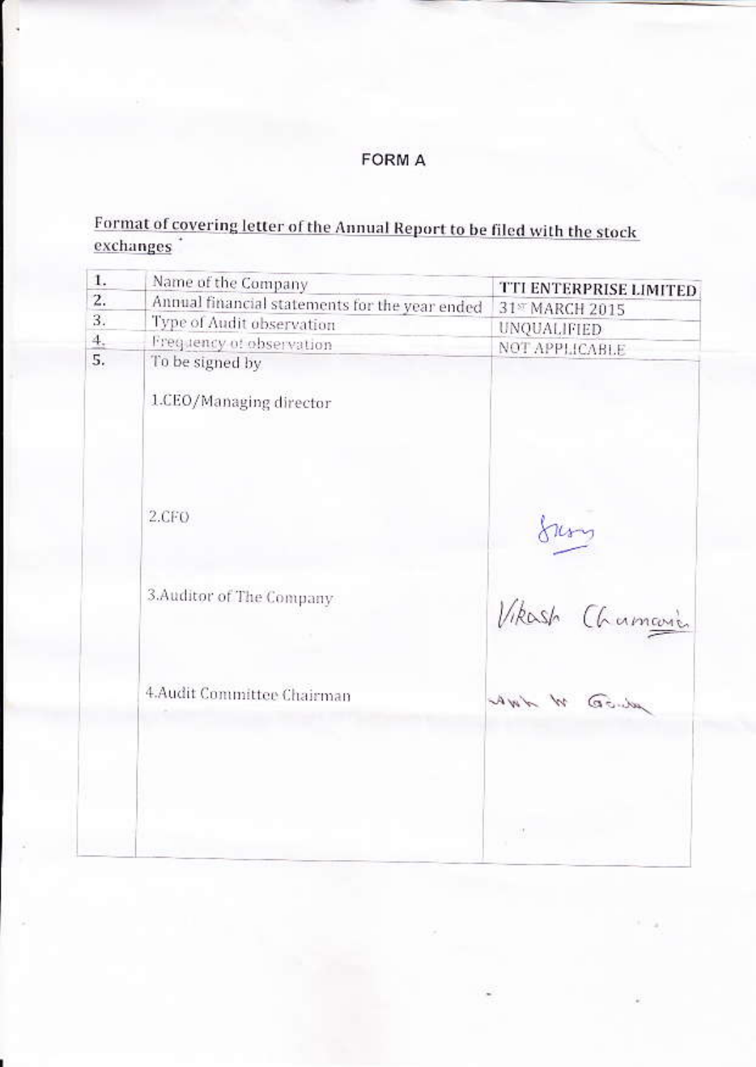# FORM A

Format of covering letter of the Annual Report to be filed with the stock exchanges

| | | |
|---|---|---|
| 1. | Name of the Company | TTI ENTERPRISE LIMITED |
| 2. | Annual financial statements for the year ended | 31ST MARCH 2015 |
| 3. | Type of Audit observation | UNQUALIFIED |
| 4. | Frequency of observation | NOT APPLICABLE |
| 5. | To be signed by<br><br>1.CEO/Managing director<br><br>2.CFO<br><br>3.Auditor of The Company<br><br>4.Audit Committee Chairman | <br><br><br><br>Sd/-<br><br>Vikash Chumani<br><br>Sd/- |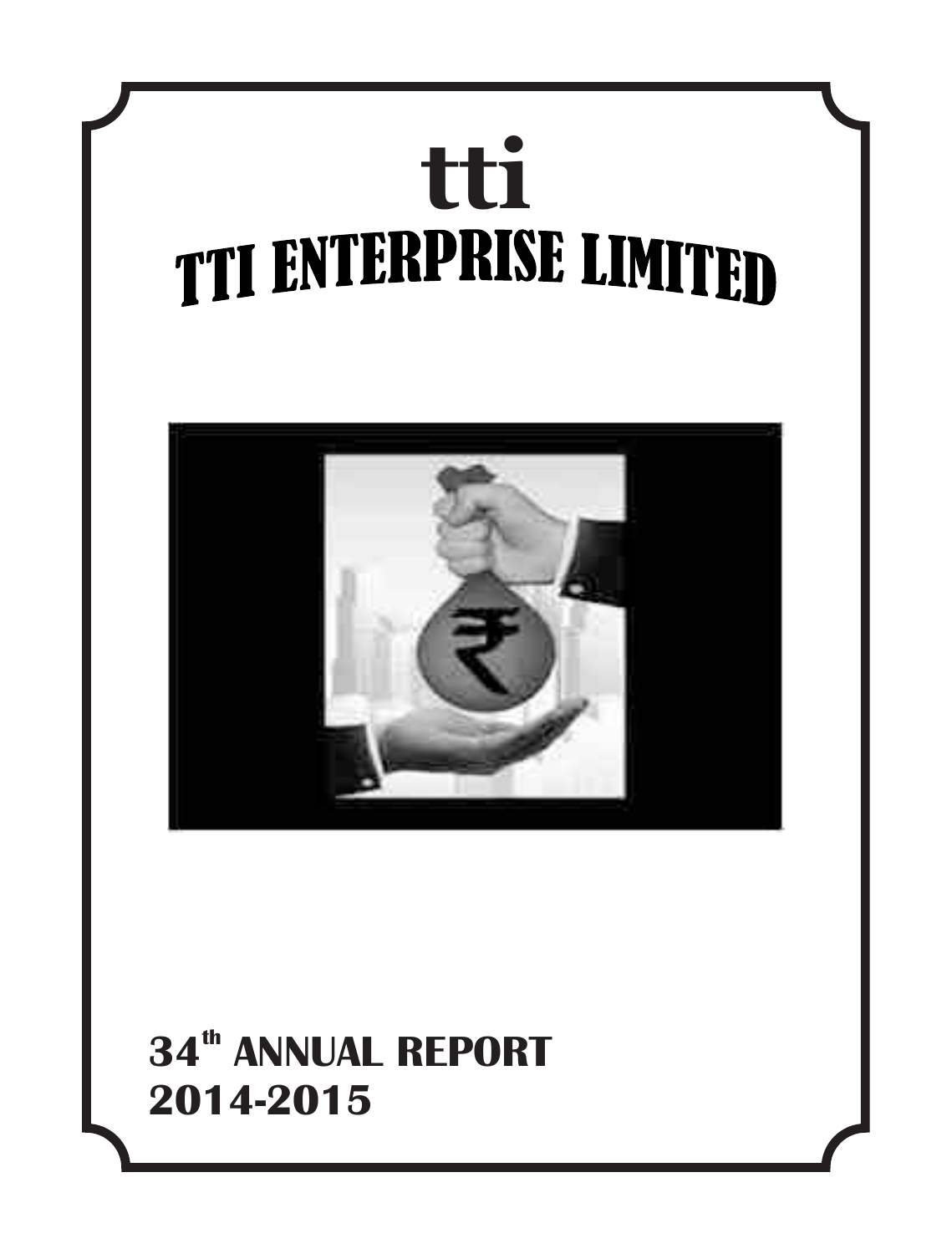# tti

# TTI ENTERPRISE LIMITED

**34th ANNUAL REPORT**
**2014-2015**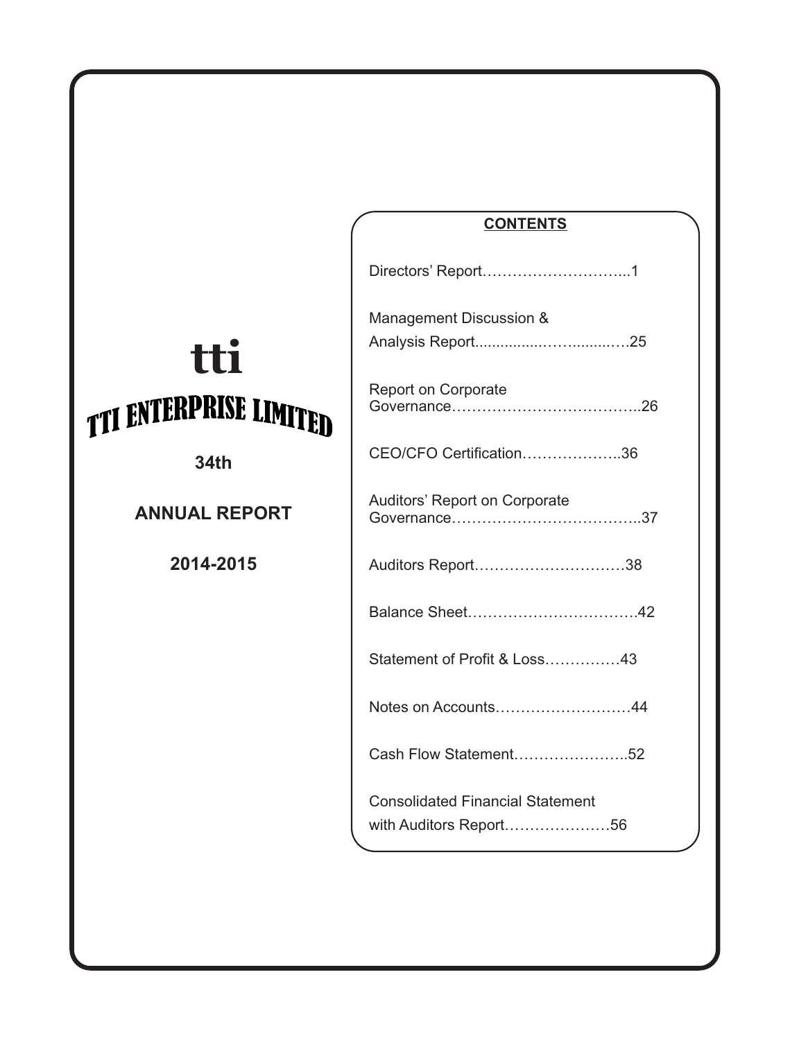tti

# TTI ENTERPRISE LIMITED

**34th**

**ANNUAL REPORT**

**2014-2015**

**CONTENTS**

| | |
|---|---|
| Directors' Report | 1 |
| Management Discussion & Analysis Report | 25 |
| Report on Corporate Governance | 26 |
| CEO/CFO Certification | 36 |
| Auditors' Report on Corporate Governance | 37 |
| Auditors Report | 38 |
| Balance Sheet | 42 |
| Statement of Profit & Loss | 43 |
| Notes on Accounts | 44 |
| Cash Flow Statement | 52 |
| Consolidated Financial Statement with Auditors Report | 56 |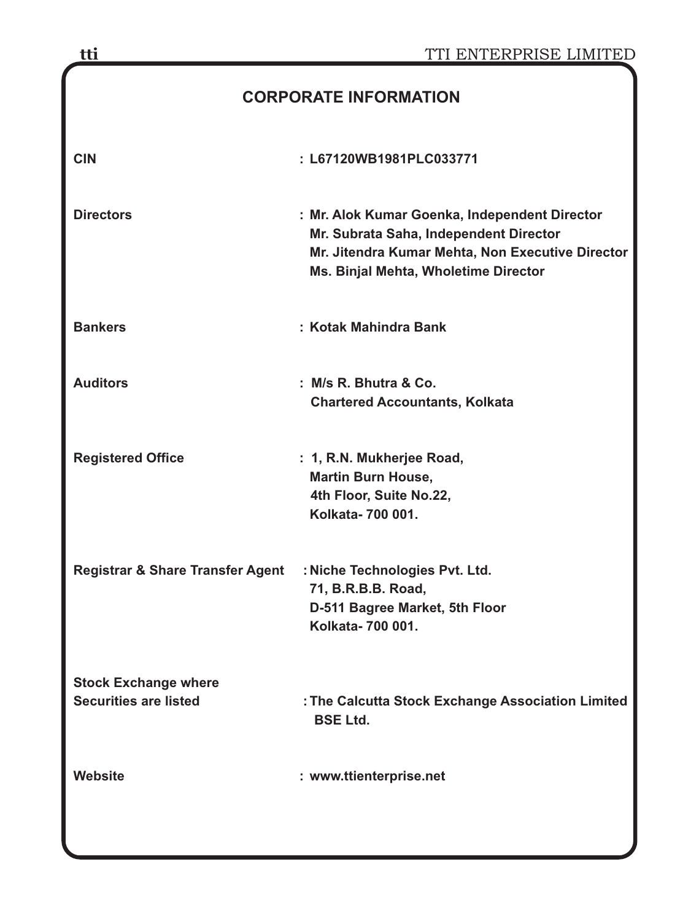# CORPORATE INFORMATION

| | |
|---|---|
| **CIN** | **: L67120WB1981PLC033771** |
| **Directors** | **: Mr. Alok Kumar Goenka, Independent Director**<br>**Mr. Subrata Saha, Independent Director**<br>**Mr. Jitendra Kumar Mehta, Non Executive Director**<br>**Ms. Binjal Mehta, Wholetime Director** |
| **Bankers** | **: Kotak Mahindra Bank** |
| **Auditors** | **: M/s R. Bhutra & Co.**<br>**Chartered Accountants, Kolkata** |
| **Registered Office** | **: 1, R.N. Mukherjee Road,**<br>**Martin Burn House,**<br>**4th Floor, Suite No.22,**<br>**Kolkata- 700 001.** |
| **Registrar & Share Transfer Agent** | **: Niche Technologies Pvt. Ltd.**<br>**71, B.R.B.B. Road,**<br>**D-511 Bagree Market, 5th Floor**<br>**Kolkata- 700 001.** |
| **Stock Exchange where Securities are listed** | **: The Calcutta Stock Exchange Association Limited**<br>**BSE Ltd.** |
| **Website** | **: www.ttienterprise.net** |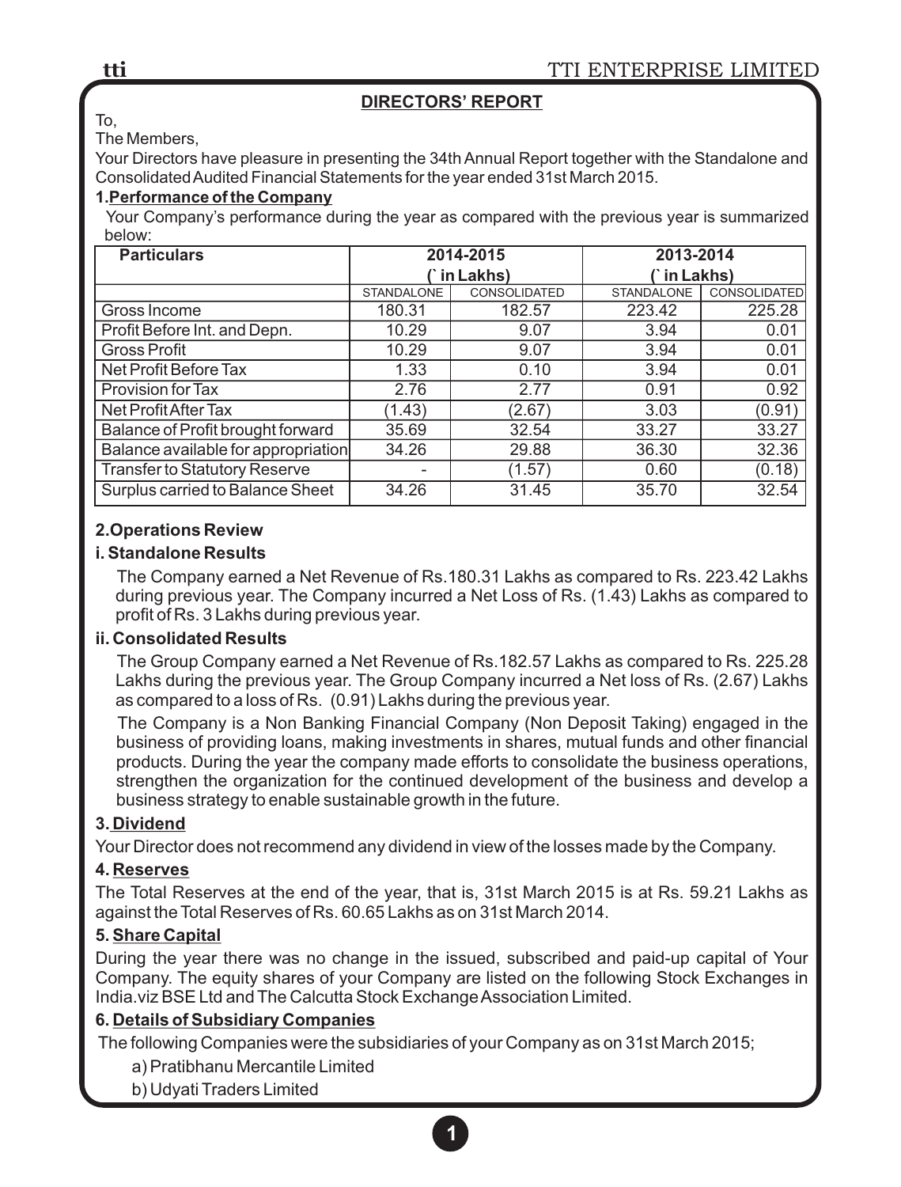## DIRECTORS' REPORT

To,

The Members,

Your Directors have pleasure in presenting the 34th Annual Report together with the Standalone and Consolidated Audited Financial Statements for the year ended 31st March 2015.

### 1. Performance of the Company

Your Company's performance during the year as compared with the previous year is summarized below:

| Particulars | 2014-2015 (` in Lakhs) | | 2013-2014 (` in Lakhs) | |
|---|---|---|---|---|
| | STANDALONE | CONSOLIDATED | STANDALONE | CONSOLIDATED |
| Gross Income | 180.31 | 182.57 | 223.42 | 225.28 |
| Profit Before Int. and Depn. | 10.29 | 9.07 | 3.94 | 0.01 |
| Gross Profit | 10.29 | 9.07 | 3.94 | 0.01 |
| Net Profit Before Tax | 1.33 | 0.10 | 3.94 | 0.01 |
| Provision for Tax | 2.76 | 2.77 | 0.91 | 0.92 |
| Net Profit After Tax | (1.43) | (2.67) | 3.03 | (0.91) |
| Balance of Profit brought forward | 35.69 | 32.54 | 33.27 | 33.27 |
| Balance available for appropriation | 34.26 | 29.88 | 36.30 | 32.36 |
| Transfer to Statutory Reserve | - | (1.57) | 0.60 | (0.18) |
| Surplus carried to Balance Sheet | 34.26 | 31.45 | 35.70 | 32.54 |

### 2. Operations Review

**i. Standalone Results**

The Company earned a Net Revenue of Rs.180.31 Lakhs as compared to Rs. 223.42 Lakhs during previous year. The Company incurred a Net Loss of Rs. (1.43) Lakhs as compared to profit of Rs. 3 Lakhs during previous year.

**ii. Consolidated Results**

The Group Company earned a Net Revenue of Rs.182.57 Lakhs as compared to Rs. 225.28 Lakhs during the previous year. The Group Company incurred a Net loss of Rs. (2.67) Lakhs as compared to a loss of Rs. (0.91) Lakhs during the previous year.

The Company is a Non Banking Financial Company (Non Deposit Taking) engaged in the business of providing loans, making investments in shares, mutual funds and other financial products. During the year the company made efforts to consolidate the business operations, strengthen the organization for the continued development of the business and develop a business strategy to enable sustainable growth in the future.

### 3. Dividend

Your Director does not recommend any dividend in view of the losses made by the Company.

### 4. Reserves

The Total Reserves at the end of the year, that is, 31st March 2015 is at Rs. 59.21 Lakhs as against the Total Reserves of Rs. 60.65 Lakhs as on 31st March 2014.

### 5. Share Capital

During the year there was no change in the issued, subscribed and paid-up capital of Your Company. The equity shares of your Company are listed on the following Stock Exchanges in India.viz BSE Ltd and The Calcutta Stock Exchange Association Limited.

### 6. Details of Subsidiary Companies

The following Companies were the subsidiaries of your Company as on 31st March 2015;

a) Pratibhanu Mercantile Limited

b) Udyati Traders Limited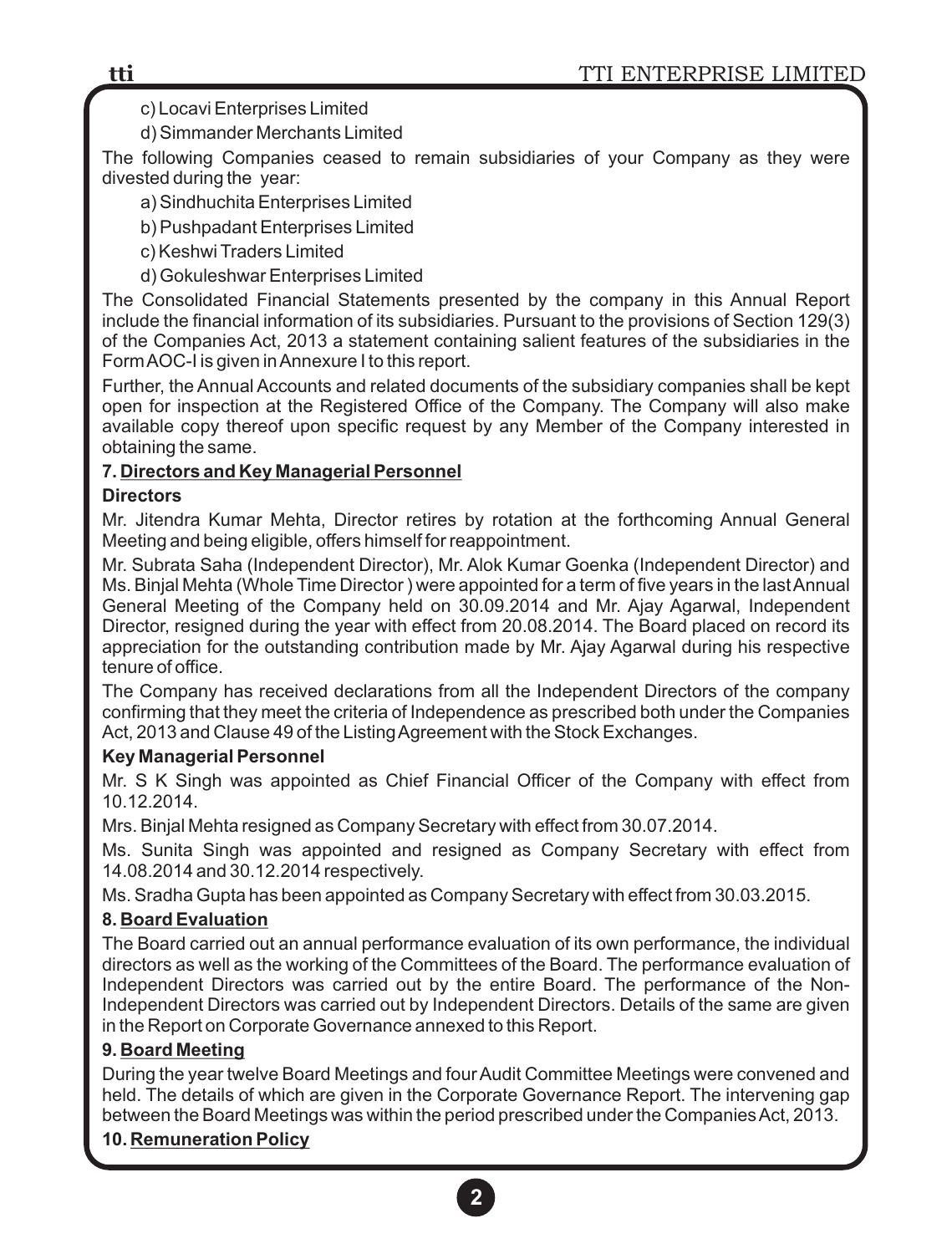c) Locavi Enterprises Limited

d) Simmander Merchants Limited

The following Companies ceased to remain subsidiaries of your Company as they were divested during the year:

a) Sindhuchita Enterprises Limited

b) Pushpadant Enterprises Limited

c) Keshwi Traders Limited

d) Gokuleshwar Enterprises Limited

The Consolidated Financial Statements presented by the company in this Annual Report include the financial information of its subsidiaries. Pursuant to the provisions of Section 129(3) of the Companies Act, 2013 a statement containing salient features of the subsidiaries in the Form AOC-I is given in Annexure I to this report.

Further, the Annual Accounts and related documents of the subsidiary companies shall be kept open for inspection at the Registered Office of the Company. The Company will also make available copy thereof upon specific request by any Member of the Company interested in obtaining the same.

**7. Directors and Key Managerial Personnel**

**Directors**

Mr. Jitendra Kumar Mehta, Director retires by rotation at the forthcoming Annual General Meeting and being eligible, offers himself for reappointment.

Mr. Subrata Saha (Independent Director), Mr. Alok Kumar Goenka (Independent Director) and Ms. Binjal Mehta (Whole Time Director ) were appointed for a term of five years in the last Annual General Meeting of the Company held on 30.09.2014 and Mr. Ajay Agarwal, Independent Director, resigned during the year with effect from 20.08.2014. The Board placed on record its appreciation for the outstanding contribution made by Mr. Ajay Agarwal during his respective tenure of office.

The Company has received declarations from all the Independent Directors of the company confirming that they meet the criteria of Independence as prescribed both under the Companies Act, 2013 and Clause 49 of the Listing Agreement with the Stock Exchanges.

**Key Managerial Personnel**

Mr. S K Singh was appointed as Chief Financial Officer of the Company with effect from 10.12.2014.

Mrs. Binjal Mehta resigned as Company Secretary with effect from 30.07.2014.

Ms. Sunita Singh was appointed and resigned as Company Secretary with effect from 14.08.2014 and 30.12.2014 respectively.

Ms. Sradha Gupta has been appointed as Company Secretary with effect from 30.03.2015.

**8. Board Evaluation**

The Board carried out an annual performance evaluation of its own performance, the individual directors as well as the working of the Committees of the Board. The performance evaluation of Independent Directors was carried out by the entire Board. The performance of the Non-Independent Directors was carried out by Independent Directors. Details of the same are given in the Report on Corporate Governance annexed to this Report.

**9. Board Meeting**

During the year twelve Board Meetings and four Audit Committee Meetings were convened and held. The details of which are given in the Corporate Governance Report. The intervening gap between the Board Meetings was within the period prescribed under the Companies Act, 2013.

**10. Remuneration Policy**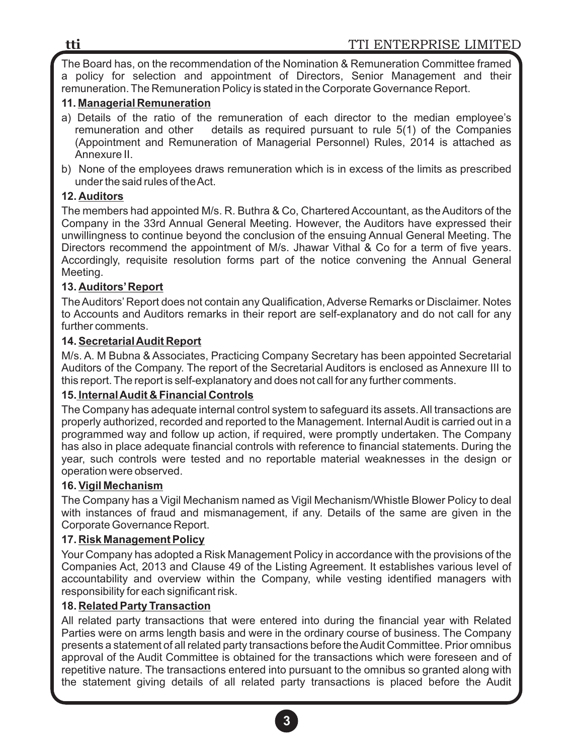The Board has, on the recommendation of the Nomination & Remuneration Committee framed a policy for selection and appointment of Directors, Senior Management and their remuneration. The Remuneration Policy is stated in the Corporate Governance Report.

### 11. Managerial Remuneration

a) Details of the ratio of the remuneration of each director to the median employee's remuneration and other details as required pursuant to rule 5(1) of the Companies (Appointment and Remuneration of Managerial Personnel) Rules, 2014 is attached as Annexure II.

b) None of the employees draws remuneration which is in excess of the limits as prescribed under the said rules of the Act.

### 12. Auditors

The members had appointed M/s. R. Buthra & Co, Chartered Accountant, as the Auditors of the Company in the 33rd Annual General Meeting. However, the Auditors have expressed their unwillingness to continue beyond the conclusion of the ensuing Annual General Meeting. The Directors recommend the appointment of M/s. Jhawar Vithal & Co for a term of five years. Accordingly, requisite resolution forms part of the notice convening the Annual General Meeting.

### 13. Auditors' Report

The Auditors' Report does not contain any Qualification, Adverse Remarks or Disclaimer. Notes to Accounts and Auditors remarks in their report are self-explanatory and do not call for any further comments.

### 14. Secretarial Audit Report

M/s. A. M Bubna & Associates, Practicing Company Secretary has been appointed Secretarial Auditors of the Company. The report of the Secretarial Auditors is enclosed as Annexure III to this report. The report is self-explanatory and does not call for any further comments.

### 15. Internal Audit & Financial Controls

The Company has adequate internal control system to safeguard its assets. All transactions are properly authorized, recorded and reported to the Management. Internal Audit is carried out in a programmed way and follow up action, if required, were promptly undertaken. The Company has also in place adequate financial controls with reference to financial statements. During the year, such controls were tested and no reportable material weaknesses in the design or operation were observed.

### 16. Vigil Mechanism

The Company has a Vigil Mechanism named as Vigil Mechanism/Whistle Blower Policy to deal with instances of fraud and mismanagement, if any. Details of the same are given in the Corporate Governance Report.

### 17. Risk Management Policy

Your Company has adopted a Risk Management Policy in accordance with the provisions of the Companies Act, 2013 and Clause 49 of the Listing Agreement. It establishes various level of accountability and overview within the Company, while vesting identified managers with responsibility for each significant risk.

### 18. Related Party Transaction

All related party transactions that were entered into during the financial year with Related Parties were on arms length basis and were in the ordinary course of business. The Company presents a statement of all related party transactions before the Audit Committee. Prior omnibus approval of the Audit Committee is obtained for the transactions which were foreseen and of repetitive nature. The transactions entered into pursuant to the omnibus so granted along with the statement giving details of all related party transactions is placed before the Audit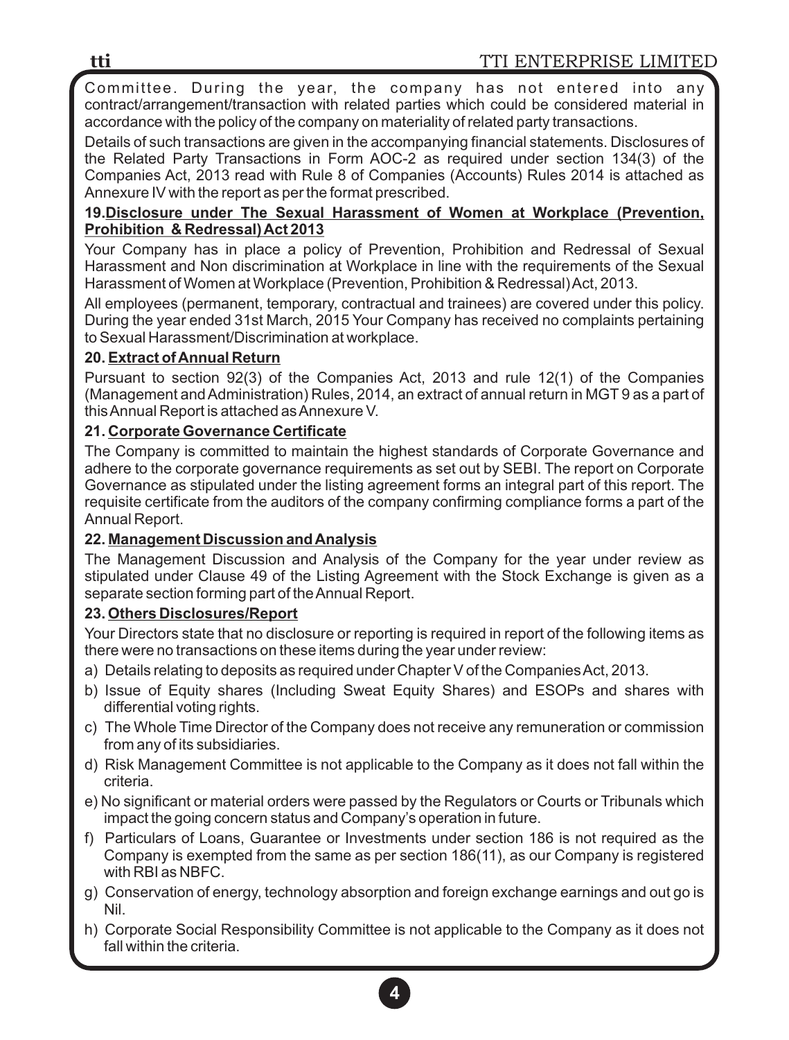Committee. During the year, the company has not entered into any contract/arrangement/transaction with related parties which could be considered material in accordance with the policy of the company on materiality of related party transactions.

Details of such transactions are given in the accompanying financial statements. Disclosures of the Related Party Transactions in Form AOC-2 as required under section 134(3) of the Companies Act, 2013 read with Rule 8 of Companies (Accounts) Rules 2014 is attached as Annexure IV with the report as per the format prescribed.

**19. Disclosure under The Sexual Harassment of Women at Workplace (Prevention, Prohibition & Redressal) Act 2013**

Your Company has in place a policy of Prevention, Prohibition and Redressal of Sexual Harassment and Non discrimination at Workplace in line with the requirements of the Sexual Harassment of Women at Workplace (Prevention, Prohibition & Redressal) Act, 2013.

All employees (permanent, temporary, contractual and trainees) are covered under this policy. During the year ended 31st March, 2015 Your Company has received no complaints pertaining to Sexual Harassment/Discrimination at workplace.

**20. Extract of Annual Return**

Pursuant to section 92(3) of the Companies Act, 2013 and rule 12(1) of the Companies (Management and Administration) Rules, 2014, an extract of annual return in MGT 9 as a part of this Annual Report is attached as Annexure V.

**21. Corporate Governance Certificate**

The Company is committed to maintain the highest standards of Corporate Governance and adhere to the corporate governance requirements as set out by SEBI. The report on Corporate Governance as stipulated under the listing agreement forms an integral part of this report. The requisite certificate from the auditors of the company confirming compliance forms a part of the Annual Report.

**22. Management Discussion and Analysis**

The Management Discussion and Analysis of the Company for the year under review as stipulated under Clause 49 of the Listing Agreement with the Stock Exchange is given as a separate section forming part of the Annual Report.

**23. Others Disclosures/Report**

Your Directors state that no disclosure or reporting is required in report of the following items as there were no transactions on these items during the year under review:

a) Details relating to deposits as required under Chapter V of the Companies Act, 2013.

b) Issue of Equity shares (Including Sweat Equity Shares) and ESOPs and shares with differential voting rights.

c) The Whole Time Director of the Company does not receive any remuneration or commission from any of its subsidiaries.

d) Risk Management Committee is not applicable to the Company as it does not fall within the criteria.

e) No significant or material orders were passed by the Regulators or Courts or Tribunals which impact the going concern status and Company's operation in future.

f) Particulars of Loans, Guarantee or Investments under section 186 is not required as the Company is exempted from the same as per section 186(11), as our Company is registered with RBI as NBFC.

g) Conservation of energy, technology absorption and foreign exchange earnings and out go is Nil.

h) Corporate Social Responsibility Committee is not applicable to the Company as it does not fall within the criteria.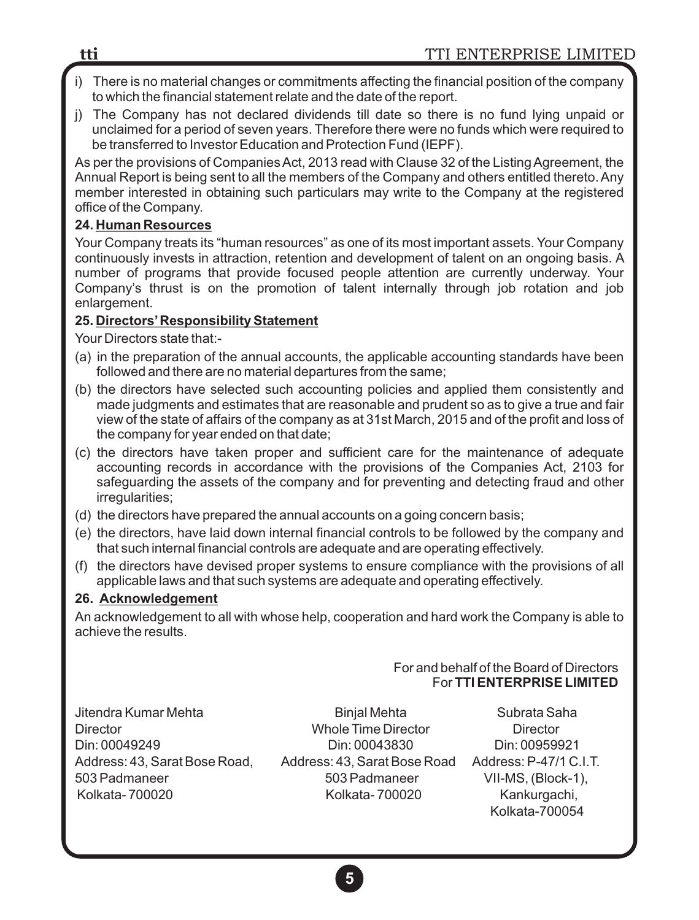i) There is no material changes or commitments affecting the financial position of the company to which the financial statement relate and the date of the report.

j) The Company has not declared dividends till date so there is no fund lying unpaid or unclaimed for a period of seven years. Therefore there were no funds which were required to be transferred to Investor Education and Protection Fund (IEPF).

As per the provisions of Companies Act, 2013 read with Clause 32 of the Listing Agreement, the Annual Report is being sent to all the members of the Company and others entitled thereto. Any member interested in obtaining such particulars may write to the Company at the registered office of the Company.

**24. Human Resources**

Your Company treats its "human resources" as one of its most important assets. Your Company continuously invests in attraction, retention and development of talent on an ongoing basis. A number of programs that provide focused people attention are currently underway. Your Company's thrust is on the promotion of talent internally through job rotation and job enlargement.

**25. Directors' Responsibility Statement**

Your Directors state that:-

(a) in the preparation of the annual accounts, the applicable accounting standards have been followed and there are no material departures from the same;

(b) the directors have selected such accounting policies and applied them consistently and made judgments and estimates that are reasonable and prudent so as to give a true and fair view of the state of affairs of the company as at 31st March, 2015 and of the profit and loss of the company for year ended on that date;

(c) the directors have taken proper and sufficient care for the maintenance of adequate accounting records in accordance with the provisions of the Companies Act, 2103 for safeguarding the assets of the company and for preventing and detecting fraud and other irregularities;

(d) the directors have prepared the annual accounts on a going concern basis;

(e) the directors, have laid down internal financial controls to be followed by the company and that such internal financial controls are adequate and are operating effectively.

(f) the directors have devised proper systems to ensure compliance with the provisions of all applicable laws and that such systems are adequate and operating effectively.

**26. Acknowledgement**

An acknowledgement to all with whose help, cooperation and hard work the Company is able to achieve the results.

For and behalf of the Board of Directors
For **TTI ENTERPRISE LIMITED**

| Jitendra Kumar Mehta | Binjal Mehta | Subrata Saha |
|---|---|---|
| Director | Whole Time Director | Director |
| Din: 00049249 | Din: 00043830 | Din: 00959921 |
| Address: 43, Sarat Bose Road, | Address: 43, Sarat Bose Road | Address: P-47/1 C.I.T. |
| 503 Padmaneer | 503 Padmaneer | VII-MS, (Block-1), |
| Kolkata- 700020 | Kolkata- 700020 | Kankurgachi, |
| | | Kolkata-700054 |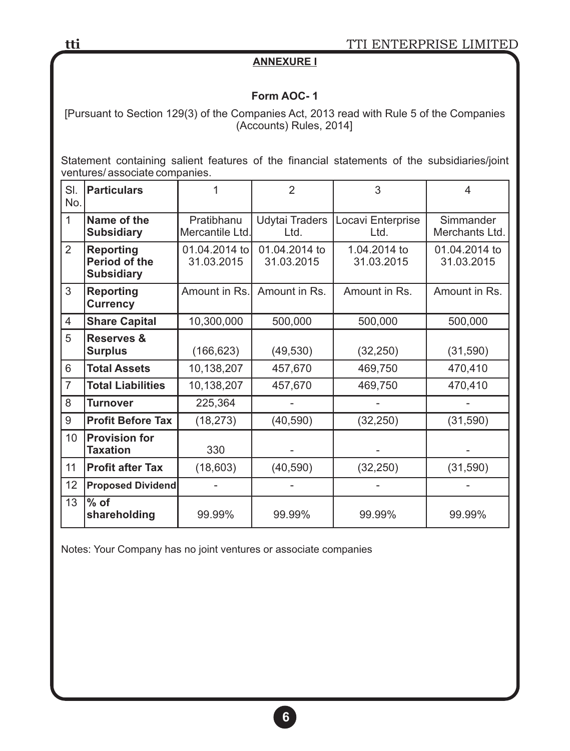**ANNEXURE I**

**Form AOC- 1**

[Pursuant to Section 129(3) of the Companies Act, 2013 read with Rule 5 of the Companies (Accounts) Rules, 2014]

Statement containing salient features of the financial statements of the subsidiaries/joint ventures/ associate companies.

| Sl. No. | Particulars | 1 | 2 | 3 | 4 |
|---|---|---|---|---|---|
| 1 | **Name of the Subsidiary** | Pratibhanu Mercantile Ltd. | Udytai Traders Ltd. | Locavi Enterprise Ltd. | Simmander Merchants Ltd. |
| 2 | **Reporting Period of the Subsidiary** | 01.04.2014 to 31.03.2015 | 01.04.2014 to 31.03.2015 | 1.04.2014 to 31.03.2015 | 01.04.2014 to 31.03.2015 |
| 3 | **Reporting Currency** | Amount in Rs. | Amount in Rs. | Amount in Rs. | Amount in Rs. |
| 4 | **Share Capital** | 10,300,000 | 500,000 | 500,000 | 500,000 |
| 5 | **Reserves & Surplus** | (166,623) | (49,530) | (32,250) | (31,590) |
| 6 | **Total Assets** | 10,138,207 | 457,670 | 469,750 | 470,410 |
| 7 | **Total Liabilities** | 10,138,207 | 457,670 | 469,750 | 470,410 |
| 8 | **Turnover** | 225,364 | - | - | - |
| 9 | **Profit Before Tax** | (18,273) | (40,590) | (32,250) | (31,590) |
| 10 | **Provision for Taxation** | 330 | - | - | - |
| 11 | **Profit after Tax** | (18,603) | (40,590) | (32,250) | (31,590) |
| 12 | **Proposed Dividend** | - | - | - | - |
| 13 | **% of shareholding** | 99.99% | 99.99% | 99.99% | 99.99% |

Notes: Your Company has no joint ventures or associate companies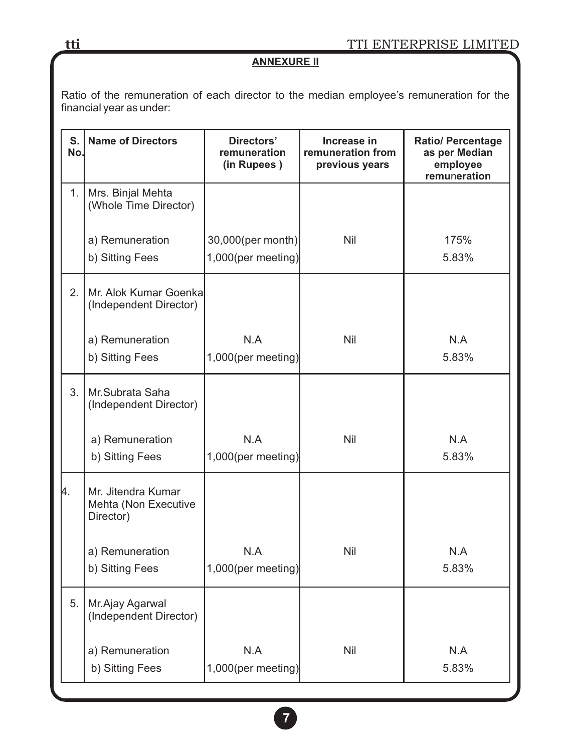## ANNEXURE II

Ratio of the remuneration of each director to the median employee's remuneration for the financial year as under:

| S. No. | Name of Directors | Directors' remuneration (in Rupees ) | Increase in remuneration from previous years | Ratio/ Percentage as per Median employee remuneration |
|---|---|---|---|---|
| 1. | Mrs. Binjal Mehta (Whole Time Director) | | | |
| | a) Remuneration | 30,000(per month) | Nil | 175% |
| | b) Sitting Fees | 1,000(per meeting) | | 5.83% |
| 2. | Mr. Alok Kumar Goenka (Independent Director) | | | |
| | a) Remuneration | N.A | Nil | N.A |
| | b) Sitting Fees | 1,000(per meeting) | | 5.83% |
| 3. | Mr.Subrata Saha (Independent Director) | | | |
| | a) Remuneration | N.A | Nil | N.A |
| | b) Sitting Fees | 1,000(per meeting) | | 5.83% |
| 4. | Mr. Jitendra Kumar Mehta (Non Executive Director) | | | |
| | a) Remuneration | N.A | Nil | N.A |
| | b) Sitting Fees | 1,000(per meeting) | | 5.83% |
| 5. | Mr.Ajay Agarwal (Independent Director) | | | |
| | a) Remuneration | N.A | Nil | N.A |
| | b) Sitting Fees | 1,000(per meeting) | | 5.83% |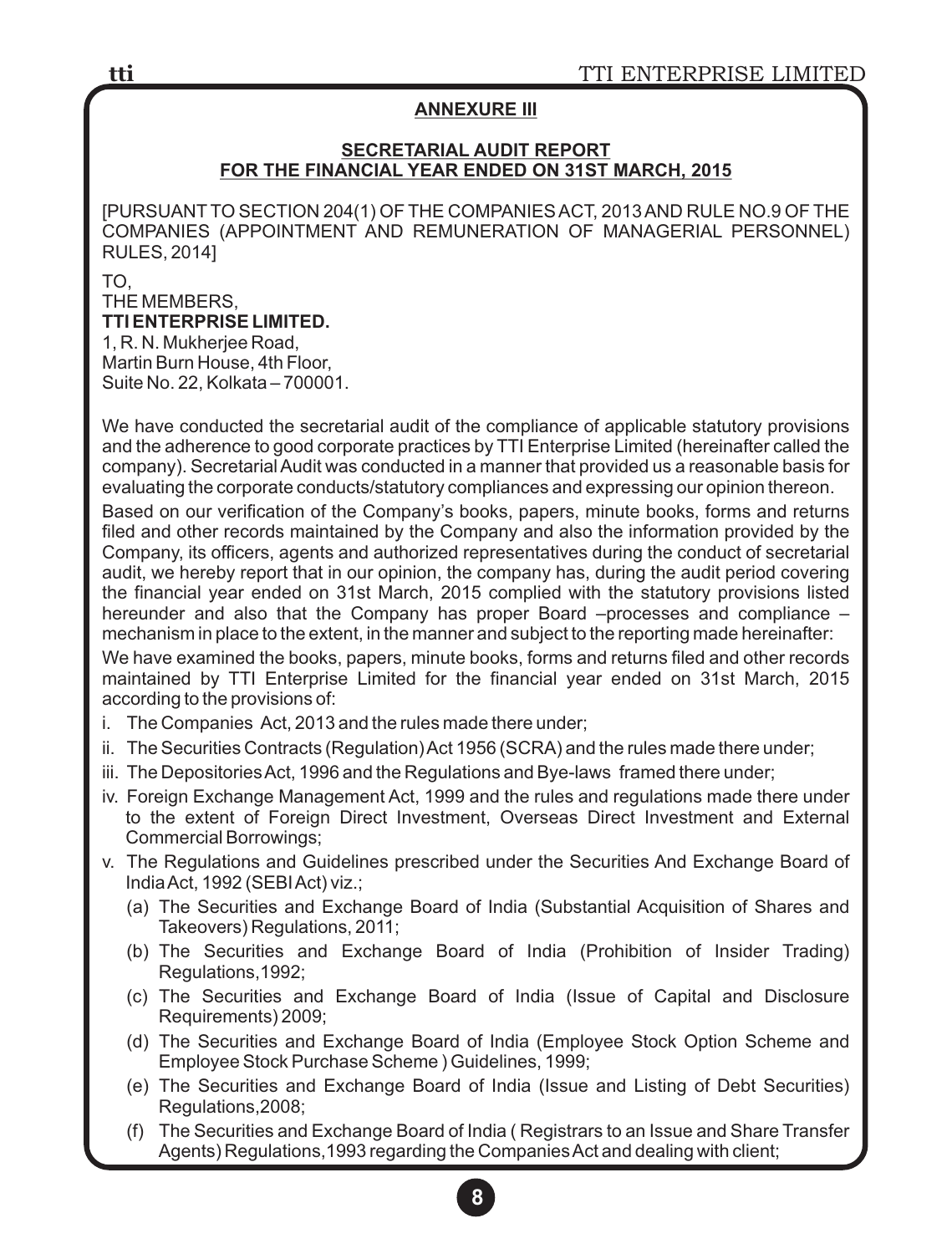## ANNEXURE III

### SECRETARIAL AUDIT REPORT FOR THE FINANCIAL YEAR ENDED ON 31ST MARCH, 2015

[PURSUANT TO SECTION 204(1) OF THE COMPANIES ACT, 2013 AND RULE NO.9 OF THE COMPANIES (APPOINTMENT AND REMUNERATION OF MANAGERIAL PERSONNEL) RULES, 2014]

TO,
THE MEMBERS,
**TTI ENTERPRISE LIMITED.**
1, R. N. Mukherjee Road,
Martin Burn House, 4th Floor,
Suite No. 22, Kolkata – 700001.

We have conducted the secretarial audit of the compliance of applicable statutory provisions and the adherence to good corporate practices by TTI Enterprise Limited (hereinafter called the company). Secretarial Audit was conducted in a manner that provided us a reasonable basis for evaluating the corporate conducts/statutory compliances and expressing our opinion thereon.

Based on our verification of the Company's books, papers, minute books, forms and returns filed and other records maintained by the Company and also the information provided by the Company, its officers, agents and authorized representatives during the conduct of secretarial audit, we hereby report that in our opinion, the company has, during the audit period covering the financial year ended on 31st March, 2015 complied with the statutory provisions listed hereunder and also that the Company has proper Board –processes and compliance – mechanism in place to the extent, in the manner and subject to the reporting made hereinafter:

We have examined the books, papers, minute books, forms and returns filed and other records maintained by TTI Enterprise Limited for the financial year ended on 31st March, 2015 according to the provisions of:

i. The Companies Act, 2013 and the rules made there under;

ii. The Securities Contracts (Regulation) Act 1956 (SCRA) and the rules made there under;

iii. The Depositories Act, 1996 and the Regulations and Bye-laws framed there under;

iv. Foreign Exchange Management Act, 1999 and the rules and regulations made there under to the extent of Foreign Direct Investment, Overseas Direct Investment and External Commercial Borrowings;

v. The Regulations and Guidelines prescribed under the Securities And Exchange Board of India Act, 1992 (SEBI Act) viz.;

   (a) The Securities and Exchange Board of India (Substantial Acquisition of Shares and Takeovers) Regulations, 2011;

   (b) The Securities and Exchange Board of India (Prohibition of Insider Trading) Regulations,1992;

   (c) The Securities and Exchange Board of India (Issue of Capital and Disclosure Requirements) 2009;

   (d) The Securities and Exchange Board of India (Employee Stock Option Scheme and Employee Stock Purchase Scheme ) Guidelines, 1999;

   (e) The Securities and Exchange Board of India (Issue and Listing of Debt Securities) Regulations,2008;

   (f) The Securities and Exchange Board of India ( Registrars to an Issue and Share Transfer Agents) Regulations,1993 regarding the Companies Act and dealing with client;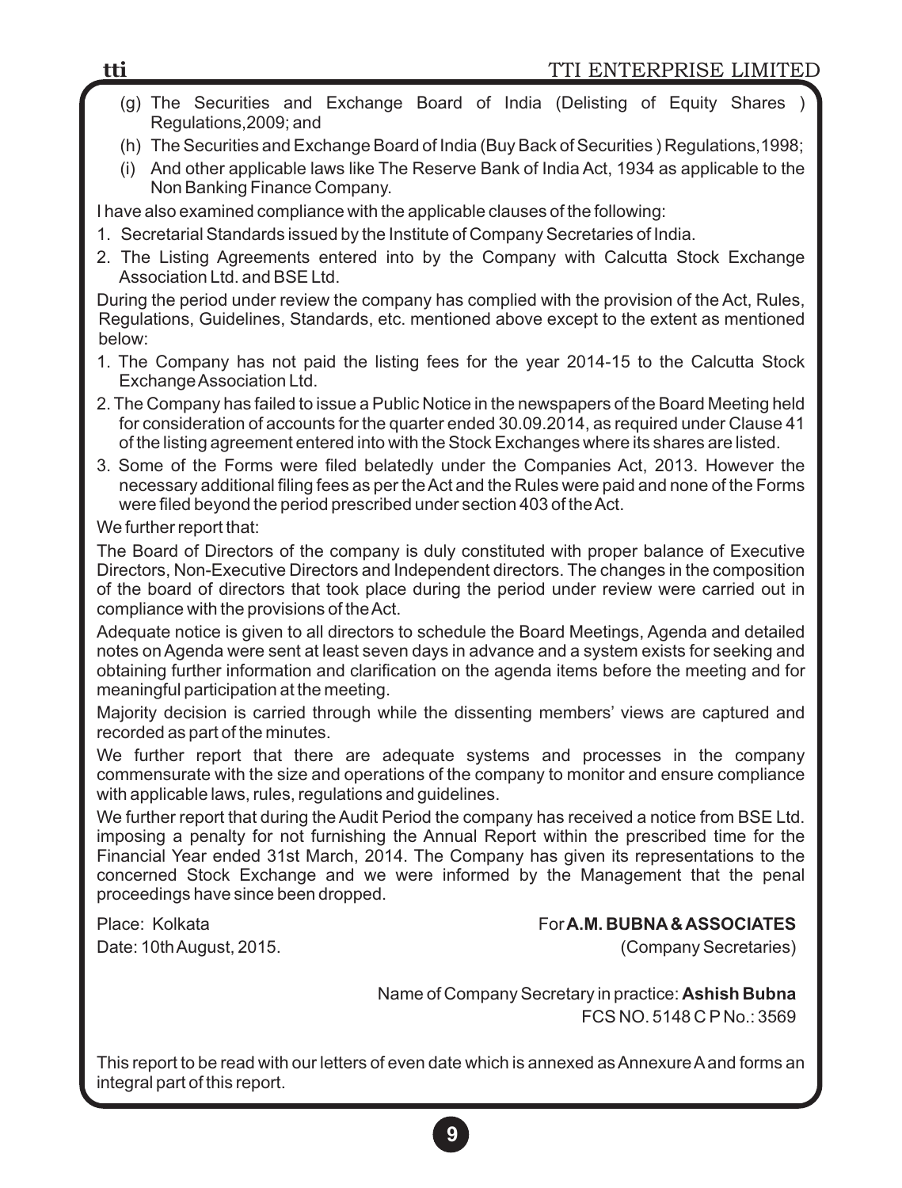(g) The Securities and Exchange Board of India (Delisting of Equity Shares ) Regulations,2009; and

(h) The Securities and Exchange Board of India (Buy Back of Securities ) Regulations,1998;

(i) And other applicable laws like The Reserve Bank of India Act, 1934 as applicable to the Non Banking Finance Company.

I have also examined compliance with the applicable clauses of the following:

1. Secretarial Standards issued by the Institute of Company Secretaries of India.
2. The Listing Agreements entered into by the Company with Calcutta Stock Exchange Association Ltd. and BSE Ltd.

During the period under review the company has complied with the provision of the Act, Rules, Regulations, Guidelines, Standards, etc. mentioned above except to the extent as mentioned below:

1. The Company has not paid the listing fees for the year 2014-15 to the Calcutta Stock Exchange Association Ltd.
2. The Company has failed to issue a Public Notice in the newspapers of the Board Meeting held for consideration of accounts for the quarter ended 30.09.2014, as required under Clause 41 of the listing agreement entered into with the Stock Exchanges where its shares are listed.
3. Some of the Forms were filed belatedly under the Companies Act, 2013. However the necessary additional filing fees as per the Act and the Rules were paid and none of the Forms were filed beyond the period prescribed under section 403 of the Act.

We further report that:

The Board of Directors of the company is duly constituted with proper balance of Executive Directors, Non-Executive Directors and Independent directors. The changes in the composition of the board of directors that took place during the period under review were carried out in compliance with the provisions of the Act.

Adequate notice is given to all directors to schedule the Board Meetings, Agenda and detailed notes on Agenda were sent at least seven days in advance and a system exists for seeking and obtaining further information and clarification on the agenda items before the meeting and for meaningful participation at the meeting.

Majority decision is carried through while the dissenting members' views are captured and recorded as part of the minutes.

We further report that there are adequate systems and processes in the company commensurate with the size and operations of the company to monitor and ensure compliance with applicable laws, rules, regulations and guidelines.

We further report that during the Audit Period the company has received a notice from BSE Ltd. imposing a penalty for not furnishing the Annual Report within the prescribed time for the Financial Year ended 31st March, 2014. The Company has given its representations to the concerned Stock Exchange and we were informed by the Management that the penal proceedings have since been dropped.

Place: Kolkata

Date: 10th August, 2015.

For **A.M. BUBNA & ASSOCIATES**

(Company Secretaries)

Name of Company Secretary in practice: **Ashish Bubna**

FCS NO. 5148 C P No.: 3569

This report to be read with our letters of even date which is annexed as Annexure A and forms an integral part of this report.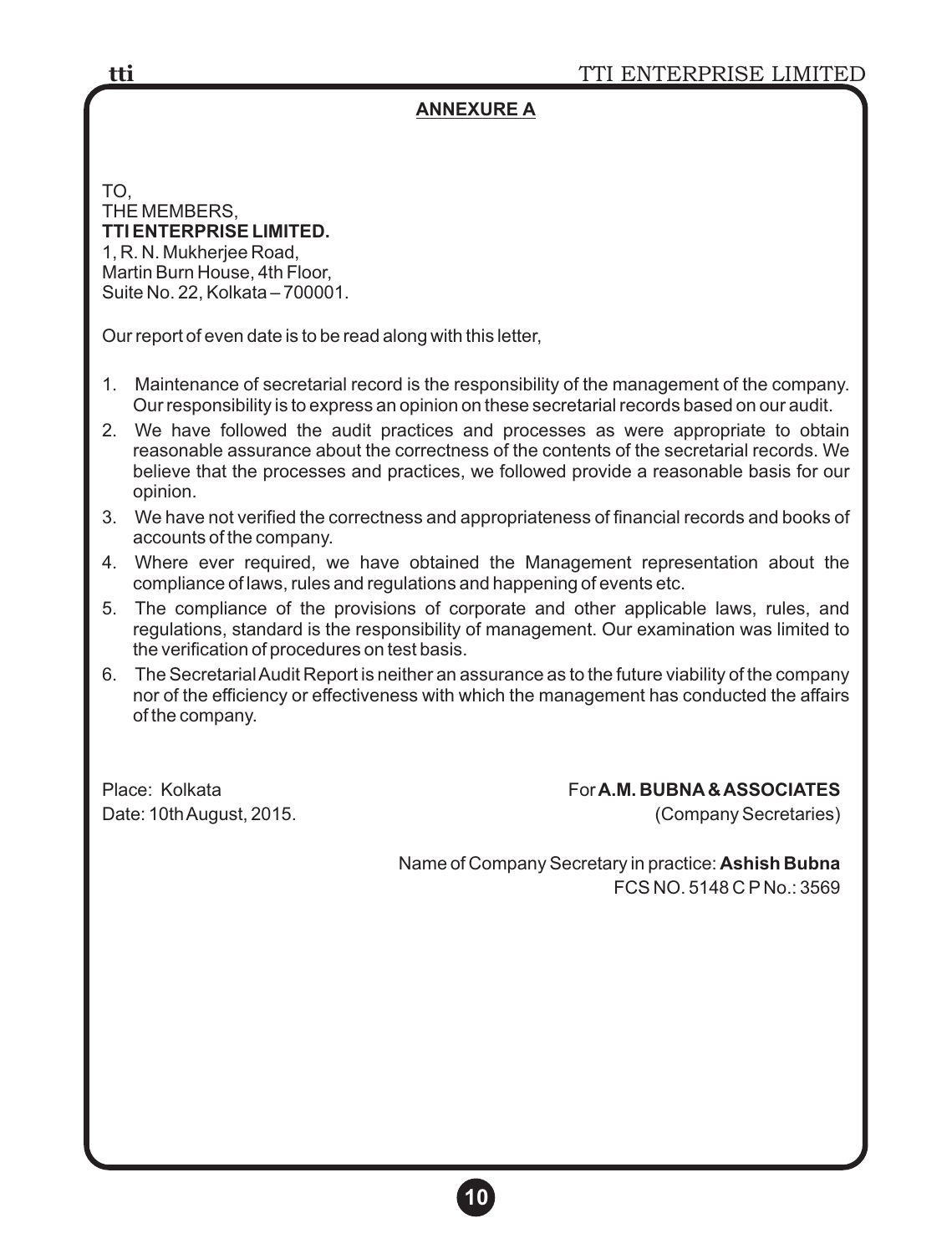## ANNEXURE A

TO,
THE MEMBERS,
**TTI ENTERPRISE LIMITED.**
1, R. N. Mukherjee Road,
Martin Burn House, 4th Floor,
Suite No. 22, Kolkata – 700001.

Our report of even date is to be read along with this letter,

1. Maintenance of secretarial record is the responsibility of the management of the company. Our responsibility is to express an opinion on these secretarial records based on our audit.
2. We have followed the audit practices and processes as were appropriate to obtain reasonable assurance about the correctness of the contents of the secretarial records. We believe that the processes and practices, we followed provide a reasonable basis for our opinion.
3. We have not verified the correctness and appropriateness of financial records and books of accounts of the company.
4. Where ever required, we have obtained the Management representation about the compliance of laws, rules and regulations and happening of events etc.
5. The compliance of the provisions of corporate and other applicable laws, rules, and regulations, standard is the responsibility of management. Our examination was limited to the verification of procedures on test basis.
6. The Secretarial Audit Report is neither an assurance as to the future viability of the company nor of the efficiency or effectiveness with which the management has conducted the affairs of the company.

Place: Kolkata
Date: 10th August, 2015.

For **A.M. BUBNA & ASSOCIATES**
(Company Secretaries)

Name of Company Secretary in practice: **Ashish Bubna**
FCS NO. 5148 C P No.: 3569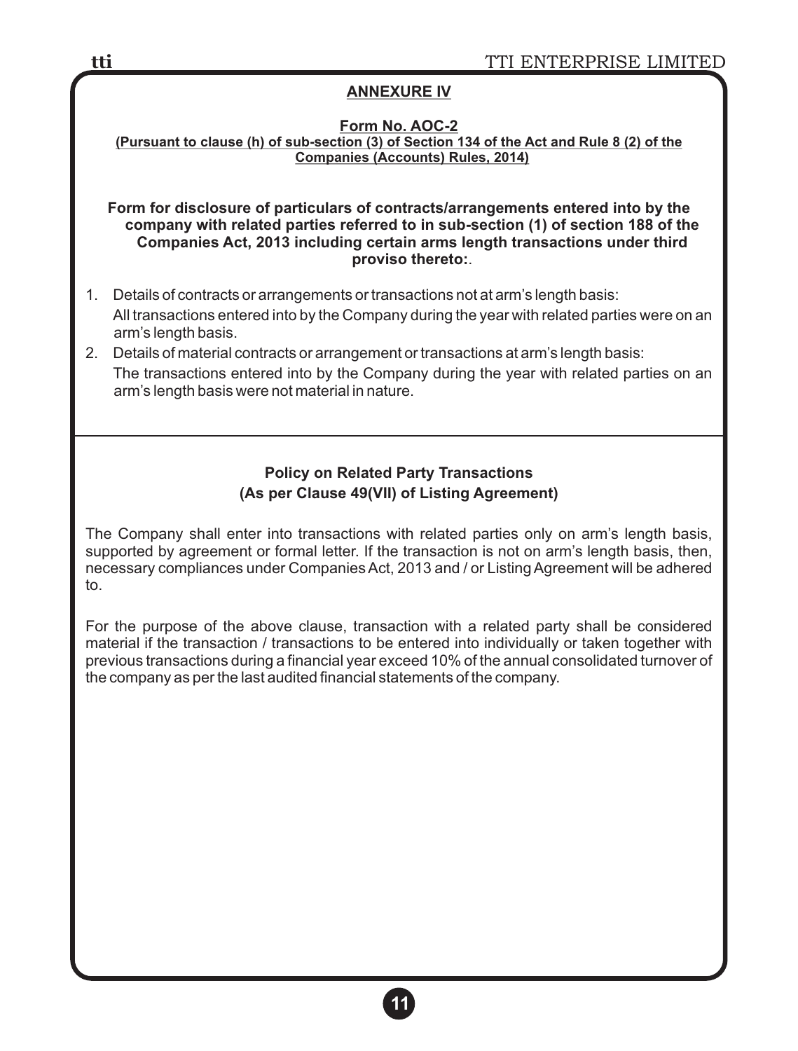## ANNEXURE IV

**Form No. AOC-2**

**(Pursuant to clause (h) of sub-section (3) of Section 134 of the Act and Rule 8 (2) of the Companies (Accounts) Rules, 2014)**

**Form for disclosure of particulars of contracts/arrangements entered into by the company with related parties referred to in sub-section (1) of section 188 of the Companies Act, 2013 including certain arms length transactions under third proviso thereto:**.

1. Details of contracts or arrangements or transactions not at arm's length basis:
   All transactions entered into by the Company during the year with related parties were on an arm's length basis.
2. Details of material contracts or arrangement or transactions at arm's length basis:
   The transactions entered into by the Company during the year with related parties on an arm's length basis were not material in nature.

---

### Policy on Related Party Transactions
### (As per Clause 49(VII) of Listing Agreement)

The Company shall enter into transactions with related parties only on arm's length basis, supported by agreement or formal letter. If the transaction is not on arm's length basis, then, necessary compliances under Companies Act, 2013 and / or Listing Agreement will be adhered to.

For the purpose of the above clause, transaction with a related party shall be considered material if the transaction / transactions to be entered into individually or taken together with previous transactions during a financial year exceed 10% of the annual consolidated turnover of the company as per the last audited financial statements of the company.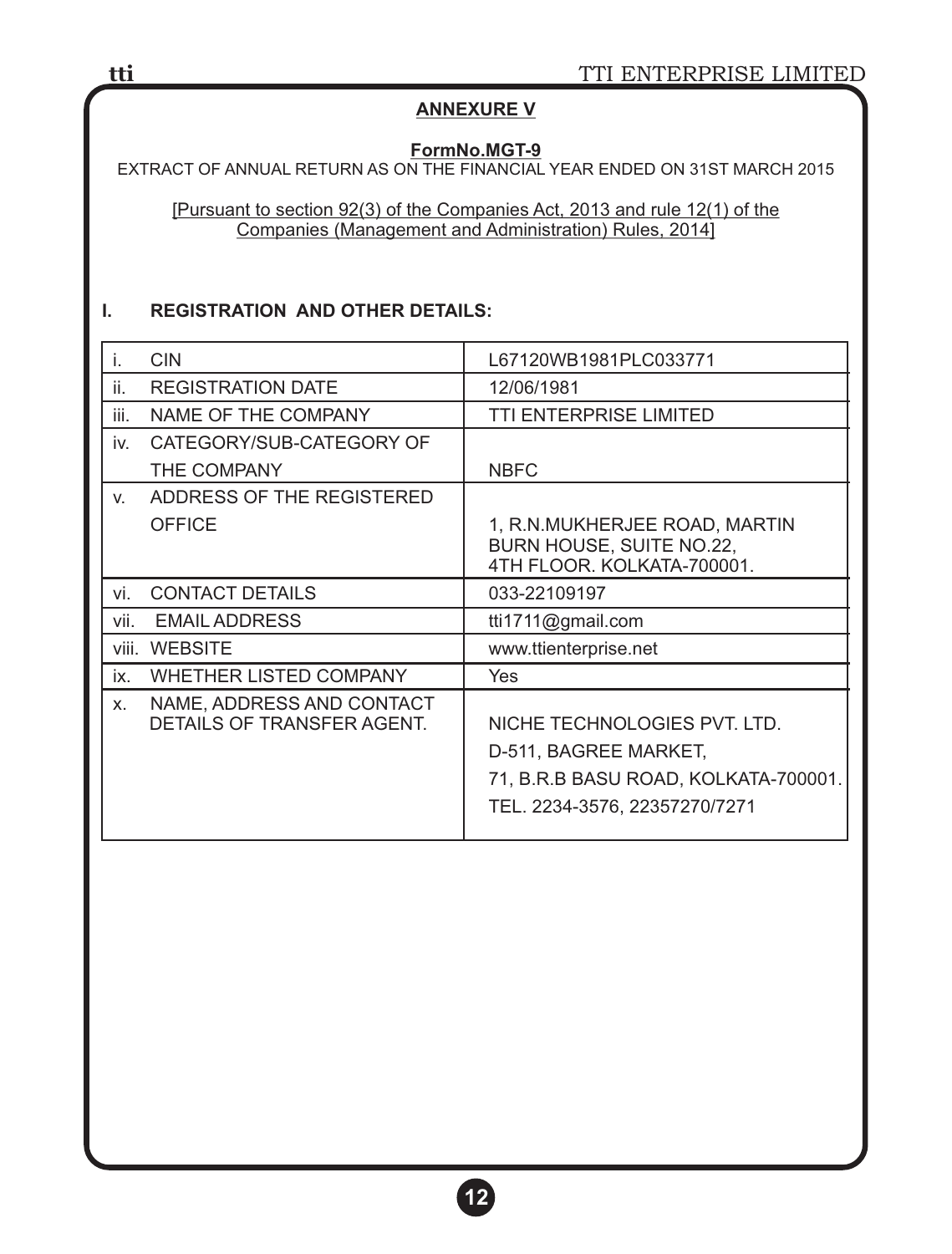## ANNEXURE V

**FormNo.MGT-9**

EXTRACT OF ANNUAL RETURN AS ON THE FINANCIAL YEAR ENDED ON 31ST MARCH 2015

[Pursuant to section 92(3) of the Companies Act, 2013 and rule 12(1) of the Companies (Management and Administration) Rules, 2014]

### I. REGISTRATION AND OTHER DETAILS:

| | | |
|---|---|---|
| i. | CIN | L67120WB1981PLC033771 |
| ii. | REGISTRATION DATE | 12/06/1981 |
| iii. | NAME OF THE COMPANY | TTI ENTERPRISE LIMITED |
| iv. | CATEGORY/SUB-CATEGORY OF THE COMPANY | NBFC |
| v. | ADDRESS OF THE REGISTERED OFFICE | 1, R.N.MUKHERJEE ROAD, MARTIN BURN HOUSE, SUITE NO.22, 4TH FLOOR. KOLKATA-700001. |
| vi. | CONTACT DETAILS | 033-22109197 |
| vii. | EMAIL ADDRESS | tti1711@gmail.com |
| viii. | WEBSITE | www.ttienterprise.net |
| ix. | WHETHER LISTED COMPANY | Yes |
| x. | NAME, ADDRESS AND CONTACT DETAILS OF TRANSFER AGENT. | NICHE TECHNOLOGIES PVT. LTD. D-511, BAGREE MARKET, 71, B.R.B BASU ROAD, KOLKATA-700001. TEL. 2234-3576, 22357270/7271 |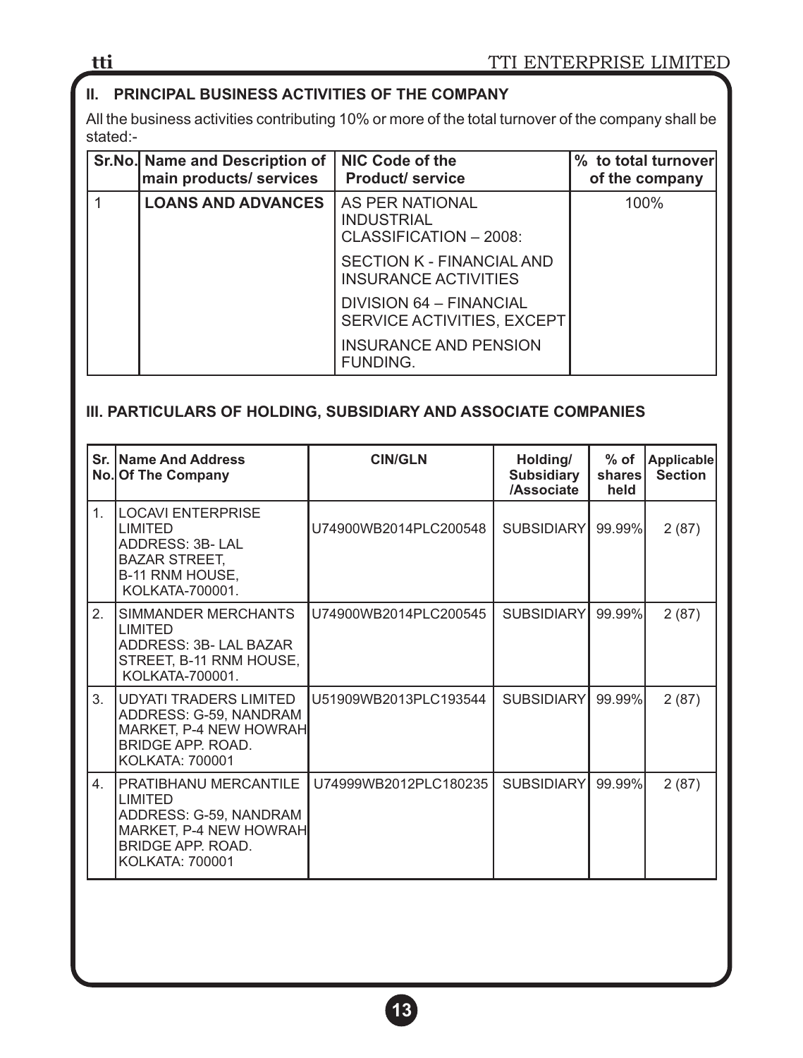## II. PRINCIPAL BUSINESS ACTIVITIES OF THE COMPANY

All the business activities contributing 10% or more of the total turnover of the company shall be stated:-

| Sr.No. | Name and Description of main products/ services | NIC Code of the Product/ service | % to total turnover of the company |
|---|---|---|---|
| 1 | **LOANS AND ADVANCES** | AS PER NATIONAL INDUSTRIAL CLASSIFICATION – 2008: SECTION K - FINANCIAL AND INSURANCE ACTIVITIES DIVISION 64 – FINANCIAL SERVICE ACTIVITIES, EXCEPT INSURANCE AND PENSION FUNDING. | 100% |

## III. PARTICULARS OF HOLDING, SUBSIDIARY AND ASSOCIATE COMPANIES

| Sr. No. | Name And Address Of The Company | CIN/GLN | Holding/ Subsidiary /Associate | % of shares held | Applicable Section |
|---|---|---|---|---|---|
| 1. | LOCAVI ENTERPRISE LIMITED ADDRESS: 3B- LAL BAZAR STREET, B-11 RNM HOUSE, KOLKATA-700001. | U74900WB2014PLC200548 | SUBSIDIARY | 99.99% | 2 (87) |
| 2. | SIMMANDER MERCHANTS LIMITED ADDRESS: 3B- LAL BAZAR STREET, B-11 RNM HOUSE, KOLKATA-700001. | U74900WB2014PLC200545 | SUBSIDIARY | 99.99% | 2 (87) |
| 3. | UDYATI TRADERS LIMITED ADDRESS: G-59, NANDRAM MARKET, P-4 NEW HOWRAH BRIDGE APP. ROAD. KOLKATA: 700001 | U51909WB2013PLC193544 | SUBSIDIARY | 99.99% | 2 (87) |
| 4. | PRATIBHANU MERCANTILE LIMITED ADDRESS: G-59, NANDRAM MARKET, P-4 NEW HOWRAH BRIDGE APP. ROAD. KOLKATA: 700001 | U74999WB2012PLC180235 | SUBSIDIARY | 99.99% | 2 (87) |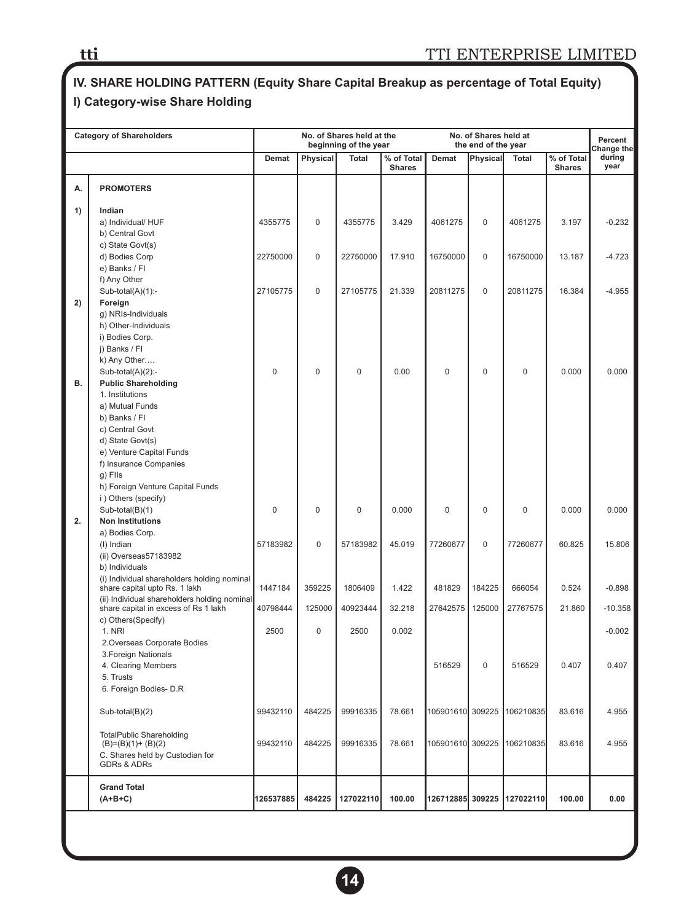## IV. SHARE HOLDING PATTERN (Equity Share Capital Breakup as percentage of Total Equity)

### I) Category-wise Share Holding

| | Category of Shareholders | No. of Shares held at the beginning of the year | | | | No. of Shares held at the end of the year | | | | Percent Change the during year |
|---|---|---|---|---|---|---|---|---|---|---|
| | | Demat | Physical | Total | % of Total Shares | Demat | Physical | Total | % of Total Shares | |
| A. | **PROMOTERS** | | | | | | | | | |
| 1) | **Indian** | | | | | | | | | |
| | a) Individual/ HUF | 4355775 | 0 | 4355775 | 3.429 | 4061275 | 0 | 4061275 | 3.197 | -0.232 |
| | b) Central Govt | | | | | | | | | |
| | c) State Govt(s) | | | | | | | | | |
| | d) Bodies Corp | 22750000 | 0 | 22750000 | 17.910 | 16750000 | 0 | 16750000 | 13.187 | -4.723 |
| | e) Banks / FI | | | | | | | | | |
| | f) Any Other | | | | | | | | | |
| | Sub-total(A)(1):- | 27105775 | 0 | 27105775 | 21.339 | 20811275 | 0 | 20811275 | 16.384 | -4.955 |
| 2) | **Foreign** | | | | | | | | | |
| | g) NRIs-Individuals | | | | | | | | | |
| | h) Other-Individuals | | | | | | | | | |
| | i) Bodies Corp. | | | | | | | | | |
| | j) Banks / FI | | | | | | | | | |
| | k) Any Other…. | | | | | | | | | |
| | Sub-total(A)(2):- | 0 | 0 | 0 | 0.00 | 0 | 0 | 0 | 0.000 | 0.000 |
| B. | **Public Shareholding** | | | | | | | | | |
| | 1. Institutions | | | | | | | | | |
| | a) Mutual Funds | | | | | | | | | |
| | b) Banks / FI | | | | | | | | | |
| | c) Central Govt | | | | | | | | | |
| | d) State Govt(s) | | | | | | | | | |
| | e) Venture Capital Funds | | | | | | | | | |
| | f) Insurance Companies | | | | | | | | | |
| | g) FIIs | | | | | | | | | |
| | h) Foreign Venture Capital Funds | | | | | | | | | |
| | i ) Others (specify) | | | | | | | | | |
| | Sub-total(B)(1) | 0 | 0 | 0 | 0.000 | 0 | 0 | 0 | 0.000 | 0.000 |
| 2. | **Non Institutions** | | | | | | | | | |
| | a) Bodies Corp. | | | | | | | | | |
| | (I) Indian | 57183982 | 0 | 57183982 | 45.019 | 77260677 | 0 | 77260677 | 60.825 | 15.806 |
| | (ii) Overseas57183982 | | | | | | | | | |
| | b) Individuals | | | | | | | | | |
| | (i) Individual shareholders holding nominal share capital upto Rs. 1 lakh | 1447184 | 359225 | 1806409 | 1.422 | 481829 | 184225 | 666054 | 0.524 | -0.898 |
| | (ii) Individual shareholders holding nominal share capital in excess of Rs 1 lakh | 40798444 | 125000 | 40923444 | 32.218 | 27642575 | 125000 | 27767575 | 21.860 | -10.358 |
| | c) Others(Specify) | | | | | | | | | |
| | 1. NRI | 2500 | 0 | 2500 | 0.002 | | | | | -0.002 |
| | 2.Overseas Corporate Bodies | | | | | | | | | |
| | 3.Foreign Nationals | | | | | | | | | |
| | 4. Clearing Members | | | | | 516529 | 0 | 516529 | 0.407 | 0.407 |
| | 5. Trusts | | | | | | | | | |
| | 6. Foreign Bodies- D.R | | | | | | | | | |
| | Sub-total(B)(2) | 99432110 | 484225 | 99916335 | 78.661 | 105901610 | 309225 | 106210835 | 83.616 | 4.955 |
| | TotalPublic Shareholding (B)=(B)(1)+ (B)(2) | 99432110 | 484225 | 99916335 | 78.661 | 105901610 | 309225 | 106210835 | 83.616 | 4.955 |
| | C. Shares held by Custodian for GDRs & ADRs | | | | | | | | | |
| | **Grand Total (A+B+C)** | **126537885** | **484225** | **127022110** | **100.00** | **126712885** | **309225** | **127022110** | **100.00** | **0.00** |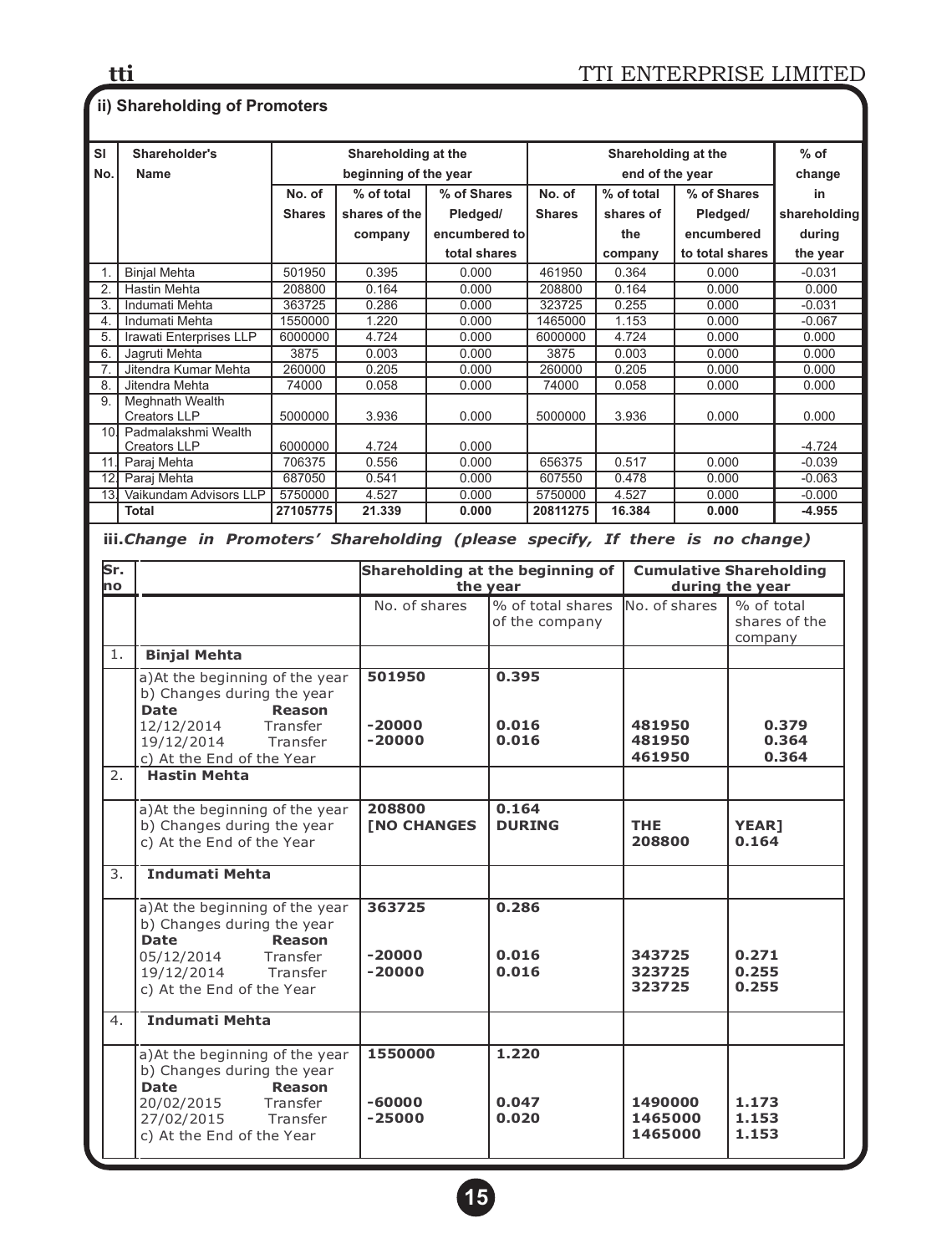## ii) Shareholding of Promoters

| Sl No. | Shareholder's Name | Shareholding at the beginning of the year | | | Shareholding at the end of the year | | | % of change in shareholding during the year |
|---|---|---|---|---|---|---|---|---|
| | | No. of Shares | % of total shares of the company | % of Shares Pledged/ encumbered to total shares | No. of Shares | % of total shares of the company | % of Shares Pledged/ encumbered to total shares | |
| 1. | Binjal Mehta | 501950 | 0.395 | 0.000 | 461950 | 0.364 | 0.000 | -0.031 |
| 2. | Hastin Mehta | 208800 | 0.164 | 0.000 | 208800 | 0.164 | 0.000 | 0.000 |
| 3. | Indumati Mehta | 363725 | 0.286 | 0.000 | 323725 | 0.255 | 0.000 | -0.031 |
| 4. | Indumati Mehta | 1550000 | 1.220 | 0.000 | 1465000 | 1.153 | 0.000 | -0.067 |
| 5. | Irawati Enterprises LLP | 6000000 | 4.724 | 0.000 | 6000000 | 4.724 | 0.000 | 0.000 |
| 6. | Jagruti Mehta | 3875 | 0.003 | 0.000 | 3875 | 0.003 | 0.000 | 0.000 |
| 7. | Jitendra Kumar Mehta | 260000 | 0.205 | 0.000 | 260000 | 0.205 | 0.000 | 0.000 |
| 8. | Jitendra Mehta | 74000 | 0.058 | 0.000 | 74000 | 0.058 | 0.000 | 0.000 |
| 9. | Meghnath Wealth Creators LLP | 5000000 | 3.936 | 0.000 | 5000000 | 3.936 | 0.000 | 0.000 |
| 10. | Padmalakshmi Wealth Creators LLP | 6000000 | 4.724 | 0.000 | | | | -4.724 |
| 11. | Paraj Mehta | 706375 | 0.556 | 0.000 | 656375 | 0.517 | 0.000 | -0.039 |
| 12. | Paraj Mehta | 687050 | 0.541 | 0.000 | 607550 | 0.478 | 0.000 | -0.063 |
| 13. | Vaikundam Advisors LLP | 5750000 | 4.527 | 0.000 | 5750000 | 4.527 | 0.000 | -0.000 |
| | **Total** | **27105775** | **21.339** | **0.000** | **20811275** | **16.384** | **0.000** | **-4.955** |

### iii. *Change in Promoters' Shareholding (please specify, If there is no change)*

| Sr. no | | Shareholding at the beginning of the year | | Cumulative Shareholding during the year | |
|---|---|---|---|---|---|
| | | No. of shares | % of total shares of the company | No. of shares | % of total shares of the company |
| 1. | **Binjal Mehta** | | | | |
| | a)At the beginning of the year<br>b) Changes during the year<br>**Date** **Reason**<br>12/12/2014 Transfer<br>19/12/2014 Transfer<br>c) At the End of the Year | **501950**<br><br><br>**-20000**<br>**-20000** | **0.395**<br><br><br>**0.016**<br>**0.016** | <br><br><br>**481950**<br>**481950**<br>**461950** | <br><br><br>**0.379**<br>**0.364**<br>**0.364** |
| 2. | **Hastin Mehta** | | | | |
| | a)At the beginning of the year<br>b) Changes during the year<br>c) At the End of the Year | **208800**<br>**[NO CHANGES** | **0.164**<br>**DURING** | <br>**THE**<br>**208800** | <br>**YEAR]**<br>**0.164** |
| 3. | **Indumati Mehta** | | | | |
| | a)At the beginning of the year<br>b) Changes during the year<br>**Date** **Reason**<br>05/12/2014 Transfer<br>19/12/2014 Transfer<br>c) At the End of the Year | **363725**<br><br><br>**-20000**<br>**-20000** | **0.286**<br><br><br>**0.016**<br>**0.016** | <br><br><br>**343725**<br>**323725**<br>**323725** | <br><br><br>**0.271**<br>**0.255**<br>**0.255** |
| 4. | **Indumati Mehta** | | | | |
| | a)At the beginning of the year<br>b) Changes during the year<br>**Date** **Reason**<br>20/02/2015 Transfer<br>27/02/2015 Transfer<br>c) At the End of the Year | **1550000**<br><br><br>**-60000**<br>**-25000** | **1.220**<br><br><br>**0.047**<br>**0.020** | <br><br><br>**1490000**<br>**1465000**<br>**1465000** | <br><br><br>**1.173**<br>**1.153**<br>**1.153** |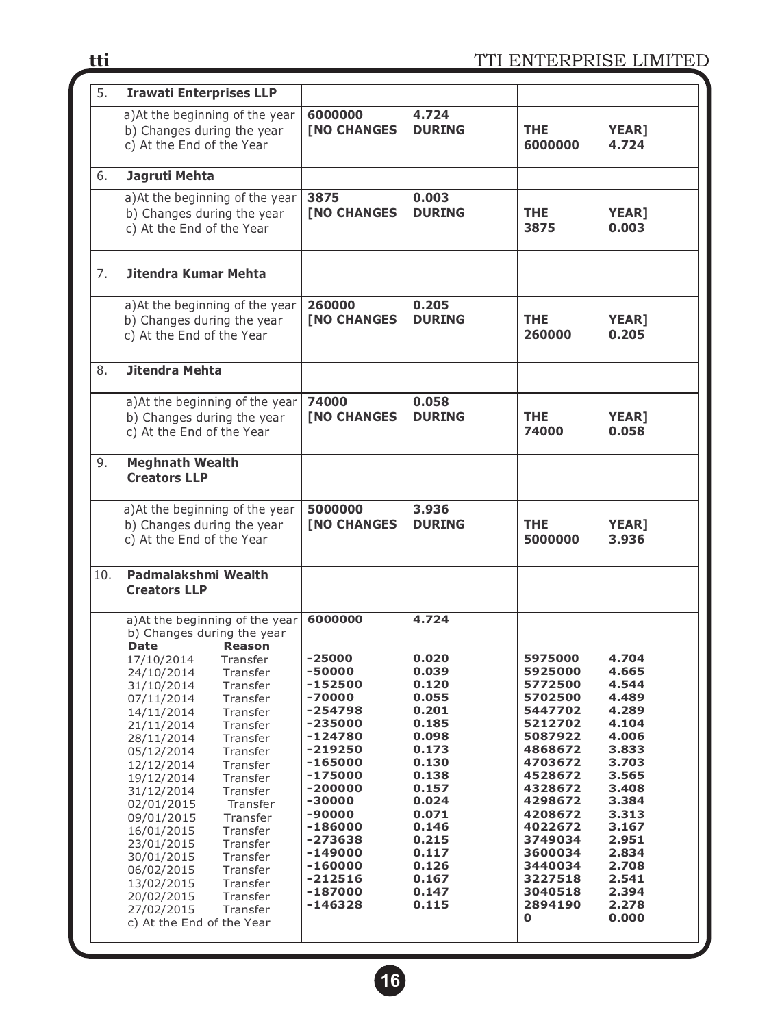| 5. | **Irawati Enterprises LLP** | | | | |
|---|---|---|---|---|---|
| | a)At the beginning of the year<br>b) Changes during the year<br>c) At the End of the Year | **6000000**<br>**[NO CHANGES** | **4.724**<br>**DURING** | **THE**<br>**6000000** | **YEAR]**<br>**4.724** |
| 6. | **Jagruti Mehta** | | | | |
| | a)At the beginning of the year<br>b) Changes during the year<br>c) At the End of the Year | **3875**<br>**[NO CHANGES** | **0.003**<br>**DURING** | **THE**<br>**3875** | **YEAR]**<br>**0.003** |
| 7. | **Jitendra Kumar Mehta** | | | | |
| | a)At the beginning of the year<br>b) Changes during the year<br>c) At the End of the Year | **260000**<br>**[NO CHANGES** | **0.205**<br>**DURING** | **THE**<br>**260000** | **YEAR]**<br>**0.205** |
| 8. | **Jitendra Mehta** | | | | |
| | a)At the beginning of the year<br>b) Changes during the year<br>c) At the End of the Year | **74000**<br>**[NO CHANGES** | **0.058**<br>**DURING** | **THE**<br>**74000** | **YEAR]**<br>**0.058** |
| 9. | **Meghnath Wealth Creators LLP** | | | | |
| | a)At the beginning of the year<br>b) Changes during the year<br>c) At the End of the Year | **5000000**<br>**[NO CHANGES** | **3.936**<br>**DURING** | **THE**<br>**5000000** | **YEAR]**<br>**3.936** |
| 10. | **Padmalakshmi Wealth Creators LLP** | | | | |
| | a)At the beginning of the year | **6000000** | **4.724** | | |
| | b) Changes during the year | | | | |
| | **Date** **Reason** | | | | |
| | 17/10/2014 Transfer | **-25000** | **0.020** | **5975000** | **4.704** |
| | 24/10/2014 Transfer | **-50000** | **0.039** | **5925000** | **4.665** |
| | 31/10/2014 Transfer | **-152500** | **0.120** | **5772500** | **4.544** |
| | 07/11/2014 Transfer | **-70000** | **0.055** | **5702500** | **4.489** |
| | 14/11/2014 Transfer | **-254798** | **0.201** | **5447702** | **4.289** |
| | 21/11/2014 Transfer | **-235000** | **0.185** | **5212702** | **4.104** |
| | 28/11/2014 Transfer | **-124780** | **0.098** | **5087922** | **4.006** |
| | 05/12/2014 Transfer | **-219250** | **0.173** | **4868672** | **3.833** |
| | 12/12/2014 Transfer | **-165000** | **0.130** | **4703672** | **3.703** |
| | 19/12/2014 Transfer | **-175000** | **0.138** | **4528672** | **3.565** |
| | 31/12/2014 Transfer | **-200000** | **0.157** | **4328672** | **3.408** |
| | 02/01/2015 Transfer | **-30000** | **0.024** | **4298672** | **3.384** |
| | 09/01/2015 Transfer | **-90000** | **0.071** | **4208672** | **3.313** |
| | 16/01/2015 Transfer | **-186000** | **0.146** | **4022672** | **3.167** |
| | 23/01/2015 Transfer | **-273638** | **0.215** | **3749034** | **2.951** |
| | 30/01/2015 Transfer | **-149000** | **0.117** | **3600034** | **2.834** |
| | 06/02/2015 Transfer | **-160000** | **0.126** | **3440034** | **2.708** |
| | 13/02/2015 Transfer | **-212516** | **0.167** | **3227518** | **2.541** |
| | 20/02/2015 Transfer | **-187000** | **0.147** | **3040518** | **2.394** |
| | 27/02/2015 Transfer | **-146328** | **0.115** | **2894190** | **2.278** |
| | c) At the End of the Year | | | **0** | **0.000** |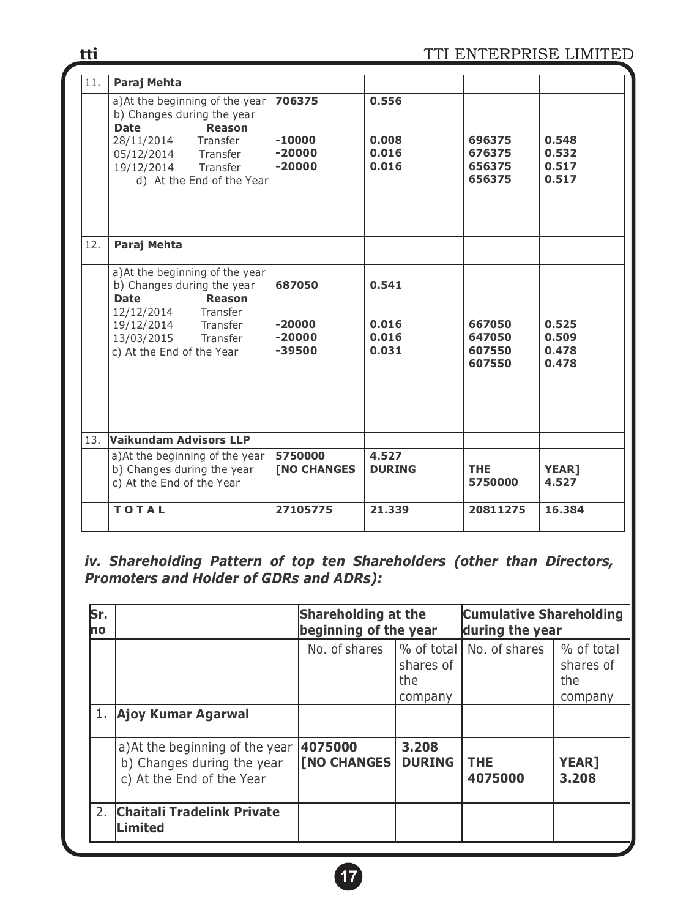| 11. | **Paraj Mehta** | | | | |
|---|---|---|---|---|---|
| | a)At the beginning of the year | **706375** | **0.556** | | |
| | b) Changes during the year | | | | |
| | **Date** **Reason** | | | | |
| | 28/11/2014 Transfer | **-10000** | **0.008** | **696375** | **0.548** |
| | 05/12/2014 Transfer | **-20000** | **0.016** | **676375** | **0.532** |
| | 19/12/2014 Transfer | **-20000** | **0.016** | **656375** | **0.517** |
| | d) At the End of the Year | | | **656375** | **0.517** |
| 12. | **Paraj Mehta** | | | | |
| | a)At the beginning of the year | | | | |
| | b) Changes during the year | **687050** | **0.541** | | |
| | **Date** **Reason** | | | | |
| | 12/12/2014 Transfer | | | | |
| | 19/12/2014 Transfer | **-20000** | **0.016** | **667050** | **0.525** |
| | 13/03/2015 Transfer | **-20000** | **0.016** | **647050** | **0.509** |
| | c) At the End of the Year | **-39500** | **0.031** | **607550** | **0.478** |
| | | | | **607550** | **0.478** |
| 13. | **Vaikundam Advisors LLP** | | | | |
| | a)At the beginning of the year | **5750000** | **4.527** | | |
| | b) Changes during the year | **[NO CHANGES** | **DURING** | **THE** | **YEAR]** |
| | c) At the End of the Year | | | **5750000** | **4.527** |
| | **T O T A L** | **27105775** | **21.339** | **20811275** | **16.384** |

***iv. Shareholding Pattern of top ten Shareholders (other than Directors, Promoters and Holder of GDRs and ADRs):***

| Sr. no | | Shareholding at the beginning of the year | | Cumulative Shareholding during the year | |
|---|---|---|---|---|---|
| | | No. of shares | % of total shares of the company | No. of shares | % of total shares of the company |
| 1. | **Ajoy Kumar Agarwal** | | | | |
| | a)At the beginning of the year<br>b) Changes during the year<br>c) At the End of the Year | **4075000**<br>**[NO CHANGES** | **3.208**<br>**DURING** | **THE**<br>**4075000** | **YEAR]**<br>**3.208** |
| 2. | **Chaitali Tradelink Private Limited** | | | | |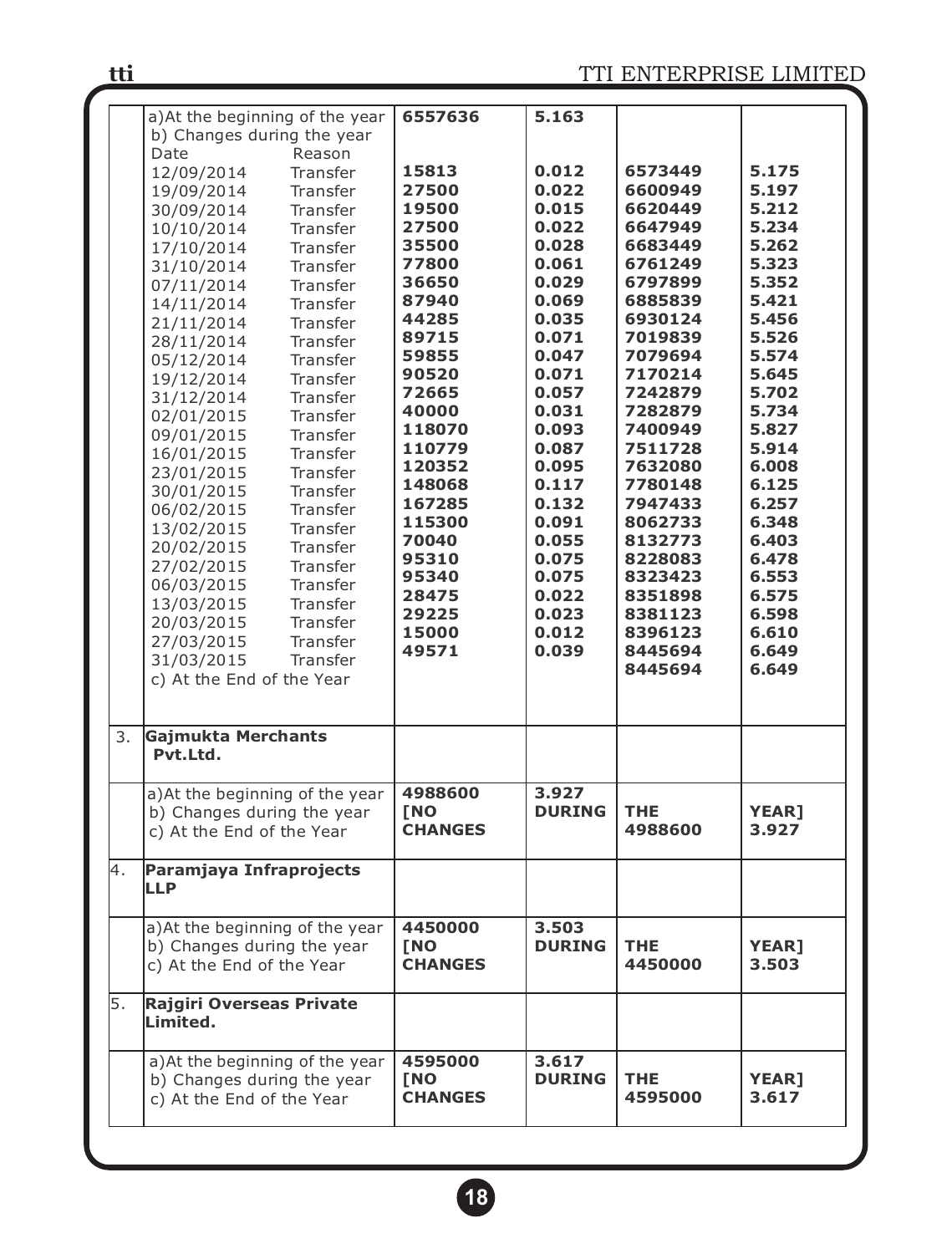| | | | | | |
|---|---|---|---|---|---|
| | a)At the beginning of the year | **6557636** | **5.163** | | |
| | b) Changes during the year | | | | |
| | Date Reason | | | | |
| | 12/09/2014 Transfer | **15813** | **0.012** | **6573449** | **5.175** |
| | 19/09/2014 Transfer | **27500** | **0.022** | **6600949** | **5.197** |
| | 30/09/2014 Transfer | **19500** | **0.015** | **6620449** | **5.212** |
| | 10/10/2014 Transfer | **27500** | **0.022** | **6647949** | **5.234** |
| | 17/10/2014 Transfer | **35500** | **0.028** | **6683449** | **5.262** |
| | 31/10/2014 Transfer | **77800** | **0.061** | **6761249** | **5.323** |
| | 07/11/2014 Transfer | **36650** | **0.029** | **6797899** | **5.352** |
| | 14/11/2014 Transfer | **87940** | **0.069** | **6885839** | **5.421** |
| | 21/11/2014 Transfer | **44285** | **0.035** | **6930124** | **5.456** |
| | 28/11/2014 Transfer | **89715** | **0.071** | **7019839** | **5.526** |
| | 05/12/2014 Transfer | **59855** | **0.047** | **7079694** | **5.574** |
| | 19/12/2014 Transfer | **90520** | **0.071** | **7170214** | **5.645** |
| | 31/12/2014 Transfer | **72665** | **0.057** | **7242879** | **5.702** |
| | 02/01/2015 Transfer | **40000** | **0.031** | **7282879** | **5.734** |
| | 09/01/2015 Transfer | **118070** | **0.093** | **7400949** | **5.827** |
| | 16/01/2015 Transfer | **110779** | **0.087** | **7511728** | **5.914** |
| | 23/01/2015 Transfer | **120352** | **0.095** | **7632080** | **6.008** |
| | 30/01/2015 Transfer | **148068** | **0.117** | **7780148** | **6.125** |
| | 06/02/2015 Transfer | **167285** | **0.132** | **7947433** | **6.257** |
| | 13/02/2015 Transfer | **115300** | **0.091** | **8062733** | **6.348** |
| | 20/02/2015 Transfer | **70040** | **0.055** | **8132773** | **6.403** |
| | 27/02/2015 Transfer | **95310** | **0.075** | **8228083** | **6.478** |
| | 06/03/2015 Transfer | **95340** | **0.075** | **8323423** | **6.553** |
| | 13/03/2015 Transfer | **28475** | **0.022** | **8351898** | **6.575** |
| | 20/03/2015 Transfer | **29225** | **0.023** | **8381123** | **6.598** |
| | 27/03/2015 Transfer | **15000** | **0.012** | **8396123** | **6.610** |
| | 31/03/2015 Transfer | **49571** | **0.039** | **8445694** | **6.649** |
| | c) At the End of the Year | | | **8445694** | **6.649** |
| 3. | **Gajmukta Merchants Pvt.Ltd.** | | | | |
| | a)At the beginning of the year | **4988600** | **3.927** | | |
| | b) Changes during the year | **[NO CHANGES** | **DURING** | **THE** | **YEAR]** |
| | c) At the End of the Year | | | **4988600** | **3.927** |
| 4. | **Paramjaya Infraprojects LLP** | | | | |
| | a)At the beginning of the year | **4450000** | **3.503** | | |
| | b) Changes during the year | **[NO CHANGES** | **DURING** | **THE** | **YEAR]** |
| | c) At the End of the Year | | | **4450000** | **3.503** |
| 5. | **Rajgiri Overseas Private Limited.** | | | | |
| | a)At the beginning of the year | **4595000** | **3.617** | | |
| | b) Changes during the year | **[NO CHANGES** | **DURING** | **THE** | **YEAR]** |
| | c) At the End of the Year | | | **4595000** | **3.617** |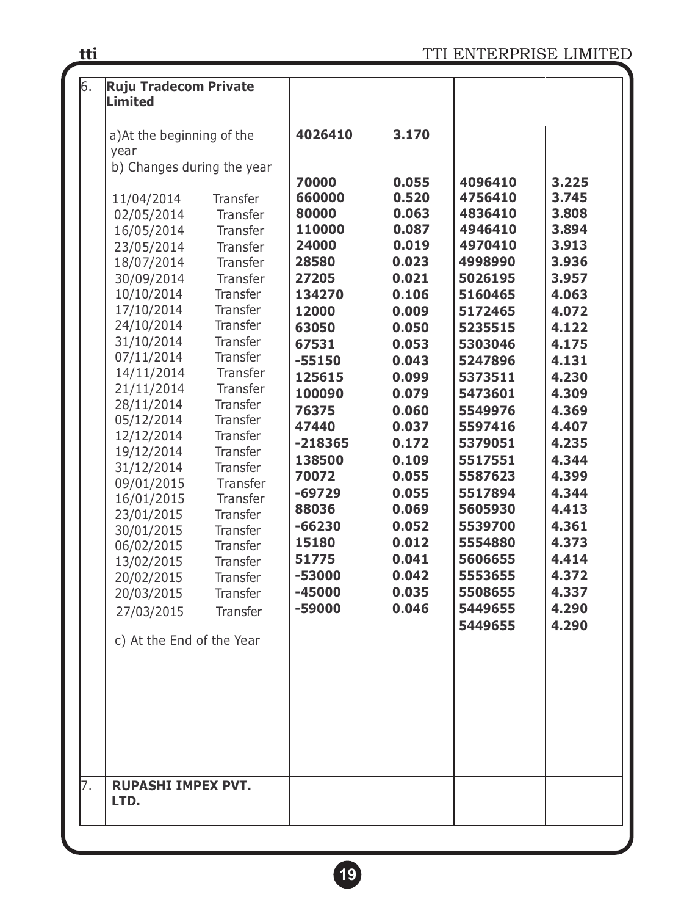| | | | | | |
|---|---|---|---|---|---|
| 6. | **Ruju Tradecom Private Limited** | | | | |
| | a)At the beginning of the year | **4026410** | **3.170** | | |
| | b) Changes during the year | | | | |
| | 11/04/2014 Transfer | **70000** | **0.055** | **4096410** | **3.225** |
| | 02/05/2014 Transfer | **660000** | **0.520** | **4756410** | **3.745** |
| | 16/05/2014 Transfer | **80000** | **0.063** | **4836410** | **3.808** |
| | 23/05/2014 Transfer | **110000** | **0.087** | **4946410** | **3.894** |
| | 18/07/2014 Transfer | **24000** | **0.019** | **4970410** | **3.913** |
| | 30/09/2014 Transfer | **28580** | **0.023** | **4998990** | **3.936** |
| | 10/10/2014 Transfer | **27205** | **0.021** | **5026195** | **3.957** |
| | 17/10/2014 Transfer | **134270** | **0.106** | **5160465** | **4.063** |
| | 24/10/2014 Transfer | **12000** | **0.009** | **5172465** | **4.072** |
| | 31/10/2014 Transfer | **63050** | **0.050** | **5235515** | **4.122** |
| | 07/11/2014 Transfer | **67531** | **0.053** | **5303046** | **4.175** |
| | 14/11/2014 Transfer | **-55150** | **0.043** | **5247896** | **4.131** |
| | 21/11/2014 Transfer | **125615** | **0.099** | **5373511** | **4.230** |
| | 28/11/2014 Transfer | **100090** | **0.079** | **5473601** | **4.309** |
| | 05/12/2014 Transfer | **76375** | **0.060** | **5549976** | **4.369** |
| | 12/12/2014 Transfer | **47440** | **0.037** | **5597416** | **4.407** |
| | 19/12/2014 Transfer | **-218365** | **0.172** | **5379051** | **4.235** |
| | 31/12/2014 Transfer | **138500** | **0.109** | **5517551** | **4.344** |
| | 09/01/2015 Transfer | **70072** | **0.055** | **5587623** | **4.399** |
| | 16/01/2015 Transfer | **-69729** | **0.055** | **5517894** | **4.344** |
| | 23/01/2015 Transfer | **88036** | **0.069** | **5605930** | **4.413** |
| | 30/01/2015 Transfer | **-66230** | **0.052** | **5539700** | **4.361** |
| | 06/02/2015 Transfer | **15180** | **0.012** | **5554880** | **4.373** |
| | 13/02/2015 Transfer | **51775** | **0.041** | **5606655** | **4.414** |
| | 20/02/2015 Transfer | **-53000** | **0.042** | **5553655** | **4.372** |
| | 20/03/2015 Transfer | **-45000** | **0.035** | **5508655** | **4.337** |
| | 27/03/2015 Transfer | **-59000** | **0.046** | **5449655** | **4.290** |
| | c) At the End of the Year | | | **5449655** | **4.290** |
| 7. | **RUPASHI IMPEX PVT. LTD.** | | | | |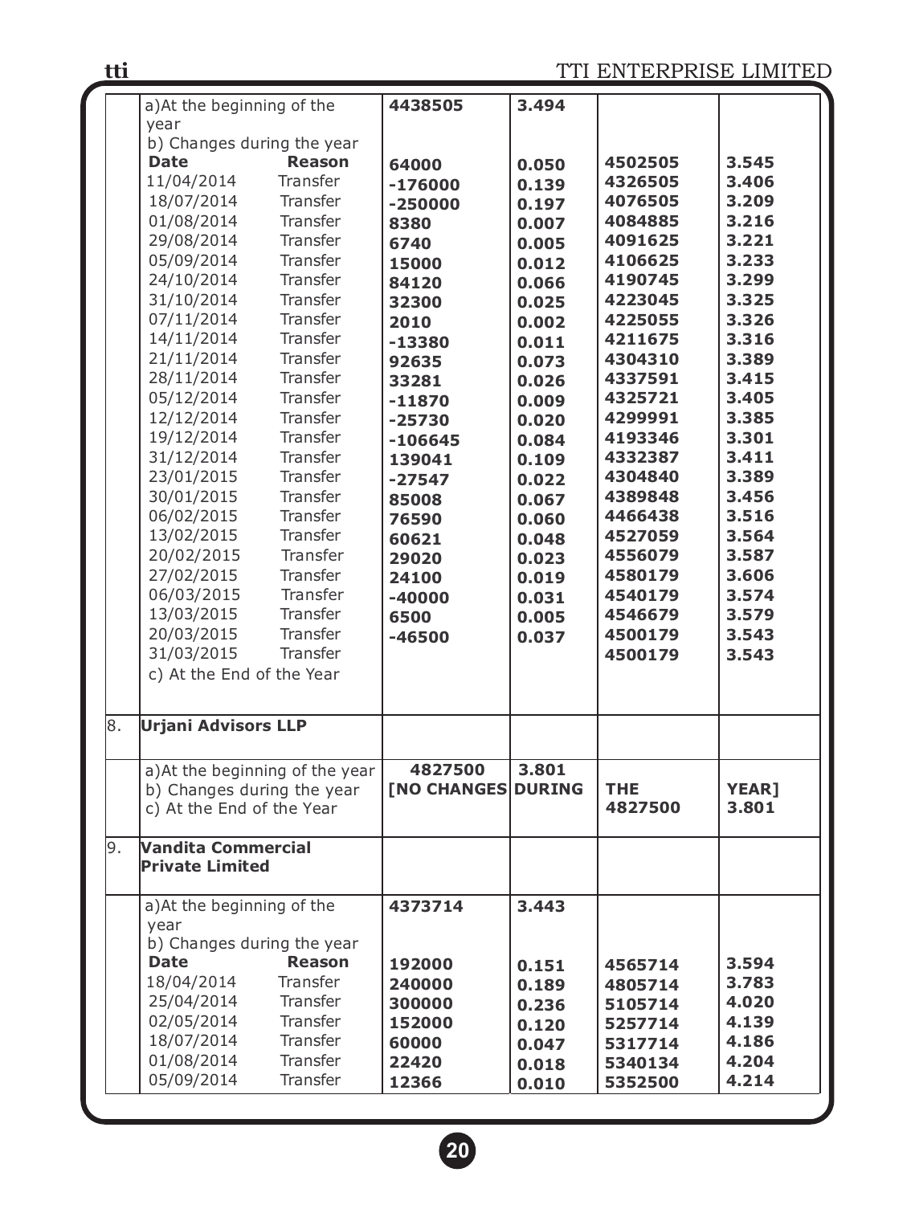| | | | | | |
|---|---|---|---|---|---|
| | a)At the beginning of the year | 4438505 | 3.494 | | |
| | b) Changes during the year | | | | |
| | **Date** **Reason** | | | | |
| | 11/04/2014 Transfer | 64000 | 0.050 | 4502505 | 3.545 |
| | 18/07/2014 Transfer | -176000 | 0.139 | 4326505 | 3.406 |
| | 01/08/2014 Transfer | -250000 | 0.197 | 4076505 | 3.209 |
| | 29/08/2014 Transfer | 8380 | 0.007 | 4084885 | 3.216 |
| | 05/09/2014 Transfer | 6740 | 0.005 | 4091625 | 3.221 |
| | 24/10/2014 Transfer | 15000 | 0.012 | 4106625 | 3.233 |
| | 31/10/2014 Transfer | 84120 | 0.066 | 4190745 | 3.299 |
| | 07/11/2014 Transfer | 32300 | 0.025 | 4223045 | 3.325 |
| | 14/11/2014 Transfer | 2010 | 0.002 | 4225055 | 3.326 |
| | 21/11/2014 Transfer | -13380 | 0.011 | 4211675 | 3.316 |
| | 28/11/2014 Transfer | 92635 | 0.073 | 4304310 | 3.389 |
| | 05/12/2014 Transfer | 33281 | 0.026 | 4337591 | 3.415 |
| | 12/12/2014 Transfer | -11870 | 0.009 | 4325721 | 3.405 |
| | 19/12/2014 Transfer | -25730 | 0.020 | 4299991 | 3.385 |
| | 31/12/2014 Transfer | -106645 | 0.084 | 4193346 | 3.301 |
| | 23/01/2015 Transfer | 139041 | 0.109 | 4332387 | 3.411 |
| | 30/01/2015 Transfer | -27547 | 0.022 | 4304840 | 3.389 |
| | 06/02/2015 Transfer | 85008 | 0.067 | 4389848 | 3.456 |
| | 13/02/2015 Transfer | 76590 | 0.060 | 4466438 | 3.516 |
| | 20/02/2015 Transfer | 60621 | 0.048 | 4527059 | 3.564 |
| | 27/02/2015 Transfer | 29020 | 0.023 | 4556079 | 3.587 |
| | 06/03/2015 Transfer | 24100 | 0.019 | 4580179 | 3.606 |
| | 13/03/2015 Transfer | -40000 | 0.031 | 4540179 | 3.574 |
| | 20/03/2015 Transfer | 6500 | 0.005 | 4546679 | 3.579 |
| | 31/03/2015 Transfer | -46500 | 0.037 | 4500179 | 3.543 |
| | c) At the End of the Year | | | 4500179 | 3.543 |
| 8. | **Urjani Advisors LLP** | | | | |
| | a)At the beginning of the year | 4827500 | 3.801 | | |
| | b) Changes during the year | [NO CHANGES | DURING | THE | YEAR] |
| | c) At the End of the Year | | | 4827500 | 3.801 |
| 9. | **Vandita Commercial Private Limited** | | | | |
| | a)At the beginning of the year | 4373714 | 3.443 | | |
| | b) Changes during the year | | | | |
| | **Date** **Reason** | | | | |
| | 18/04/2014 Transfer | 192000 | 0.151 | 4565714 | 3.594 |
| | 25/04/2014 Transfer | 240000 | 0.189 | 4805714 | 3.783 |
| | 02/05/2014 Transfer | 300000 | 0.236 | 5105714 | 4.020 |
| | 18/07/2014 Transfer | 152000 | 0.120 | 5257714 | 4.139 |
| | 01/08/2014 Transfer | 60000 | 0.047 | 5317714 | 4.186 |
| | 05/09/2014 Transfer | 22420 | 0.018 | 5340134 | 4.204 |
| | | 12366 | 0.010 | 5352500 | 4.214 |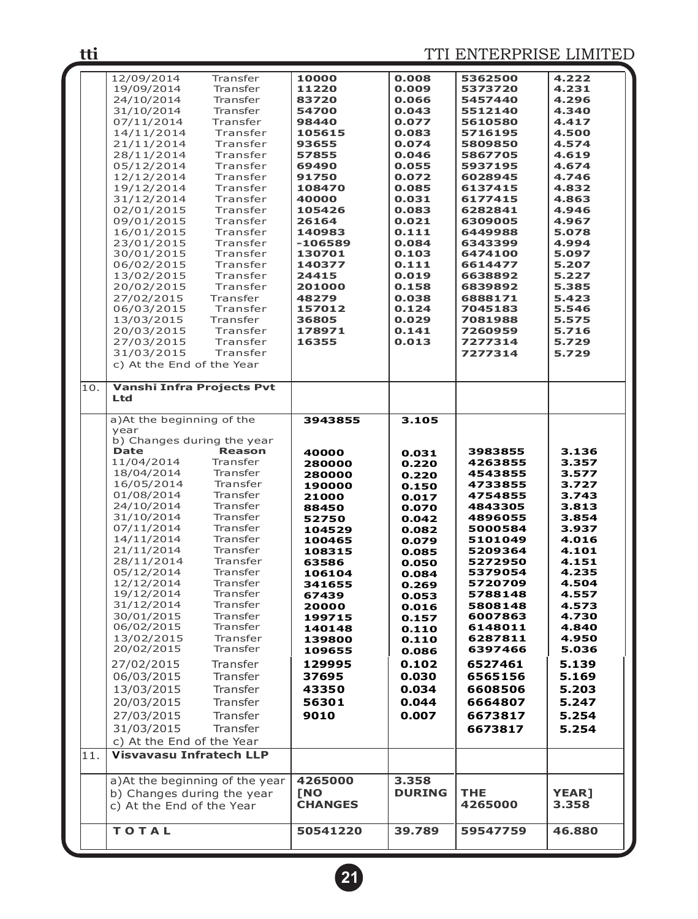| | | | | | |
|---|---|---|---|---|---|
| | 12/09/2014 Transfer | 10000 | 0.008 | 5362500 | 4.222 |
| | 19/09/2014 Transfer | 11220 | 0.009 | 5373720 | 4.231 |
| | 24/10/2014 Transfer | 83720 | 0.066 | 5457440 | 4.296 |
| | 31/10/2014 Transfer | 54700 | 0.043 | 5512140 | 4.340 |
| | 07/11/2014 Transfer | 98440 | 0.077 | 5610580 | 4.417 |
| | 14/11/2014 Transfer | 105615 | 0.083 | 5716195 | 4.500 |
| | 21/11/2014 Transfer | 93655 | 0.074 | 5809850 | 4.574 |
| | 28/11/2014 Transfer | 57855 | 0.046 | 5867705 | 4.619 |
| | 05/12/2014 Transfer | 69490 | 0.055 | 5937195 | 4.674 |
| | 12/12/2014 Transfer | 91750 | 0.072 | 6028945 | 4.746 |
| | 19/12/2014 Transfer | 108470 | 0.085 | 6137415 | 4.832 |
| | 31/12/2014 Transfer | 40000 | 0.031 | 6177415 | 4.863 |
| | 02/01/2015 Transfer | 105426 | 0.083 | 6282841 | 4.946 |
| | 09/01/2015 Transfer | 26164 | 0.021 | 6309005 | 4.967 |
| | 16/01/2015 Transfer | 140983 | 0.111 | 6449988 | 5.078 |
| | 23/01/2015 Transfer | -106589 | 0.084 | 6343399 | 4.994 |
| | 30/01/2015 Transfer | 130701 | 0.103 | 6474100 | 5.097 |
| | 06/02/2015 Transfer | 140377 | 0.111 | 6614477 | 5.207 |
| | 13/02/2015 Transfer | 24415 | 0.019 | 6638892 | 5.227 |
| | 20/02/2015 Transfer | 201000 | 0.158 | 6839892 | 5.385 |
| | 27/02/2015 Transfer | 48279 | 0.038 | 6888171 | 5.423 |
| | 06/03/2015 Transfer | 157012 | 0.124 | 7045183 | 5.546 |
| | 13/03/2015 Transfer | 36805 | 0.029 | 7081988 | 5.575 |
| | 20/03/2015 Transfer | 178971 | 0.141 | 7260959 | 5.716 |
| | 27/03/2015 Transfer | 16355 | 0.013 | 7277314 | 5.729 |
| | 31/03/2015 Transfer | | | 7277314 | 5.729 |
| | c) At the End of the Year | | | | |
| 10. | **Vanshi Infra Projects Pvt Ltd** | | | | |
| | a)At the beginning of the year | 3943855 | 3.105 | | |
| | b) Changes during the year | | | | |
| | **Date Reason** | | | | |
| | 11/04/2014 Transfer | 40000 | 0.031 | 3983855 | 3.136 |
| | 18/04/2014 Transfer | 280000 | 0.220 | 4263855 | 3.357 |
| | 16/05/2014 Transfer | 280000 | 0.220 | 4543855 | 3.577 |
| | 01/08/2014 Transfer | 190000 | 0.150 | 4733855 | 3.727 |
| | 24/10/2014 Transfer | 21000 | 0.017 | 4754855 | 3.743 |
| | 31/10/2014 Transfer | 88450 | 0.070 | 4843305 | 3.813 |
| | 07/11/2014 Transfer | 52750 | 0.042 | 4896055 | 3.854 |
| | 14/11/2014 Transfer | 104529 | 0.082 | 5000584 | 3.937 |
| | 21/11/2014 Transfer | 100465 | 0.079 | 5101049 | 4.016 |
| | 28/11/2014 Transfer | 108315 | 0.085 | 5209364 | 4.101 |
| | 05/12/2014 Transfer | 63586 | 0.050 | 5272950 | 4.151 |
| | 12/12/2014 Transfer | 106104 | 0.084 | 5379054 | 4.235 |
| | 19/12/2014 Transfer | 341655 | 0.269 | 5720709 | 4.504 |
| | 31/12/2014 Transfer | 67439 | 0.053 | 5788148 | 4.557 |
| | 30/01/2015 Transfer | 20000 | 0.016 | 5808148 | 4.573 |
| | 06/02/2015 Transfer | 199715 | 0.157 | 6007863 | 4.730 |
| | 13/02/2015 Transfer | 140148 | 0.110 | 6148011 | 4.840 |
| | 20/02/2015 Transfer | 139800 | 0.110 | 6287811 | 4.950 |
| | | 109655 | 0.086 | 6397466 | 5.036 |
| | 27/02/2015 Transfer | 129995 | 0.102 | 6527461 | 5.139 |
| | 06/03/2015 Transfer | 37695 | 0.030 | 6565156 | 5.169 |
| | 13/03/2015 Transfer | 43350 | 0.034 | 6608506 | 5.203 |
| | 20/03/2015 Transfer | 56301 | 0.044 | 6664807 | 5.247 |
| | 27/03/2015 Transfer | 9010 | 0.007 | 6673817 | 5.254 |
| | 31/03/2015 Transfer | | | 6673817 | 5.254 |
| | c) At the End of the Year | | | | |
| 11. | **Visvavasu Infratech LLP** | | | | |
| | a)At the beginning of the year | 4265000 | 3.358 | | |
| | b) Changes during the year | [NO CHANGES | DURING | THE | YEAR] |
| | c) At the End of the Year | | | 4265000 | 3.358 |
| | **TOTAL** | **50541220** | **39.789** | **59547759** | **46.880** |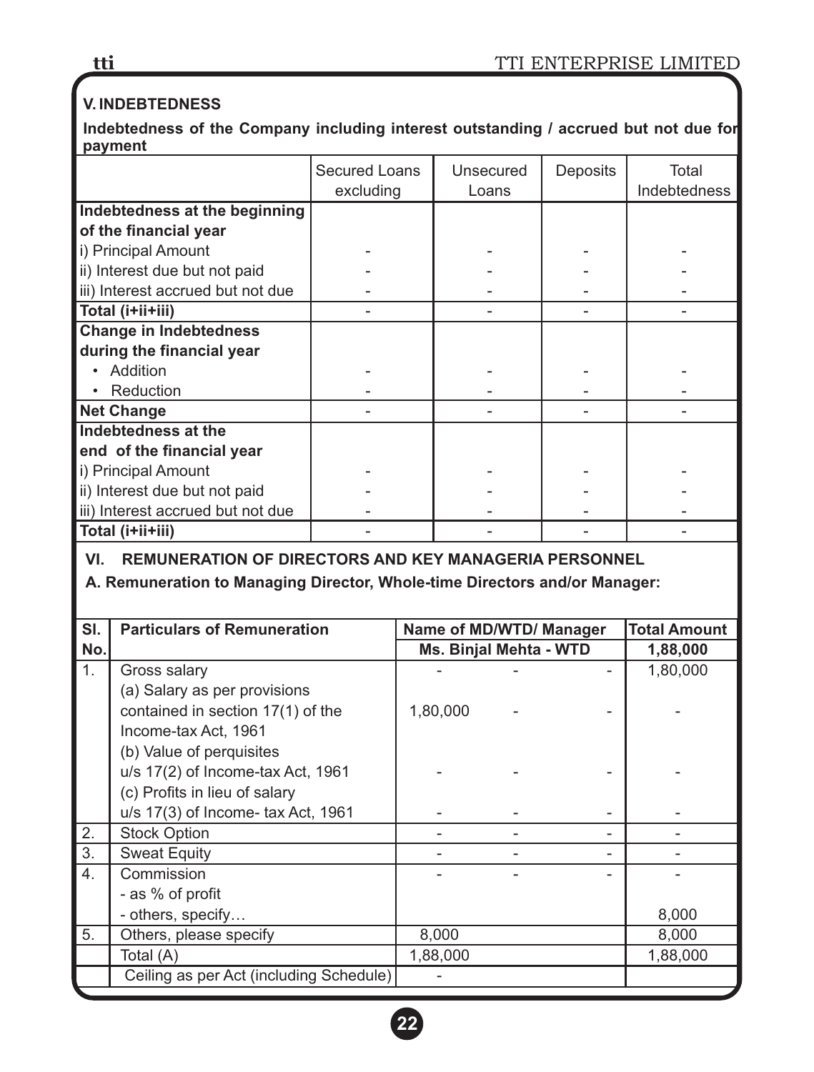## V. INDEBTEDNESS

**Indebtedness of the Company including interest outstanding / accrued but not due for payment**

| | Secured Loans excluding | Unsecured Loans | Deposits | Total Indebtedness |
|---|---|---|---|---|
| **Indebtedness at the beginning of the financial year** | | | | |
| i) Principal Amount | - | - | - | - |
| ii) Interest due but not paid | - | - | - | - |
| iii) Interest accrued but not due | - | - | - | - |
| **Total (i+ii+iii)** | - | - | - | - |
| **Change in Indebtedness during the financial year** | | | | |
| • Addition | - | - | - | - |
| • Reduction | - | - | - | - |
| **Net Change** | - | - | - | - |
| **Indebtedness at the end of the financial year** | | | | |
| i) Principal Amount | - | - | - | - |
| ii) Interest due but not paid | - | - | - | - |
| iii) Interest accrued but not due | - | - | - | - |
| **Total (i+ii+iii)** | - | - | - | - |

## VI. REMUNERATION OF DIRECTORS AND KEY MANAGERIA PERSONNEL

**A. Remuneration to Managing Director, Whole-time Directors and/or Manager:**

| Sl. No. | Particulars of Remuneration | Name of MD/WTD/ Manager | | | Total Amount |
|---|---|---|---|---|---|
| | | **Ms. Binjal Mehta - WTD** | | | **1,88,000** |
| 1. | Gross salary | - | - | - | 1,80,000 |
| | (a) Salary as per provisions contained in section 17(1) of the Income-tax Act, 1961 | 1,80,000 | - | - | - |
| | (b) Value of perquisites u/s 17(2) of Income-tax Act, 1961 | - | - | - | - |
| | (c) Profits in lieu of salary u/s 17(3) of Income- tax Act, 1961 | - | - | - | - |
| 2. | Stock Option | - | - | - | - |
| 3. | Sweat Equity | - | - | - | - |
| 4. | Commission<br>- as % of profit<br>- others, specify… | - | - | - | -<br><br>8,000 |
| 5. | Others, please specify | 8,000 | | | 8,000 |
| | Total (A) | 1,88,000 | | | 1,88,000 |
| | Ceiling as per Act (including Schedule) | - | | | |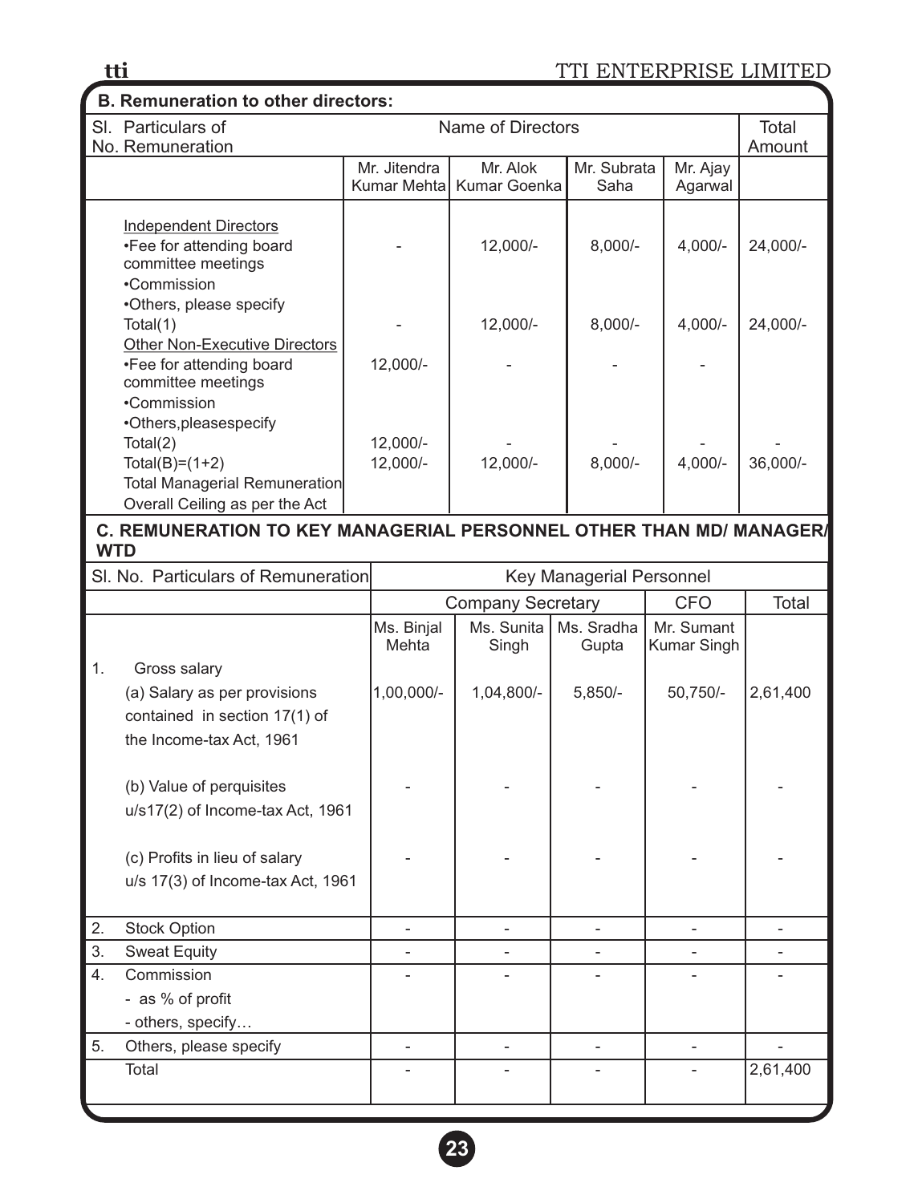## B. Remuneration to other directors:

| Sl. No. | Particulars of Remuneration | Name of Directors | | | | Total Amount |
|---|---|---|---|---|---|---|
| | | Mr. Jitendra Kumar Mehta | Mr. Alok Kumar Goenka | Mr. Subrata Saha | Mr. Ajay Agarwal | |
| | Independent Directors | | | | | |
| | •Fee for attending board committee meetings | - | 12,000/- | 8,000/- | 4,000/- | 24,000/- |
| | •Commission | | | | | |
| | •Others, please specify | | | | | |
| | Total(1) | - | 12,000/- | 8,000/- | 4,000/- | 24,000/- |
| | Other Non-Executive Directors | | | | | |
| | •Fee for attending board committee meetings | 12,000/- | - | - | - | |
| | •Commission | | | | | |
| | •Others,pleasespecify | | | | | |
| | Total(2) | 12,000/- | - | - | - | - |
| | Total(B)=(1+2) | 12,000/- | 12,000/- | 8,000/- | 4,000/- | 36,000/- |
| | Total Managerial Remuneration | | | | | |
| | Overall Ceiling as per the Act | | | | | |

## C. REMUNERATION TO KEY MANAGERIAL PERSONNEL OTHER THAN MD/ MANAGER/ WTD

| Sl. No. | Particulars of Remuneration | Key Managerial Personnel | | | | |
|---|---|---|---|---|---|---|
| | | Company Secretary | | | CFO | Total |
| | | Ms. Binjal Mehta | Ms. Sunita Singh | Ms. Sradha Gupta | Mr. Sumant Kumar Singh | |
| 1. | Gross salary | | | | | |
| | (a) Salary as per provisions contained in section 17(1) of the Income-tax Act, 1961 | 1,00,000/- | 1,04,800/- | 5,850/- | 50,750/- | 2,61,400 |
| | (b) Value of perquisites u/s17(2) of Income-tax Act, 1961 | - | - | - | - | - |
| | (c) Profits in lieu of salary u/s 17(3) of Income-tax Act, 1961 | - | - | - | - | - |
| 2. | Stock Option | - | - | - | - | - |
| 3. | Sweat Equity | - | - | - | - | - |
| 4. | Commission<br>- as % of profit<br>- others, specify… | - | - | - | - | - |
| 5. | Others, please specify | - | - | - | - | - |
| | Total | - | - | - | - | 2,61,400 |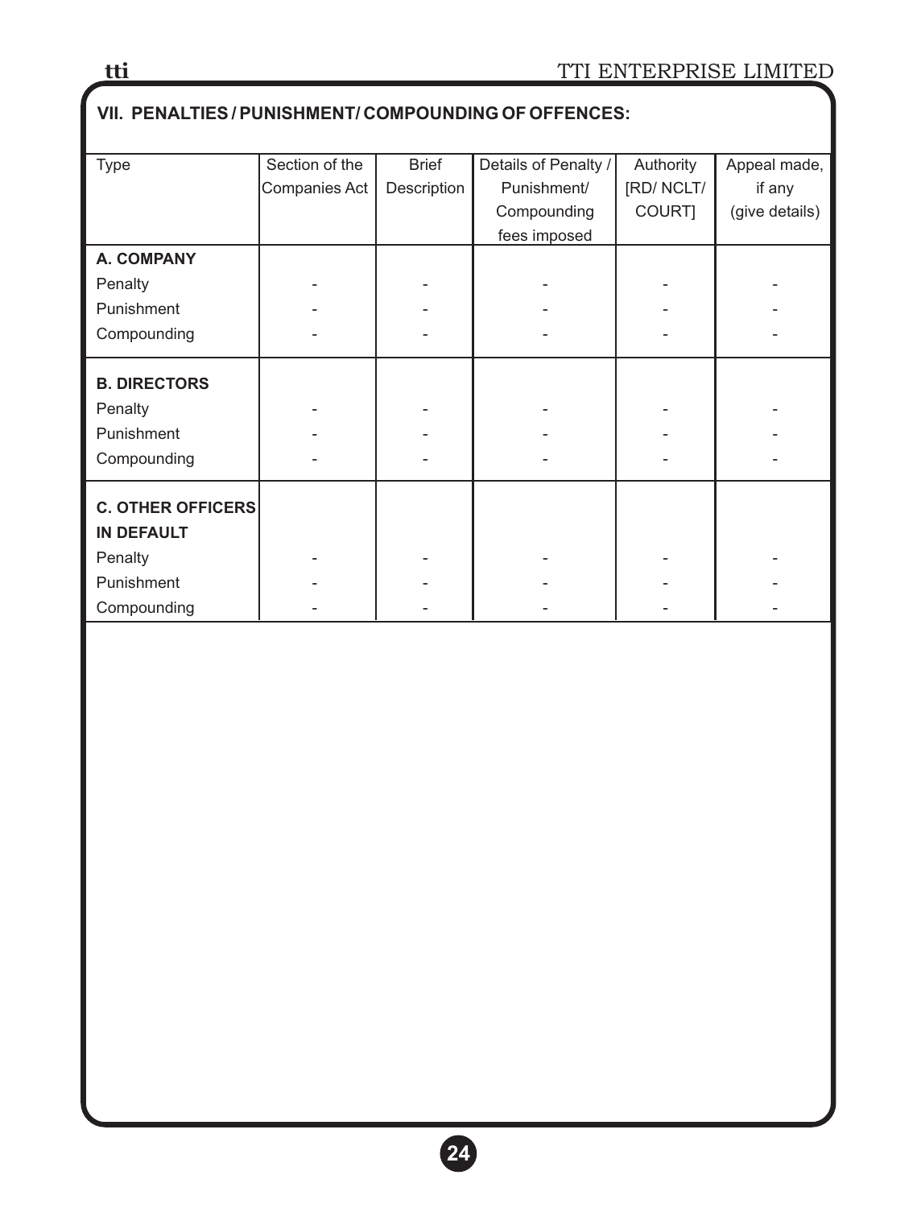## VII. PENALTIES / PUNISHMENT/ COMPOUNDING OF OFFENCES:

| Type | Section of the Companies Act | Brief Description | Details of Penalty / Punishment/ Compounding fees imposed | Authority [RD/ NCLT/ COURT] | Appeal made, if any (give details) |
|---|---|---|---|---|---|
| **A. COMPANY** | | | | | |
| Penalty | - | - | - | - | - |
| Punishment | - | - | - | - | - |
| Compounding | - | - | - | - | - |
| **B. DIRECTORS** | | | | | |
| Penalty | - | - | - | - | - |
| Punishment | - | - | - | - | - |
| Compounding | - | - | - | - | - |
| **C. OTHER OFFICERS IN DEFAULT** | | | | | |
| Penalty | - | - | - | - | - |
| Punishment | - | - | - | - | - |
| Compounding | - | - | - | - | - |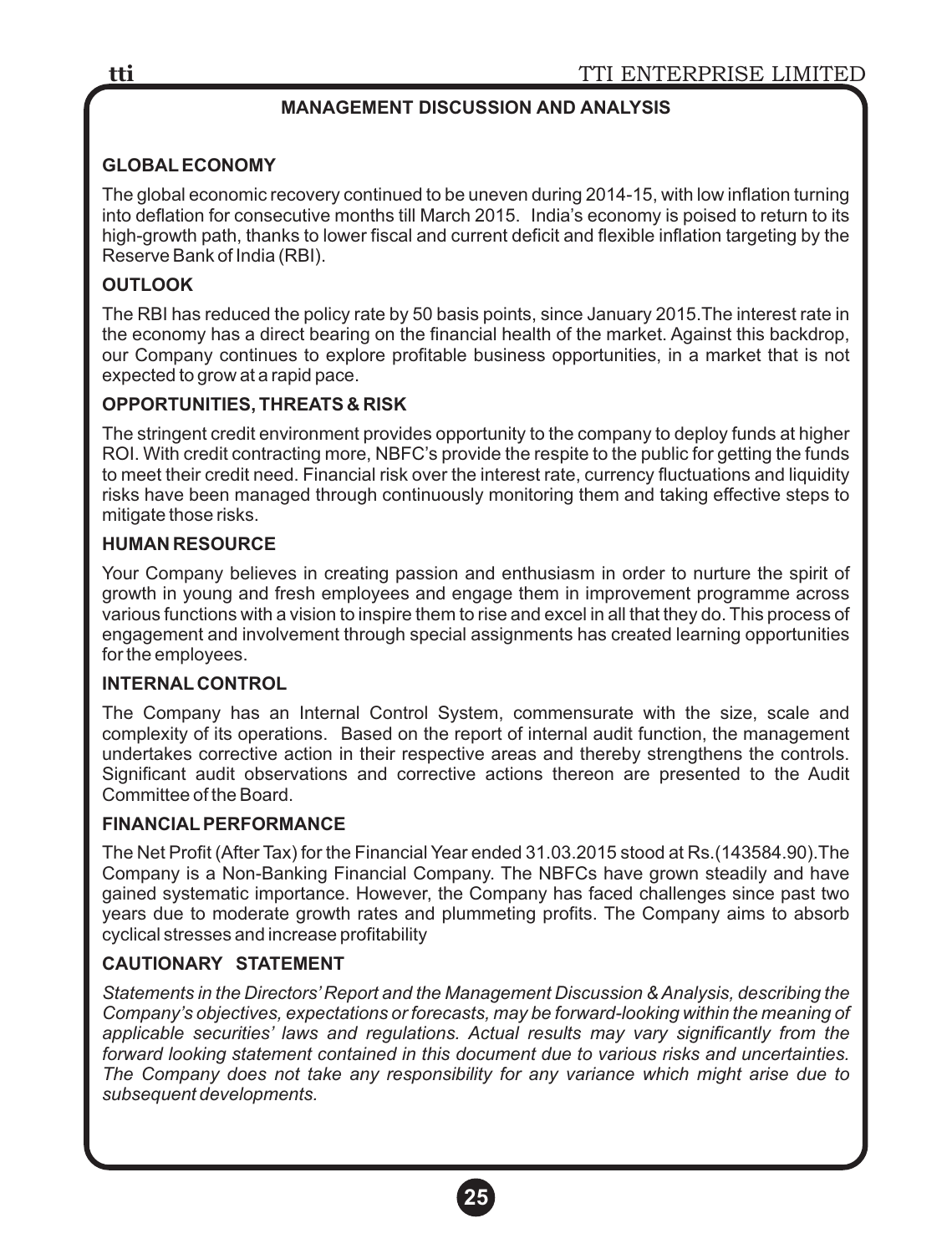## MANAGEMENT DISCUSSION AND ANALYSIS

### GLOBAL ECONOMY

The global economic recovery continued to be uneven during 2014-15, with low inflation turning into deflation for consecutive months till March 2015. India's economy is poised to return to its high-growth path, thanks to lower fiscal and current deficit and flexible inflation targeting by the Reserve Bank of India (RBI).

### OUTLOOK

The RBI has reduced the policy rate by 50 basis points, since January 2015.The interest rate in the economy has a direct bearing on the financial health of the market. Against this backdrop, our Company continues to explore profitable business opportunities, in a market that is not expected to grow at a rapid pace.

### OPPORTUNITIES, THREATS & RISK

The stringent credit environment provides opportunity to the company to deploy funds at higher ROI. With credit contracting more, NBFC's provide the respite to the public for getting the funds to meet their credit need. Financial risk over the interest rate, currency fluctuations and liquidity risks have been managed through continuously monitoring them and taking effective steps to mitigate those risks.

### HUMAN RESOURCE

Your Company believes in creating passion and enthusiasm in order to nurture the spirit of growth in young and fresh employees and engage them in improvement programme across various functions with a vision to inspire them to rise and excel in all that they do. This process of engagement and involvement through special assignments has created learning opportunities for the employees.

### INTERNAL CONTROL

The Company has an Internal Control System, commensurate with the size, scale and complexity of its operations. Based on the report of internal audit function, the management undertakes corrective action in their respective areas and thereby strengthens the controls. Significant audit observations and corrective actions thereon are presented to the Audit Committee of the Board.

### FINANCIAL PERFORMANCE

The Net Profit (After Tax) for the Financial Year ended 31.03.2015 stood at Rs.(143584.90).The Company is a Non-Banking Financial Company. The NBFCs have grown steadily and have gained systematic importance. However, the Company has faced challenges since past two years due to moderate growth rates and plummeting profits. The Company aims to absorb cyclical stresses and increase profitability

### CAUTIONARY STATEMENT

*Statements in the Directors' Report and the Management Discussion & Analysis, describing the Company's objectives, expectations or forecasts, may be forward-looking within the meaning of applicable securities' laws and regulations. Actual results may vary significantly from the forward looking statement contained in this document due to various risks and uncertainties. The Company does not take any responsibility for any variance which might arise due to subsequent developments.*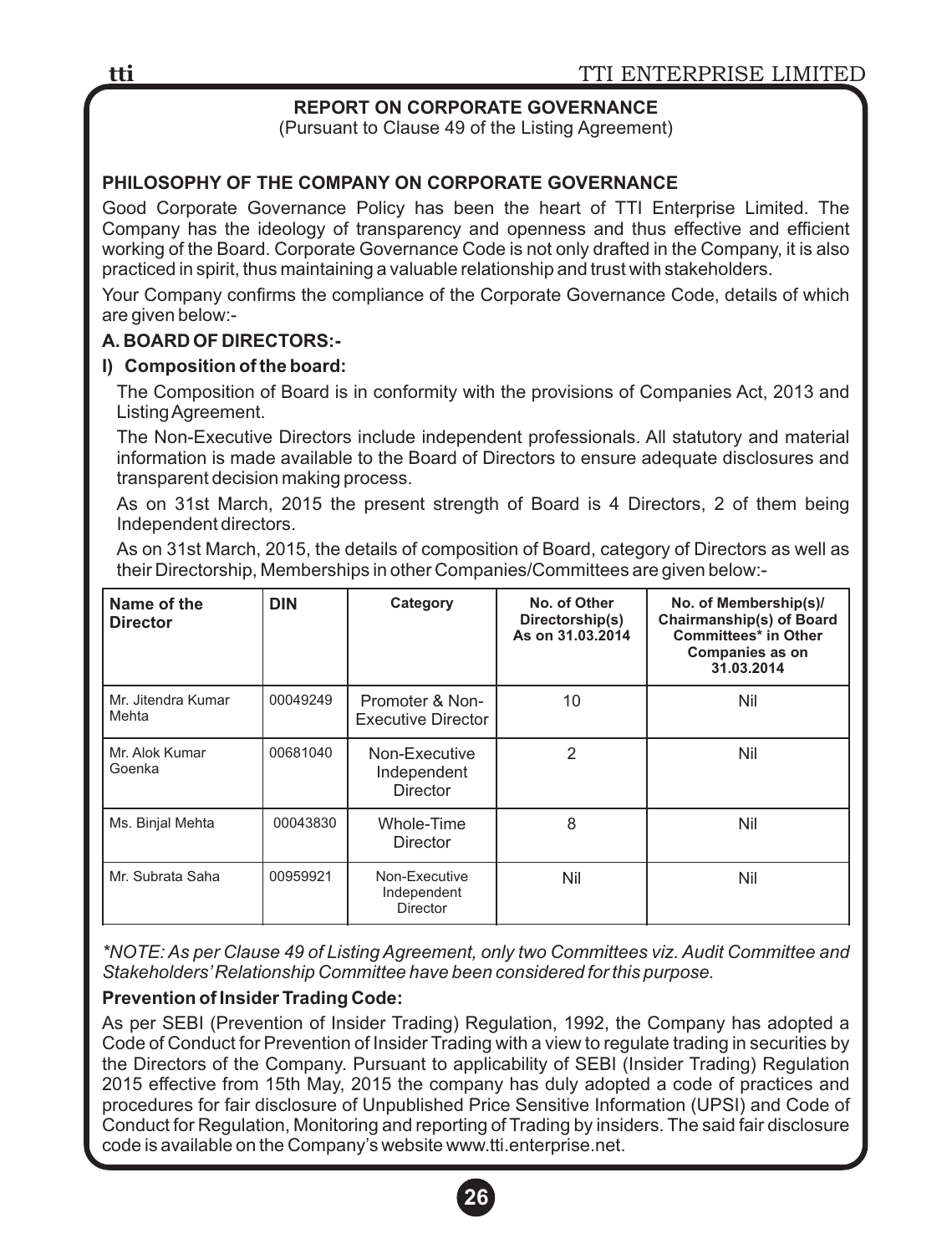## REPORT ON CORPORATE GOVERNANCE

(Pursuant to Clause 49 of the Listing Agreement)

### PHILOSOPHY OF THE COMPANY ON CORPORATE GOVERNANCE

Good Corporate Governance Policy has been the heart of TTI Enterprise Limited. The Company has the ideology of transparency and openness and thus effective and efficient working of the Board. Corporate Governance Code is not only drafted in the Company, it is also practiced in spirit, thus maintaining a valuable relationship and trust with stakeholders.

Your Company confirms the compliance of the Corporate Governance Code, details of which are given below:-

### A. BOARD OF DIRECTORS:-

**I) Composition of the board:**

The Composition of Board is in conformity with the provisions of Companies Act, 2013 and Listing Agreement.

The Non-Executive Directors include independent professionals. All statutory and material information is made available to the Board of Directors to ensure adequate disclosures and transparent decision making process.

As on 31st March, 2015 the present strength of Board is 4 Directors, 2 of them being Independent directors.

As on 31st March, 2015, the details of composition of Board, category of Directors as well as their Directorship, Memberships in other Companies/Committees are given below:-

| Name of the Director | DIN | Category | No. of Other Directorship(s) As on 31.03.2014 | No. of Membership(s)/ Chairmanship(s) of Board Committees* in Other Companies as on 31.03.2014 |
|---|---|---|---|---|
| Mr. Jitendra Kumar Mehta | 00049249 | Promoter & Non-Executive Director | 10 | Nil |
| Mr. Alok Kumar Goenka | 00681040 | Non-Executive Independent Director | 2 | Nil |
| Ms. Binjal Mehta | 00043830 | Whole-Time Director | 8 | Nil |
| Mr. Subrata Saha | 00959921 | Non-Executive Independent Director | Nil | Nil |

*\*NOTE: As per Clause 49 of Listing Agreement, only two Committees viz. Audit Committee and Stakeholders' Relationship Committee have been considered for this purpose.*

**Prevention of Insider Trading Code:**

As per SEBI (Prevention of Insider Trading) Regulation, 1992, the Company has adopted a Code of Conduct for Prevention of Insider Trading with a view to regulate trading in securities by the Directors of the Company. Pursuant to applicability of SEBI (Insider Trading) Regulation 2015 effective from 15th May, 2015 the company has duly adopted a code of practices and procedures for fair disclosure of Unpublished Price Sensitive Information (UPSI) and Code of Conduct for Regulation, Monitoring and reporting of Trading by insiders. The said fair disclosure code is available on the Company's website www.tti.enterprise.net.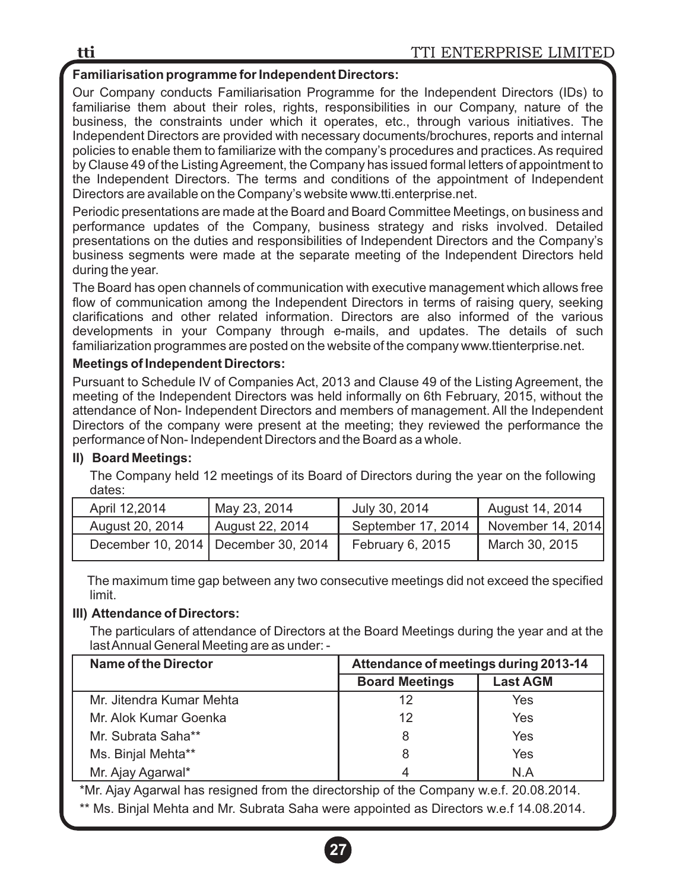**Familiarisation programme for Independent Directors:**

Our Company conducts Familiarisation Programme for the Independent Directors (IDs) to familiarise them about their roles, rights, responsibilities in our Company, nature of the business, the constraints under which it operates, etc., through various initiatives. The Independent Directors are provided with necessary documents/brochures, reports and internal policies to enable them to familiarize with the company's procedures and practices. As required by Clause 49 of the Listing Agreement, the Company has issued formal letters of appointment to the Independent Directors. The terms and conditions of the appointment of Independent Directors are available on the Company's website www.tti.enterprise.net.

Periodic presentations are made at the Board and Board Committee Meetings, on business and performance updates of the Company, business strategy and risks involved. Detailed presentations on the duties and responsibilities of Independent Directors and the Company's business segments were made at the separate meeting of the Independent Directors held during the year.

The Board has open channels of communication with executive management which allows free flow of communication among the Independent Directors in terms of raising query, seeking clarifications and other related information. Directors are also informed of the various developments in your Company through e-mails, and updates. The details of such familiarization programmes are posted on the website of the company www.ttienterprise.net.

**Meetings of Independent Directors:**

Pursuant to Schedule IV of Companies Act, 2013 and Clause 49 of the Listing Agreement, the meeting of the Independent Directors was held informally on 6th February, 2015, without the attendance of Non- Independent Directors and members of management. All the Independent Directors of the company were present at the meeting; they reviewed the performance the performance of Non- Independent Directors and the Board as a whole.

**II) Board Meetings:**

The Company held 12 meetings of its Board of Directors during the year on the following dates:

| | | | |
|---|---|---|---|
| April 12,2014 | May 23, 2014 | July 30, 2014 | August 14, 2014 |
| August 20, 2014 | August 22, 2014 | September 17, 2014 | November 14, 2014 |
| December 10, 2014 | December 30, 2014 | February 6, 2015 | March 30, 2015 |

The maximum time gap between any two consecutive meetings did not exceed the specified limit.

**III) Attendance of Directors:**

The particulars of attendance of Directors at the Board Meetings during the year and at the last Annual General Meeting are as under: -

| Name of the Director | Attendance of meetings during 2013-14 | |
|---|---|---|
| | Board Meetings | Last AGM |
| Mr. Jitendra Kumar Mehta | 12 | Yes |
| Mr. Alok Kumar Goenka | 12 | Yes |
| Mr. Subrata Saha** | 8 | Yes |
| Ms. Binjal Mehta** | 8 | Yes |
| Mr. Ajay Agarwal* | 4 | N.A |

*Mr. Ajay Agarwal has resigned from the directorship of the Company w.e.f. 20.08.2014.

** Ms. Binjal Mehta and Mr. Subrata Saha were appointed as Directors w.e.f 14.08.2014.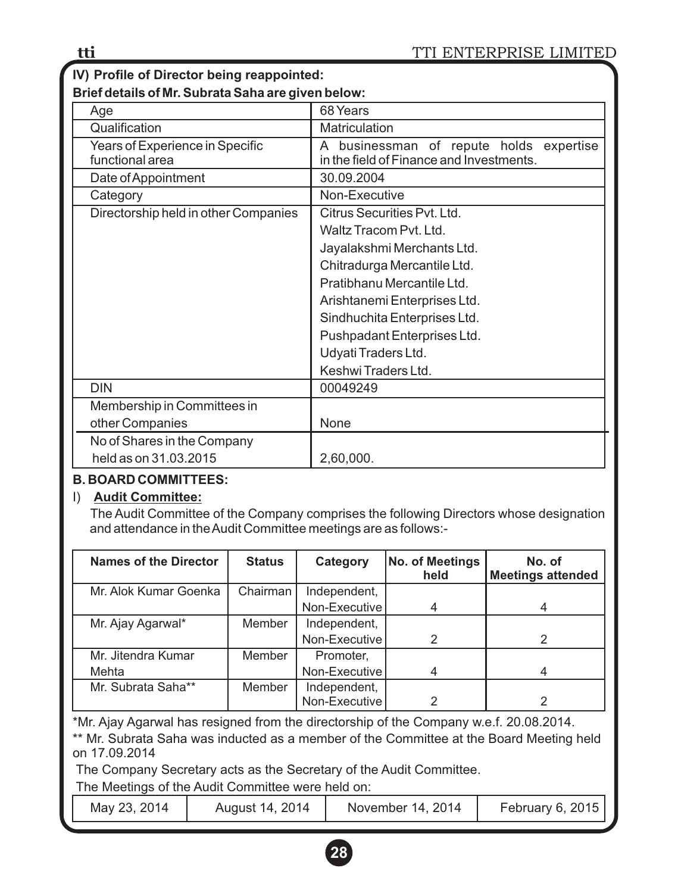### IV) Profile of Director being reappointed:

**Brief details of Mr. Subrata Saha are given below:**

| | |
|---|---|
| Age | 68 Years |
| Qualification | Matriculation |
| Years of Experience in Specific functional area | A businessman of repute holds expertise in the field of Finance and Investments. |
| Date of Appointment | 30.09.2004 |
| Category | Non-Executive |
| Directorship held in other Companies | Citrus Securities Pvt. Ltd.<br>Waltz Tracom Pvt. Ltd.<br>Jayalakshmi Merchants Ltd.<br>Chitradurga Mercantile Ltd.<br>Pratibhanu Mercantile Ltd.<br>Arishtanemi Enterprises Ltd.<br>Sindhuchita Enterprises Ltd.<br>Pushpadant Enterprises Ltd.<br>Udyati Traders Ltd.<br>Keshwi Traders Ltd. |
| DIN | 00049249 |
| Membership in Committees in other Companies | None |
| No of Shares in the Company held as on 31.03.2015 | 2,60,000. |

### B. BOARD COMMITTEES:

I) **Audit Committee:**

The Audit Committee of the Company comprises the following Directors whose designation and attendance in the Audit Committee meetings are as follows:-

| Names of the Director | Status | Category | No. of Meetings held | No. of Meetings attended |
|---|---|---|---|---|
| Mr. Alok Kumar Goenka | Chairman | Independent, Non-Executive | 4 | 4 |
| Mr. Ajay Agarwal* | Member | Independent, Non-Executive | 2 | 2 |
| Mr. Jitendra Kumar Mehta | Member | Promoter, Non-Executive | 4 | 4 |
| Mr. Subrata Saha** | Member | Independent, Non-Executive | 2 | 2 |

*Mr. Ajay Agarwal has resigned from the directorship of the Company w.e.f. 20.08.2014.

** Mr. Subrata Saha was inducted as a member of the Committee at the Board Meeting held on 17.09.2014

The Company Secretary acts as the Secretary of the Audit Committee.

The Meetings of the Audit Committee were held on:

| May 23, 2014 | August 14, 2014 | November 14, 2014 | February 6, 2015 |
|---|---|---|---|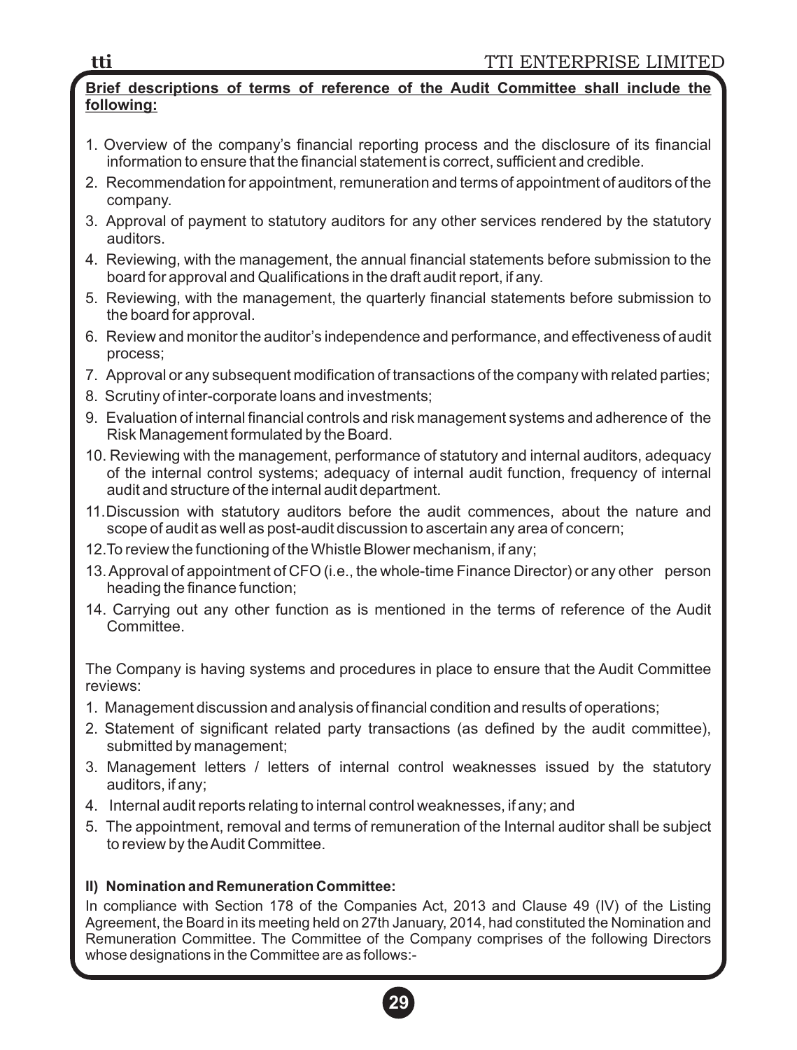**Brief descriptions of terms of reference of the Audit Committee shall include the following:**

1. Overview of the company's financial reporting process and the disclosure of its financial information to ensure that the financial statement is correct, sufficient and credible.
2. Recommendation for appointment, remuneration and terms of appointment of auditors of the company.
3. Approval of payment to statutory auditors for any other services rendered by the statutory auditors.
4. Reviewing, with the management, the annual financial statements before submission to the board for approval and Qualifications in the draft audit report, if any.
5. Reviewing, with the management, the quarterly financial statements before submission to the board for approval.
6. Review and monitor the auditor's independence and performance, and effectiveness of audit process;
7. Approval or any subsequent modification of transactions of the company with related parties;
8. Scrutiny of inter-corporate loans and investments;
9. Evaluation of internal financial controls and risk management systems and adherence of the Risk Management formulated by the Board.
10. Reviewing with the management, performance of statutory and internal auditors, adequacy of the internal control systems; adequacy of internal audit function, frequency of internal audit and structure of the internal audit department.
11. Discussion with statutory auditors before the audit commences, about the nature and scope of audit as well as post-audit discussion to ascertain any area of concern;
12. To review the functioning of the Whistle Blower mechanism, if any;
13. Approval of appointment of CFO (i.e., the whole-time Finance Director) or any other person heading the finance function;
14. Carrying out any other function as is mentioned in the terms of reference of the Audit Committee.

The Company is having systems and procedures in place to ensure that the Audit Committee reviews:

1. Management discussion and analysis of financial condition and results of operations;
2. Statement of significant related party transactions (as defined by the audit committee), submitted by management;
3. Management letters / letters of internal control weaknesses issued by the statutory auditors, if any;
4. Internal audit reports relating to internal control weaknesses, if any; and
5. The appointment, removal and terms of remuneration of the Internal auditor shall be subject to review by the Audit Committee.

**II) Nomination and Remuneration Committee:**

In compliance with Section 178 of the Companies Act, 2013 and Clause 49 (IV) of the Listing Agreement, the Board in its meeting held on 27th January, 2014, had constituted the Nomination and Remuneration Committee. The Committee of the Company comprises of the following Directors whose designations in the Committee are as follows:-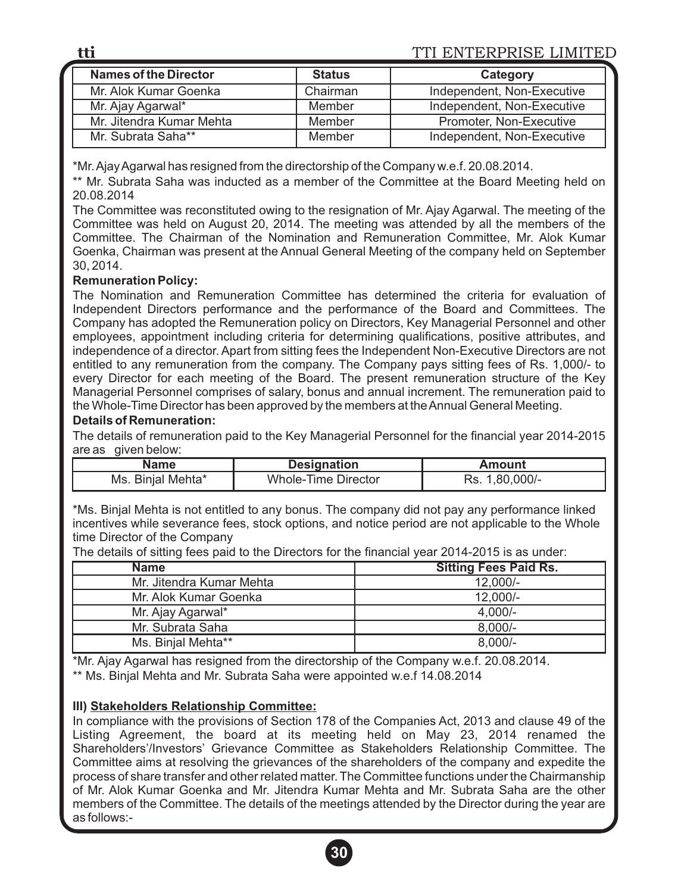| Names of the Director | Status | Category |
| --- | --- | --- |
| Mr. Alok Kumar Goenka | Chairman | Independent, Non-Executive |
| Mr. Ajay Agarwal* | Member | Independent, Non-Executive |
| Mr. Jitendra Kumar Mehta | Member | Promoter, Non-Executive |
| Mr. Subrata Saha** | Member | Independent, Non-Executive |

*Mr. Ajay Agarwal has resigned from the directorship of the Company w.e.f. 20.08.2014.

** Mr. Subrata Saha was inducted as a member of the Committee at the Board Meeting held on 20.08.2014

The Committee was reconstituted owing to the resignation of Mr. Ajay Agarwal. The meeting of the Committee was held on August 20, 2014. The meeting was attended by all the members of the Committee. The Chairman of the Nomination and Remuneration Committee, Mr. Alok Kumar Goenka, Chairman was present at the Annual General Meeting of the company held on September 30, 2014.

**Remuneration Policy:**

The Nomination and Remuneration Committee has determined the criteria for evaluation of Independent Directors performance and the performance of the Board and Committees. The Company has adopted the Remuneration policy on Directors, Key Managerial Personnel and other employees, appointment including criteria for determining qualifications, positive attributes, and independence of a director. Apart from sitting fees the Independent Non-Executive Directors are not entitled to any remuneration from the company. The Company pays sitting fees of Rs. 1,000/- to every Director for each meeting of the Board. The present remuneration structure of the Key Managerial Personnel comprises of salary, bonus and annual increment. The remuneration paid to the Whole-Time Director has been approved by the members at the Annual General Meeting.

**Details of Remuneration:**

The details of remuneration paid to the Key Managerial Personnel for the financial year 2014-2015 are as given below:

| Name | Designation | Amount |
| --- | --- | --- |
| Ms. Binjal Mehta* | Whole-Time Director | Rs. 1,80,000/- |

*Ms. Binjal Mehta is not entitled to any bonus. The company did not pay any performance linked incentives while severance fees, stock options, and notice period are not applicable to the Whole time Director of the Company

The details of sitting fees paid to the Directors for the financial year 2014-2015 is as under:

| Name | Sitting Fees Paid Rs. |
| --- | --- |
| Mr. Jitendra Kumar Mehta | 12,000/- |
| Mr. Alok Kumar Goenka | 12,000/- |
| Mr. Ajay Agarwal* | 4,000/- |
| Mr. Subrata Saha | 8,000/- |
| Ms. Binjal Mehta** | 8,000/- |

*Mr. Ajay Agarwal has resigned from the directorship of the Company w.e.f. 20.08.2014.

** Ms. Binjal Mehta and Mr. Subrata Saha were appointed w.e.f 14.08.2014

**III) Stakeholders Relationship Committee:**

In compliance with the provisions of Section 178 of the Companies Act, 2013 and clause 49 of the Listing Agreement, the board at its meeting held on May 23, 2014 renamed the Shareholders'/Investors' Grievance Committee as Stakeholders Relationship Committee. The Committee aims at resolving the grievances of the shareholders of the company and expedite the process of share transfer and other related matter. The Committee functions under the Chairmanship of Mr. Alok Kumar Goenka and Mr. Jitendra Kumar Mehta and Mr. Subrata Saha are the other members of the Committee. The details of the meetings attended by the Director during the year are as follows:-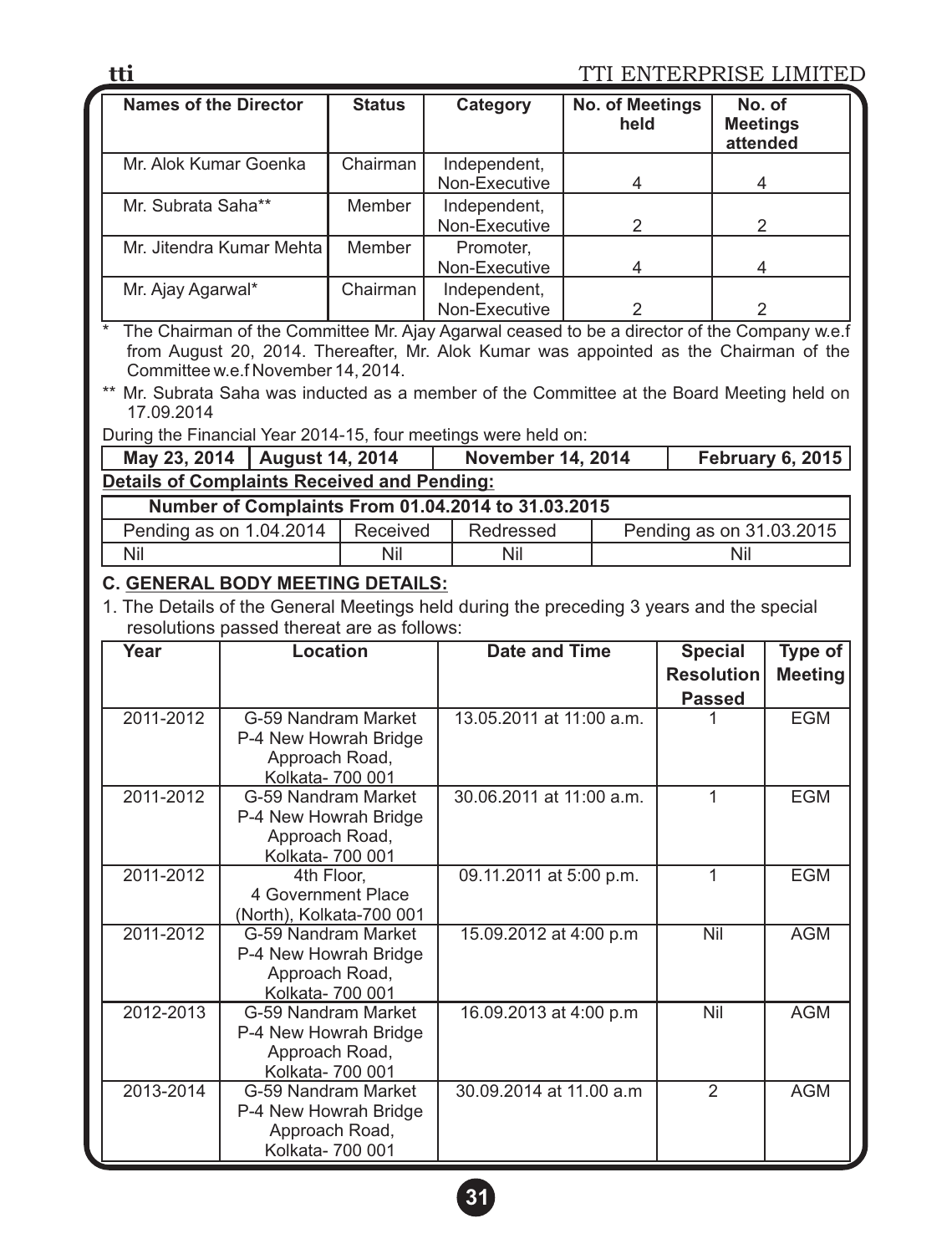| Names of the Director | Status | Category | No. of Meetings held | No. of Meetings attended |
|---|---|---|---|---|
| Mr. Alok Kumar Goenka | Chairman | Independent, Non-Executive | 4 | 4 |
| Mr. Subrata Saha** | Member | Independent, Non-Executive | 2 | 2 |
| Mr. Jitendra Kumar Mehta | Member | Promoter, Non-Executive | 4 | 4 |
| Mr. Ajay Agarwal* | Chairman | Independent, Non-Executive | 2 | 2 |

\* The Chairman of the Committee Mr. Ajay Agarwal ceased to be a director of the Company w.e.f from August 20, 2014. Thereafter, Mr. Alok Kumar was appointed as the Chairman of the Committee w.e.f November 14, 2014.

** Mr. Subrata Saha was inducted as a member of the Committee at the Board Meeting held on 17.09.2014

During the Financial Year 2014-15, four meetings were held on:

| May 23, 2014 | August 14, 2014 | November 14, 2014 | February 6, 2015 |
|---|---|---|---|

**Details of Complaints Received and Pending:**

| Number of Complaints From 01.04.2014 to 31.03.2015 | | | |
|---|---|---|---|
| Pending as on 1.04.2014 | Received | Redressed | Pending as on 31.03.2015 |
| Nil | Nil | Nil | Nil |

### C. GENERAL BODY MEETING DETAILS:

1. The Details of the General Meetings held during the preceding 3 years and the special resolutions passed thereat are as follows:

| Year | Location | Date and Time | Special Resolution Passed | Type of Meeting |
|---|---|---|---|---|
| 2011-2012 | G-59 Nandram Market P-4 New Howrah Bridge Approach Road, Kolkata- 700 001 | 13.05.2011 at 11:00 a.m. | 1 | EGM |
| 2011-2012 | G-59 Nandram Market P-4 New Howrah Bridge Approach Road, Kolkata- 700 001 | 30.06.2011 at 11:00 a.m. | 1 | EGM |
| 2011-2012 | 4th Floor, 4 Government Place (North), Kolkata-700 001 | 09.11.2011 at 5:00 p.m. | 1 | EGM |
| 2011-2012 | G-59 Nandram Market P-4 New Howrah Bridge Approach Road, Kolkata- 700 001 | 15.09.2012 at 4:00 p.m | Nil | AGM |
| 2012-2013 | G-59 Nandram Market P-4 New Howrah Bridge Approach Road, Kolkata- 700 001 | 16.09.2013 at 4:00 p.m | Nil | AGM |
| 2013-2014 | G-59 Nandram Market P-4 New Howrah Bridge Approach Road, Kolkata- 700 001 | 30.09.2014 at 11.00 a.m | 2 | AGM |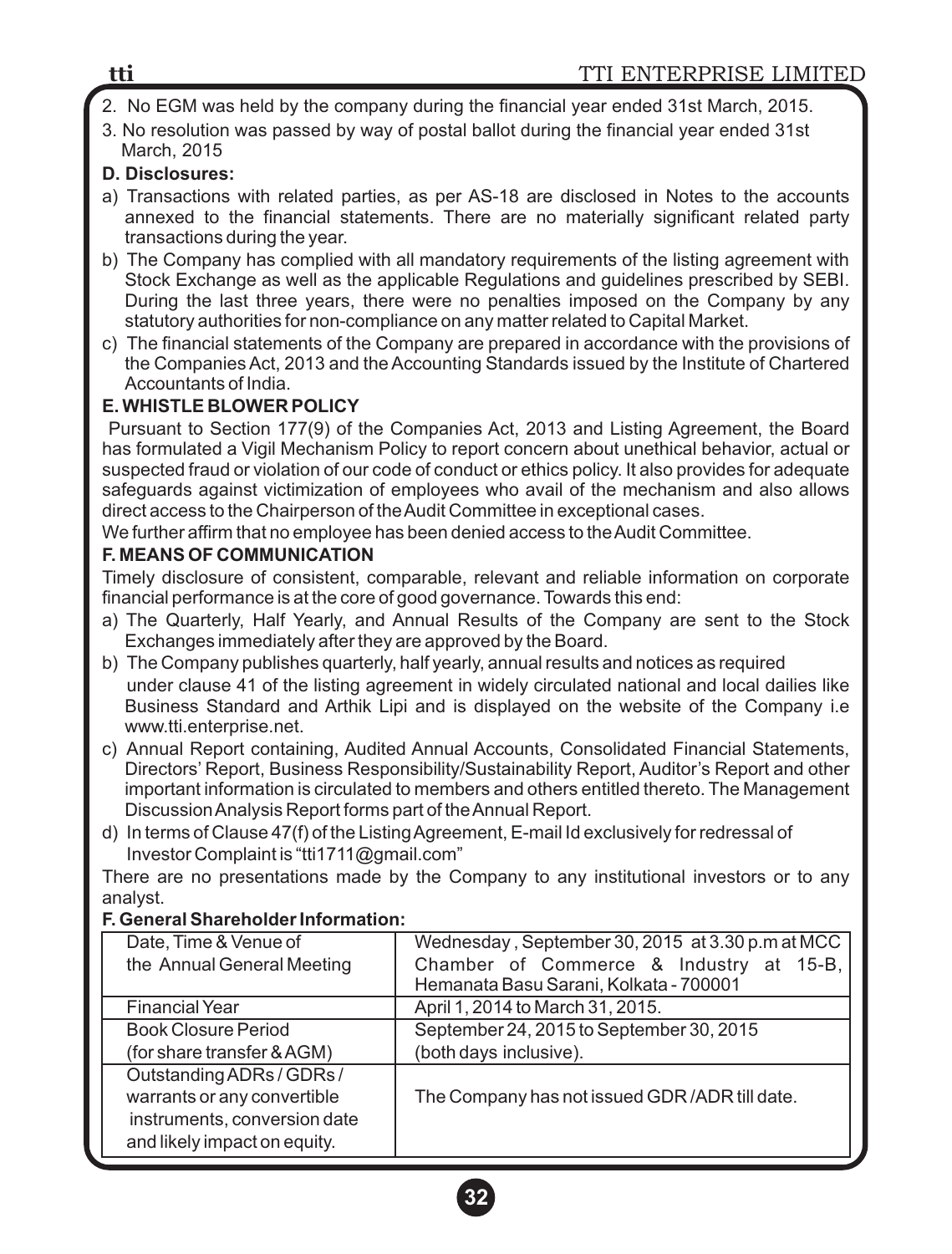2. No EGM was held by the company during the financial year ended 31st March, 2015.

3. No resolution was passed by way of postal ballot during the financial year ended 31st March, 2015

**D. Disclosures:**

a) Transactions with related parties, as per AS-18 are disclosed in Notes to the accounts annexed to the financial statements. There are no materially significant related party transactions during the year.

b) The Company has complied with all mandatory requirements of the listing agreement with Stock Exchange as well as the applicable Regulations and guidelines prescribed by SEBI. During the last three years, there were no penalties imposed on the Company by any statutory authorities for non-compliance on any matter related to Capital Market.

c) The financial statements of the Company are prepared in accordance with the provisions of the Companies Act, 2013 and the Accounting Standards issued by the Institute of Chartered Accountants of India.

**E. WHISTLE BLOWER POLICY**

Pursuant to Section 177(9) of the Companies Act, 2013 and Listing Agreement, the Board has formulated a Vigil Mechanism Policy to report concern about unethical behavior, actual or suspected fraud or violation of our code of conduct or ethics policy. It also provides for adequate safeguards against victimization of employees who avail of the mechanism and also allows direct access to the Chairperson of the Audit Committee in exceptional cases.

We further affirm that no employee has been denied access to the Audit Committee.

**F. MEANS OF COMMUNICATION**

Timely disclosure of consistent, comparable, relevant and reliable information on corporate financial performance is at the core of good governance. Towards this end:

a) The Quarterly, Half Yearly, and Annual Results of the Company are sent to the Stock Exchanges immediately after they are approved by the Board.

b) The Company publishes quarterly, half yearly, annual results and notices as required under clause 41 of the listing agreement in widely circulated national and local dailies like Business Standard and Arthik Lipi and is displayed on the website of the Company i.e www.tti.enterprise.net.

c) Annual Report containing, Audited Annual Accounts, Consolidated Financial Statements, Directors' Report, Business Responsibility/Sustainability Report, Auditor's Report and other important information is circulated to members and others entitled thereto. The Management Discussion Analysis Report forms part of the Annual Report.

d) In terms of Clause 47(f) of the Listing Agreement, E-mail Id exclusively for redressal of Investor Complaint is "tti1711@gmail.com"

There are no presentations made by the Company to any institutional investors or to any analyst.

**F. General Shareholder Information:**

| | |
|---|---|
| Date, Time & Venue of the Annual General Meeting | Wednesday , September 30, 2015 at 3.30 p.m at MCC Chamber of Commerce & Industry at 15-B, Hemanata Basu Sarani, Kolkata - 700001 |
| Financial Year | April 1, 2014 to March 31, 2015. |
| Book Closure Period (for share transfer & AGM) | September 24, 2015 to September 30, 2015 (both days inclusive). |
| Outstanding ADRs / GDRs / warrants or any convertible instruments, conversion date and likely impact on equity. | The Company has not issued GDR /ADR till date. |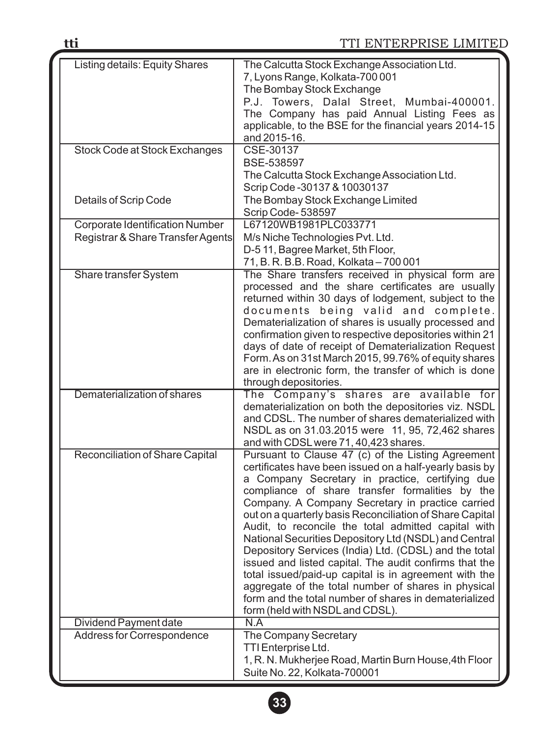| | |
|---|---|
| Listing details: Equity Shares | The Calcutta Stock Exchange Association Ltd.<br>7, Lyons Range, Kolkata-700 001<br>The Bombay Stock Exchange<br>P.J. Towers, Dalal Street, Mumbai-400001.<br>The Company has paid Annual Listing Fees as applicable, to the BSE for the financial years 2014-15 and 2015-16. |
| Stock Code at Stock Exchanges<br><br><br>Details of Scrip Code | CSE-30137<br>BSE-538597<br>The Calcutta Stock Exchange Association Ltd.<br>Scrip Code -30137 & 10030137<br>The Bombay Stock Exchange Limited<br>Scrip Code- 538597 |
| Corporate Identification Number<br>Registrar & Share Transfer Agents | L67120WB1981PLC033771<br>M/s Niche Technologies Pvt. Ltd.<br>D-5 11, Bagree Market, 5th Floor,<br>71, B. R. B.B. Road, Kolkata – 700 001 |
| Share transfer System | The Share transfers received in physical form are processed and the share certificates are usually returned within 30 days of lodgement, subject to the documents being valid and complete. Dematerialization of shares is usually processed and confirmation given to respective depositories within 21 days of date of receipt of Dematerialization Request Form. As on 31st March 2015, 99.76% of equity shares are in electronic form, the transfer of which is done through depositories. |
| Dematerialization of shares | The Company's shares are available for dematerialization on both the depositories viz. NSDL and CDSL. The number of shares dematerialized with NSDL as on 31.03.2015 were 11, 95, 72,462 shares and with CDSL were 71, 40,423 shares. |
| Reconciliation of Share Capital | Pursuant to Clause 47 (c) of the Listing Agreement certificates have been issued on a half-yearly basis by a Company Secretary in practice, certifying due compliance of share transfer formalities by the Company. A Company Secretary in practice carried out on a quarterly basis Reconciliation of Share Capital Audit, to reconcile the total admitted capital with National Securities Depository Ltd (NSDL) and Central Depository Services (India) Ltd. (CDSL) and the total issued and listed capital. The audit confirms that the total issued/paid-up capital is in agreement with the aggregate of the total number of shares in physical form and the total number of shares in dematerialized form (held with NSDL and CDSL). |
| Dividend Payment date | N.A |
| Address for Correspondence | The Company Secretary<br>TTI Enterprise Ltd.<br>1, R. N. Mukherjee Road, Martin Burn House,4th Floor<br>Suite No. 22, Kolkata-700001 |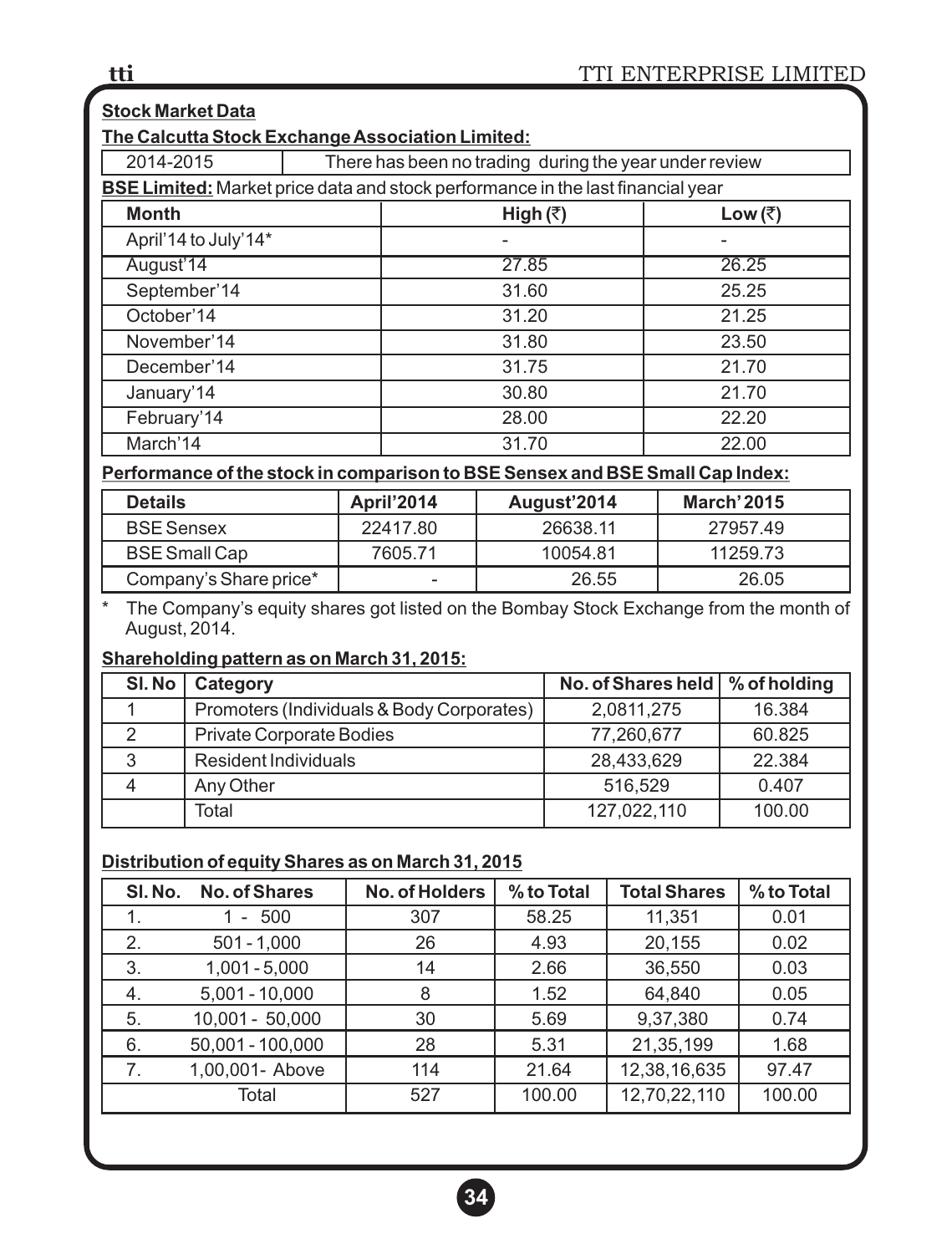**Stock Market Data**

**The Calcutta Stock Exchange Association Limited:**

| 2014-2015 | There has been no trading during the year under review |
|---|---|

**BSE Limited:** Market price data and stock performance in the last financial year

| Month | High (₹) | Low (₹) |
|---|---|---|
| April'14 to July'14* | - | - |
| August'14 | 27.85 | 26.25 |
| September'14 | 31.60 | 25.25 |
| October'14 | 31.20 | 21.25 |
| November'14 | 31.80 | 23.50 |
| December'14 | 31.75 | 21.70 |
| January'14 | 30.80 | 21.70 |
| February'14 | 28.00 | 22.20 |
| March'14 | 31.70 | 22.00 |

**Performance of the stock in comparison to BSE Sensex and BSE Small Cap Index:**

| Details | April'2014 | August'2014 | March' 2015 |
|---|---|---|---|
| BSE Sensex | 22417.80 | 26638.11 | 27957.49 |
| BSE Small Cap | 7605.71 | 10054.81 | 11259.73 |
| Company's Share price* | - | 26.55 | 26.05 |

\* The Company's equity shares got listed on the Bombay Stock Exchange from the month of August, 2014.

**Shareholding pattern as on March 31, 2015:**

| Sl. No | Category | No. of Shares held | % of holding |
|---|---|---|---|
| 1 | Promoters (Individuals & Body Corporates) | 2,0811,275 | 16.384 |
| 2 | Private Corporate Bodies | 77,260,677 | 60.825 |
| 3 | Resident Individuals | 28,433,629 | 22.384 |
| 4 | Any Other | 516,529 | 0.407 |
| | Total | 127,022,110 | 100.00 |

**Distribution of equity Shares as on March 31, 2015**

| Sl. No. | No. of Shares | No. of Holders | % to Total | Total Shares | % to Total |
|---|---|---|---|---|---|
| 1. | 1 - 500 | 307 | 58.25 | 11,351 | 0.01 |
| 2. | 501 - 1,000 | 26 | 4.93 | 20,155 | 0.02 |
| 3. | 1,001 - 5,000 | 14 | 2.66 | 36,550 | 0.03 |
| 4. | 5,001 - 10,000 | 8 | 1.52 | 64,840 | 0.05 |
| 5. | 10,001 - 50,000 | 30 | 5.69 | 9,37,380 | 0.74 |
| 6. | 50,001 - 100,000 | 28 | 5.31 | 21,35,199 | 1.68 |
| 7. | 1,00,001- Above | 114 | 21.64 | 12,38,16,635 | 97.47 |
| | Total | 527 | 100.00 | 12,70,22,110 | 100.00 |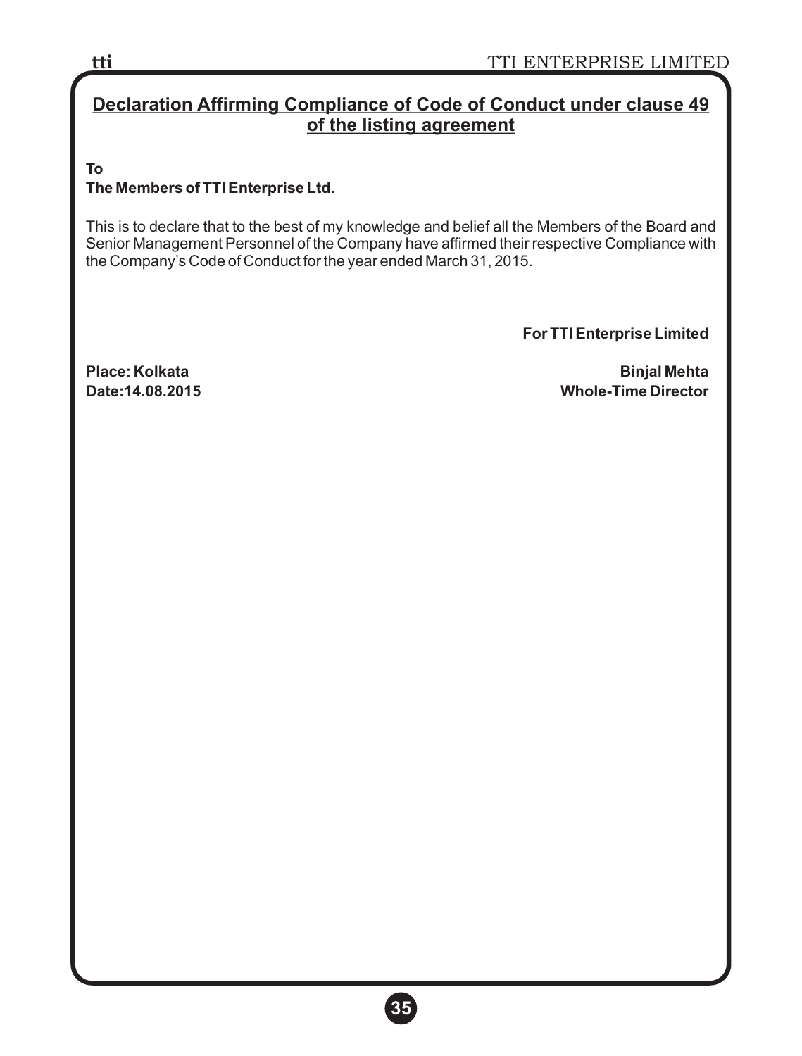## Declaration Affirming Compliance of Code of Conduct under clause 49 of the listing agreement

**To**
**The Members of TTI Enterprise Ltd.**

This is to declare that to the best of my knowledge and belief all the Members of the Board and Senior Management Personnel of the Company have affirmed their respective Compliance with the Company's Code of Conduct for the year ended March 31, 2015.

**For TTI Enterprise Limited**

**Place: Kolkata**
**Date:14.08.2015**

**Binjal Mehta**
**Whole-Time Director**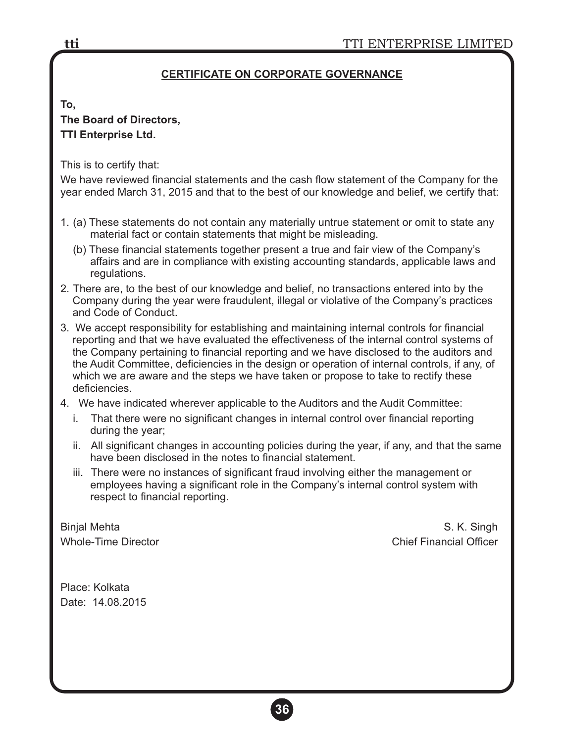## CERTIFICATE ON CORPORATE GOVERNANCE

**To,**
**The Board of Directors,**
**TTI Enterprise Ltd.**

This is to certify that:

We have reviewed financial statements and the cash flow statement of the Company for the year ended March 31, 2015 and that to the best of our knowledge and belief, we certify that:

1. (a) These statements do not contain any materially untrue statement or omit to state any material fact or contain statements that might be misleading.

   (b) These financial statements together present a true and fair view of the Company's affairs and are in compliance with existing accounting standards, applicable laws and regulations.

2. There are, to the best of our knowledge and belief, no transactions entered into by the Company during the year were fraudulent, illegal or violative of the Company's practices and Code of Conduct.

3. We accept responsibility for establishing and maintaining internal controls for financial reporting and that we have evaluated the effectiveness of the internal control systems of the Company pertaining to financial reporting and we have disclosed to the auditors and the Audit Committee, deficiencies in the design or operation of internal controls, if any, of which we are aware and the steps we have taken or propose to take to rectify these deficiencies.

4. We have indicated wherever applicable to the Auditors and the Audit Committee:

   i. That there were no significant changes in internal control over financial reporting during the year;

   ii. All significant changes in accounting policies during the year, if any, and that the same have been disclosed in the notes to financial statement.

   iii. There were no instances of significant fraud involving either the management or employees having a significant role in the Company's internal control system with respect to financial reporting.

Binjal Mehta
Whole-Time Director

S. K. Singh
Chief Financial Officer

Place: Kolkata
Date: 14.08.2015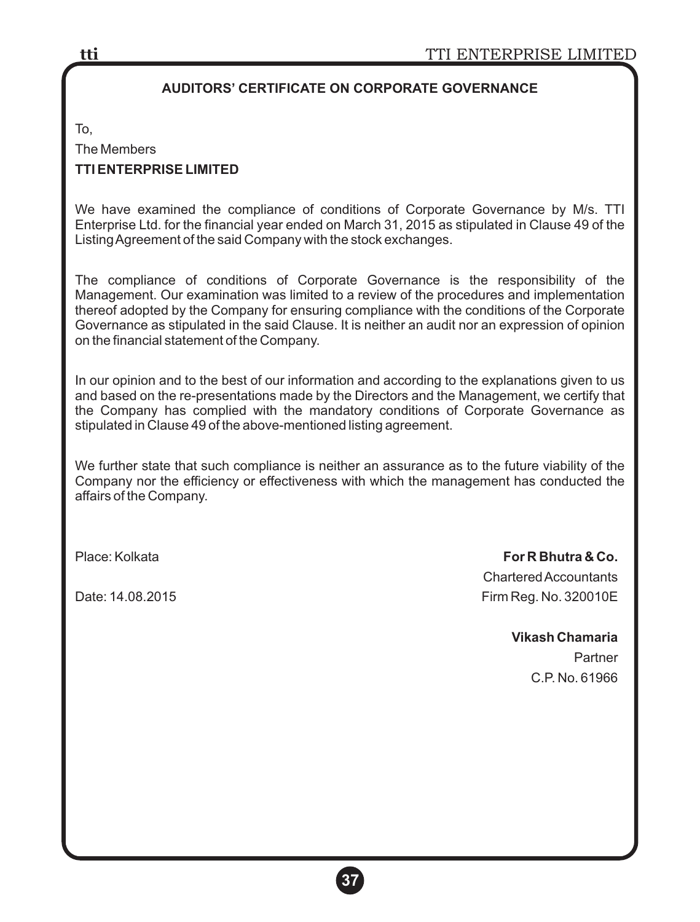## AUDITORS' CERTIFICATE ON CORPORATE GOVERNANCE

To,

The Members

**TTI ENTERPRISE LIMITED**

We have examined the compliance of conditions of Corporate Governance by M/s. TTI Enterprise Ltd. for the financial year ended on March 31, 2015 as stipulated in Clause 49 of the Listing Agreement of the said Company with the stock exchanges.

The compliance of conditions of Corporate Governance is the responsibility of the Management. Our examination was limited to a review of the procedures and implementation thereof adopted by the Company for ensuring compliance with the conditions of the Corporate Governance as stipulated in the said Clause. It is neither an audit nor an expression of opinion on the financial statement of the Company.

In our opinion and to the best of our information and according to the explanations given to us and based on the re-presentations made by the Directors and the Management, we certify that the Company has complied with the mandatory conditions of Corporate Governance as stipulated in Clause 49 of the above-mentioned listing agreement.

We further state that such compliance is neither an assurance as to the future viability of the Company nor the efficiency or effectiveness with which the management has conducted the affairs of the Company.

Place: Kolkata

Date: 14.08.2015

**For R Bhutra & Co.**
Chartered Accountants
Firm Reg. No. 320010E

**Vikash Chamaria**
Partner
C.P. No. 61966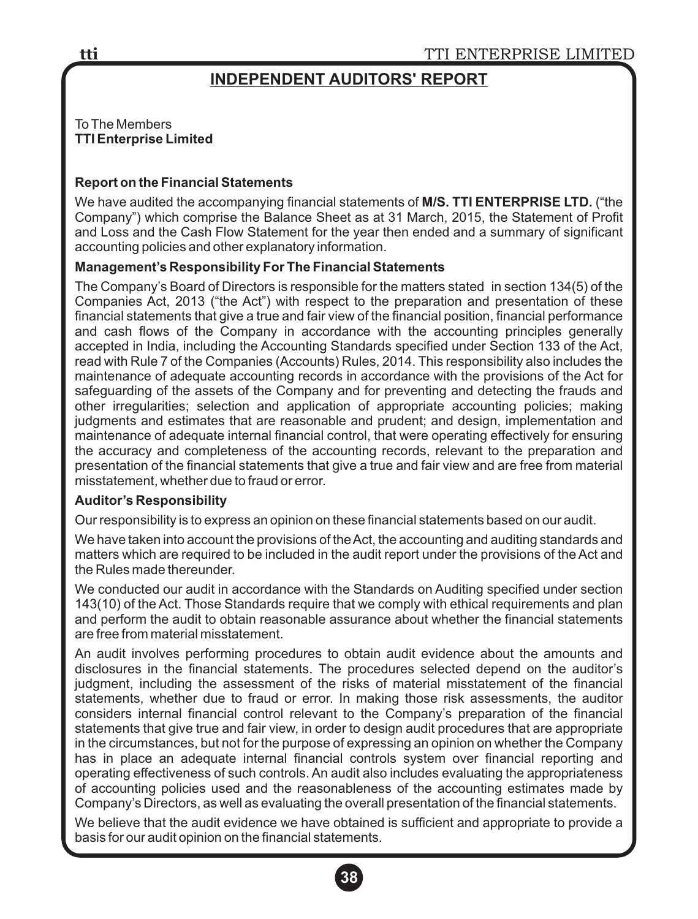# INDEPENDENT AUDITORS' REPORT

To The Members
**TTI Enterprise Limited**

### Report on the Financial Statements

We have audited the accompanying financial statements of **M/S. TTI ENTERPRISE LTD.** ("the Company") which comprise the Balance Sheet as at 31 March, 2015, the Statement of Profit and Loss and the Cash Flow Statement for the year then ended and a summary of significant accounting policies and other explanatory information.

### Management's Responsibility For The Financial Statements

The Company's Board of Directors is responsible for the matters stated in section 134(5) of the Companies Act, 2013 ("the Act") with respect to the preparation and presentation of these financial statements that give a true and fair view of the financial position, financial performance and cash flows of the Company in accordance with the accounting principles generally accepted in India, including the Accounting Standards specified under Section 133 of the Act, read with Rule 7 of the Companies (Accounts) Rules, 2014. This responsibility also includes the maintenance of adequate accounting records in accordance with the provisions of the Act for safeguarding of the assets of the Company and for preventing and detecting the frauds and other irregularities; selection and application of appropriate accounting policies; making judgments and estimates that are reasonable and prudent; and design, implementation and maintenance of adequate internal financial control, that were operating effectively for ensuring the accuracy and completeness of the accounting records, relevant to the preparation and presentation of the financial statements that give a true and fair view and are free from material misstatement, whether due to fraud or error.

### Auditor's Responsibility

Our responsibility is to express an opinion on these financial statements based on our audit.

We have taken into account the provisions of the Act, the accounting and auditing standards and matters which are required to be included in the audit report under the provisions of the Act and the Rules made thereunder.

We conducted our audit in accordance with the Standards on Auditing specified under section 143(10) of the Act. Those Standards require that we comply with ethical requirements and plan and perform the audit to obtain reasonable assurance about whether the financial statements are free from material misstatement.

An audit involves performing procedures to obtain audit evidence about the amounts and disclosures in the financial statements. The procedures selected depend on the auditor's judgment, including the assessment of the risks of material misstatement of the financial statements, whether due to fraud or error. In making those risk assessments, the auditor considers internal financial control relevant to the Company's preparation of the financial statements that give true and fair view, in order to design audit procedures that are appropriate in the circumstances, but not for the purpose of expressing an opinion on whether the Company has in place an adequate internal financial controls system over financial reporting and operating effectiveness of such controls. An audit also includes evaluating the appropriateness of accounting policies used and the reasonableness of the accounting estimates made by Company's Directors, as well as evaluating the overall presentation of the financial statements.

We believe that the audit evidence we have obtained is sufficient and appropriate to provide a basis for our audit opinion on the financial statements.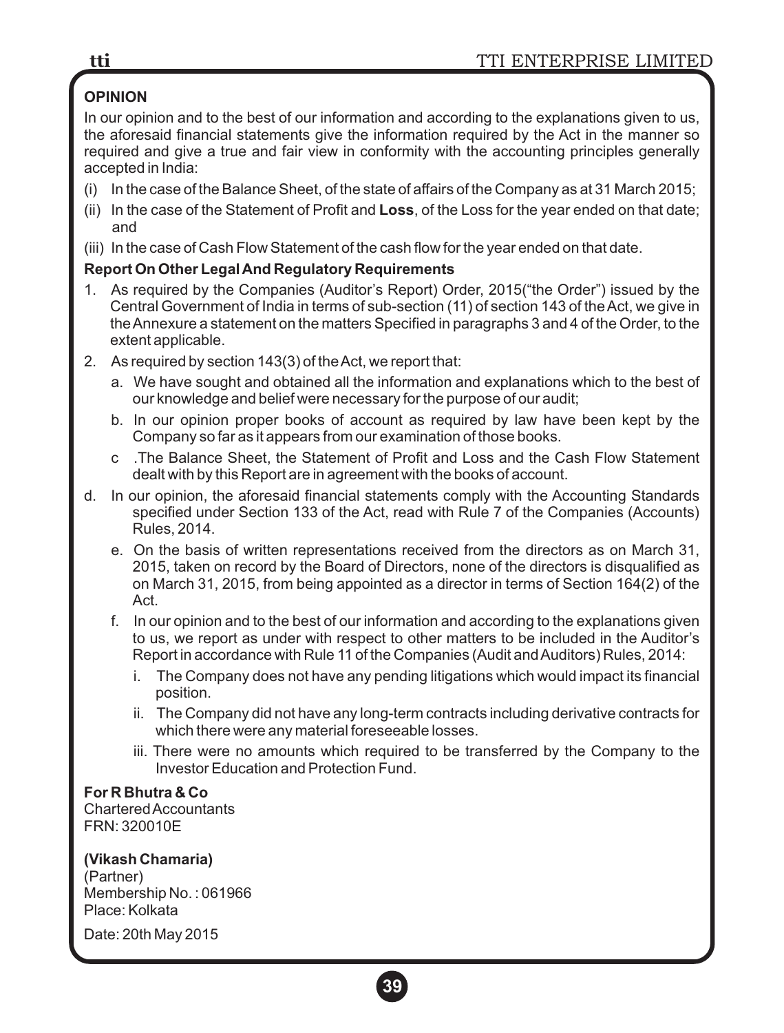**OPINION**

In our opinion and to the best of our information and according to the explanations given to us, the aforesaid financial statements give the information required by the Act in the manner so required and give a true and fair view in conformity with the accounting principles generally accepted in India:

(i) In the case of the Balance Sheet, of the state of affairs of the Company as at 31 March 2015;

(ii) In the case of the Statement of Profit and **Loss**, of the Loss for the year ended on that date; and

(iii) In the case of Cash Flow Statement of the cash flow for the year ended on that date.

**Report On Other Legal And Regulatory Requirements**

1. As required by the Companies (Auditor's Report) Order, 2015("the Order") issued by the Central Government of India in terms of sub-section (11) of section 143 of the Act, we give in the Annexure a statement on the matters Specified in paragraphs 3 and 4 of the Order, to the extent applicable.

2. As required by section 143(3) of the Act, we report that:

   a. We have sought and obtained all the information and explanations which to the best of our knowledge and belief were necessary for the purpose of our audit;

   b. In our opinion proper books of account as required by law have been kept by the Company so far as it appears from our examination of those books.

   c .The Balance Sheet, the Statement of Profit and Loss and the Cash Flow Statement dealt with by this Report are in agreement with the books of account.

d. In our opinion, the aforesaid financial statements comply with the Accounting Standards specified under Section 133 of the Act, read with Rule 7 of the Companies (Accounts) Rules, 2014.

   e. On the basis of written representations received from the directors as on March 31, 2015, taken on record by the Board of Directors, none of the directors is disqualified as on March 31, 2015, from being appointed as a director in terms of Section 164(2) of the Act.

   f. In our opinion and to the best of our information and according to the explanations given to us, we report as under with respect to other matters to be included in the Auditor's Report in accordance with Rule 11 of the Companies (Audit and Auditors) Rules, 2014:

      i. The Company does not have any pending litigations which would impact its financial position.

      ii. The Company did not have any long-term contracts including derivative contracts for which there were any material foreseeable losses.

      iii. There were no amounts which required to be transferred by the Company to the Investor Education and Protection Fund.

**For R Bhutra & Co**
Chartered Accountants
FRN: 320010E

**(Vikash Chamaria)**
(Partner)
Membership No. : 061966
Place: Kolkata

Date: 20th May 2015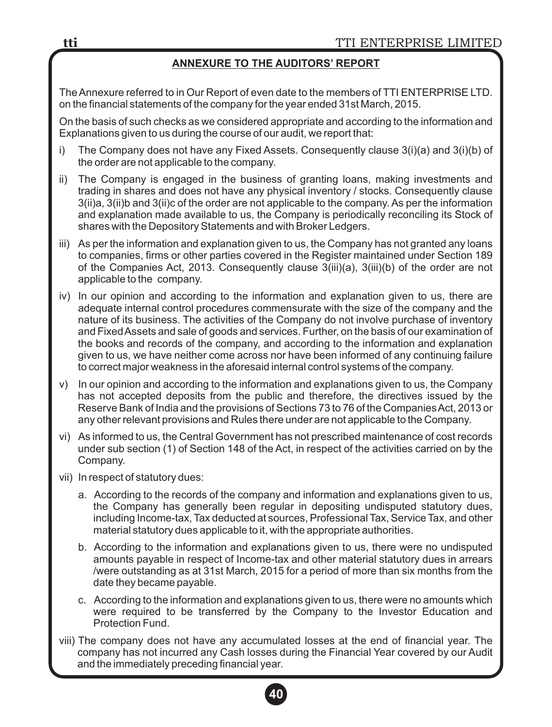## ANNEXURE TO THE AUDITORS' REPORT

The Annexure referred to in Our Report of even date to the members of TTI ENTERPRISE LTD. on the financial statements of the company for the year ended 31st March, 2015.

On the basis of such checks as we considered appropriate and according to the information and Explanations given to us during the course of our audit, we report that:

i) The Company does not have any Fixed Assets. Consequently clause 3(i)(a) and 3(i)(b) of the order are not applicable to the company.

ii) The Company is engaged in the business of granting loans, making investments and trading in shares and does not have any physical inventory / stocks. Consequently clause 3(ii)a, 3(ii)b and 3(ii)c of the order are not applicable to the company. As per the information and explanation made available to us, the Company is periodically reconciling its Stock of shares with the Depository Statements and with Broker Ledgers.

iii) As per the information and explanation given to us, the Company has not granted any loans to companies, firms or other parties covered in the Register maintained under Section 189 of the Companies Act, 2013. Consequently clause 3(iii)(a), 3(iii)(b) of the order are not applicable to the company.

iv) In our opinion and according to the information and explanation given to us, there are adequate internal control procedures commensurate with the size of the company and the nature of its business. The activities of the Company do not involve purchase of inventory and Fixed Assets and sale of goods and services. Further, on the basis of our examination of the books and records of the company, and according to the information and explanation given to us, we have neither come across nor have been informed of any continuing failure to correct major weakness in the aforesaid internal control systems of the company.

v) In our opinion and according to the information and explanations given to us, the Company has not accepted deposits from the public and therefore, the directives issued by the Reserve Bank of India and the provisions of Sections 73 to 76 of the Companies Act, 2013 or any other relevant provisions and Rules there under are not applicable to the Company.

vi) As informed to us, the Central Government has not prescribed maintenance of cost records under sub section (1) of Section 148 of the Act, in respect of the activities carried on by the Company.

vii) In respect of statutory dues:

   a. According to the records of the company and information and explanations given to us, the Company has generally been regular in depositing undisputed statutory dues, including Income-tax, Tax deducted at sources, Professional Tax, Service Tax, and other material statutory dues applicable to it, with the appropriate authorities.

   b. According to the information and explanations given to us, there were no undisputed amounts payable in respect of Income-tax and other material statutory dues in arrears /were outstanding as at 31st March, 2015 for a period of more than six months from the date they became payable.

   c. According to the information and explanations given to us, there were no amounts which were required to be transferred by the Company to the Investor Education and Protection Fund.

viii) The company does not have any accumulated losses at the end of financial year. The company has not incurred any Cash losses during the Financial Year covered by our Audit and the immediately preceding financial year.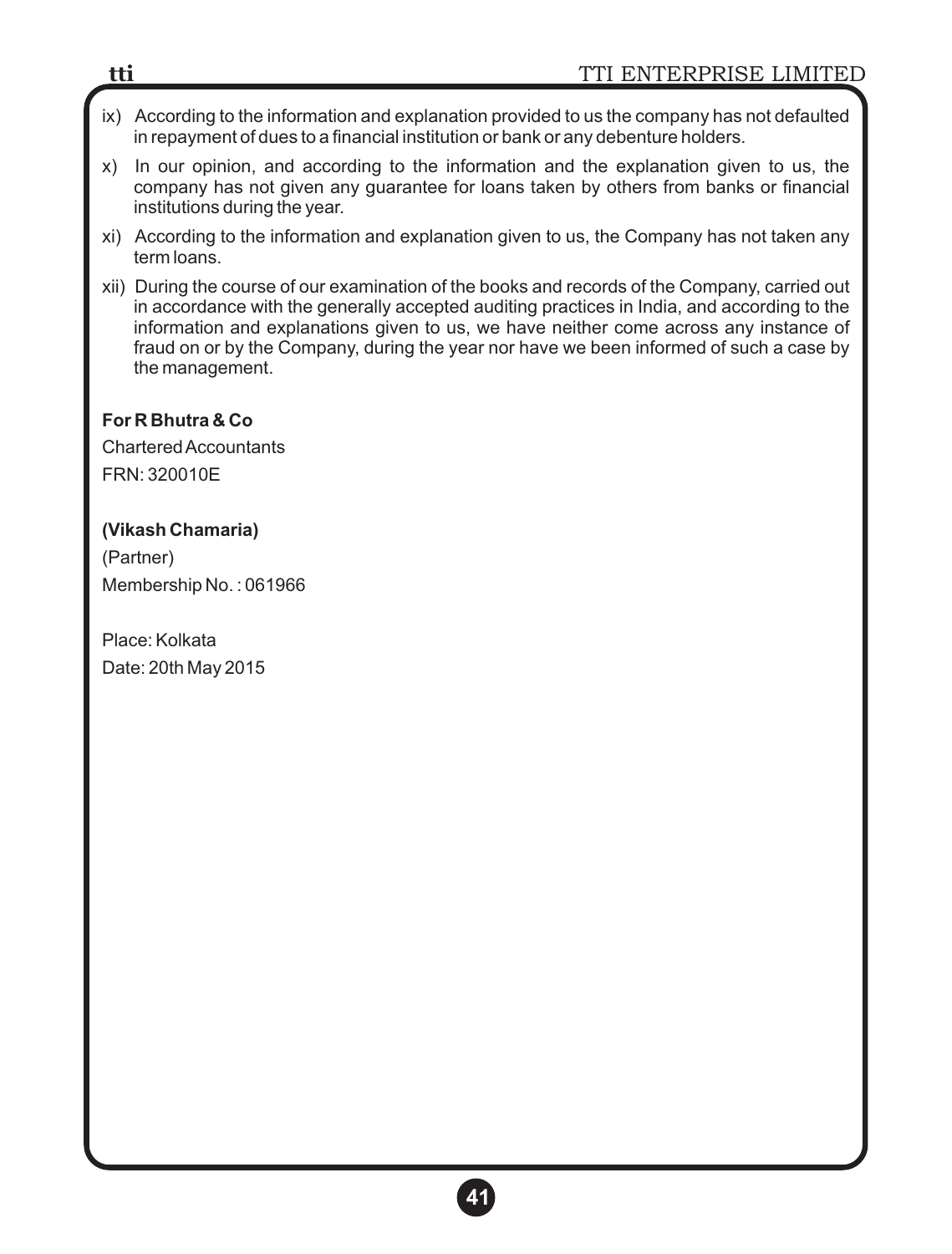ix) According to the information and explanation provided to us the company has not defaulted in repayment of dues to a financial institution or bank or any debenture holders.

x) In our opinion, and according to the information and the explanation given to us, the company has not given any guarantee for loans taken by others from banks or financial institutions during the year.

xi) According to the information and explanation given to us, the Company has not taken any term loans.

xii) During the course of our examination of the books and records of the Company, carried out in accordance with the generally accepted auditing practices in India, and according to the information and explanations given to us, we have neither come across any instance of fraud on or by the Company, during the year nor have we been informed of such a case by the management.

**For R Bhutra & Co**

Chartered Accountants

FRN: 320010E

**(Vikash Chamaria)**

(Partner)

Membership No. : 061966

Place: Kolkata

Date: 20th May 2015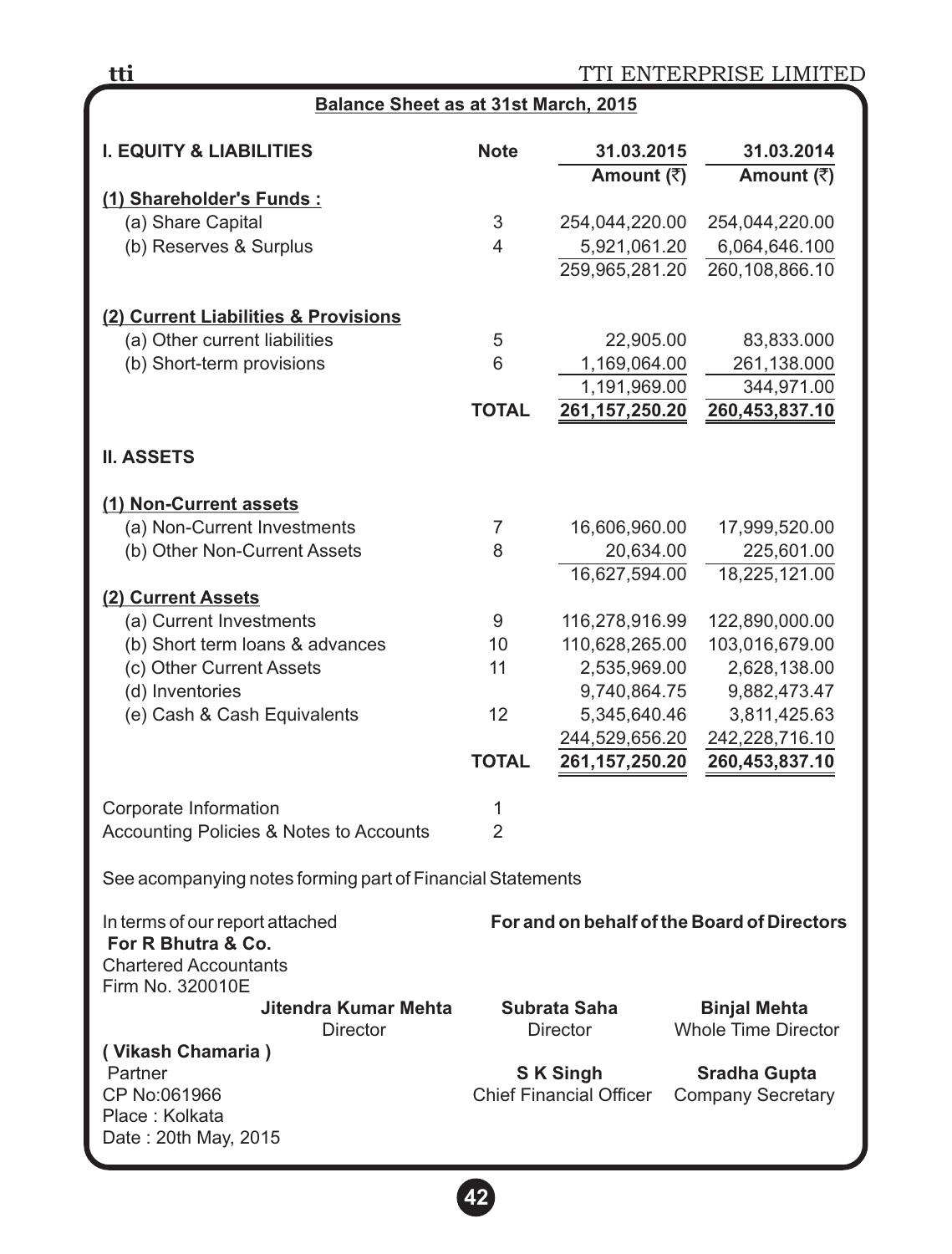## Balance Sheet as at 31st March, 2015

| I. EQUITY & LIABILITIES | Note | 31.03.2015 Amount (₹) | 31.03.2014 Amount (₹) |
|---|---|---|---|
| **(1) Shareholder's Funds :** | | | |
| (a) Share Capital | 3 | 254,044,220.00 | 254,044,220.00 |
| (b) Reserves & Surplus | 4 | 5,921,061.20 | 6,064,646.100 |
| | | 259,965,281.20 | 260,108,866.10 |
| **(2) Current Liabilities & Provisions** | | | |
| (a) Other current liabilities | 5 | 22,905.00 | 83,833.000 |
| (b) Short-term provisions | 6 | 1,169,064.00 | 261,138.000 |
| | | 1,191,969.00 | 344,971.00 |
| | **TOTAL** | **261,157,250.20** | **260,453,837.10** |
| **II. ASSETS** | | | |
| **(1) Non-Current assets** | | | |
| (a) Non-Current Investments | 7 | 16,606,960.00 | 17,999,520.00 |
| (b) Other Non-Current Assets | 8 | 20,634.00 | 225,601.00 |
| | | 16,627,594.00 | 18,225,121.00 |
| **(2) Current Assets** | | | |
| (a) Current Investments | 9 | 116,278,916.99 | 122,890,000.00 |
| (b) Short term loans & advances | 10 | 110,628,265.00 | 103,016,679.00 |
| (c) Other Current Assets | 11 | 2,535,969.00 | 2,628,138.00 |
| (d) Inventories | | 9,740,864.75 | 9,882,473.47 |
| (e) Cash & Cash Equivalents | 12 | 5,345,640.46 | 3,811,425.63 |
| | | 244,529,656.20 | 242,228,716.10 |
| | **TOTAL** | **261,157,250.20** | **260,453,837.10** |

Corporate Information 1

Accounting Policies & Notes to Accounts 2

See acompanying notes forming part of Financial Statements

In terms of our report attached
**For R Bhutra & Co.**
Chartered Accountants
Firm No. 320010E

**For and on behalf of the Board of Directors**

**Jitendra Kumar Mehta**
Director

**Subrata Saha**
Director

**Binjal Mehta**
Whole Time Director

**( Vikash Chamaria )**
Partner
CP No:061966
Place : Kolkata
Date : 20th May, 2015

**S K Singh**
Chief Financial Officer

**Sradha Gupta**
Company Secretary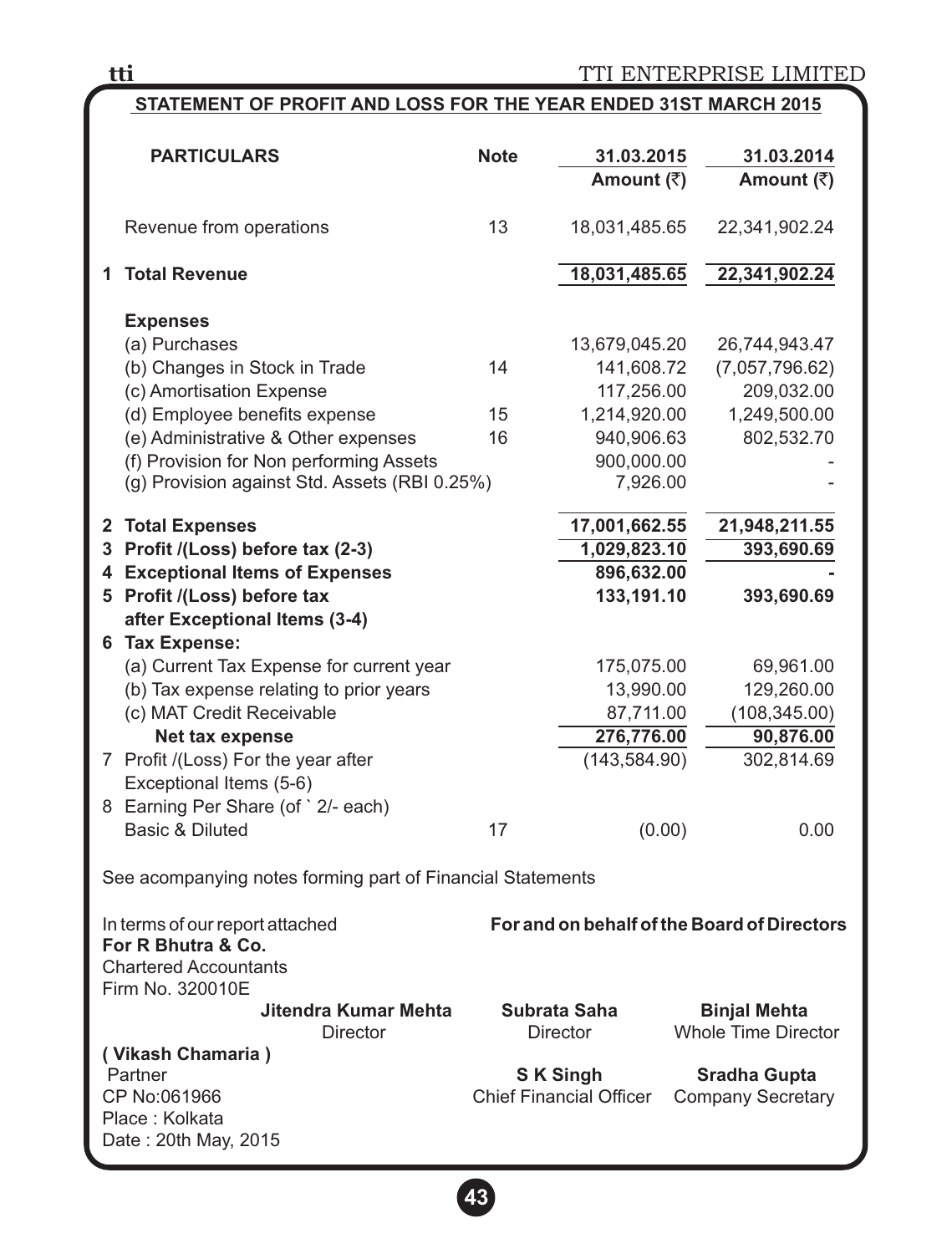## STATEMENT OF PROFIT AND LOSS FOR THE YEAR ENDED 31ST MARCH 2015

| PARTICULARS | Note | 31.03.2015 Amount (₹) | 31.03.2014 Amount (₹) |
|---|---|---|---|
| Revenue from operations | 13 | 18,031,485.65 | 22,341,902.24 |
| **1 Total Revenue** | | **18,031,485.65** | **22,341,902.24** |
| **Expenses** | | | |
| (a) Purchases | | 13,679,045.20 | 26,744,943.47 |
| (b) Changes in Stock in Trade | 14 | 141,608.72 | (7,057,796.62) |
| (c) Amortisation Expense | | 117,256.00 | 209,032.00 |
| (d) Employee benefits expense | 15 | 1,214,920.00 | 1,249,500.00 |
| (e) Administrative & Other expenses | 16 | 940,906.63 | 802,532.70 |
| (f) Provision for Non performing Assets | | 900,000.00 | - |
| (g) Provision against Std. Assets (RBI 0.25%) | | 7,926.00 | - |
| **2 Total Expenses** | | **17,001,662.55** | **21,948,211.55** |
| **3 Profit /(Loss) before tax (2-3)** | | **1,029,823.10** | **393,690.69** |
| **4 Exceptional Items of Expenses** | | **896,632.00** | **-** |
| **5 Profit /(Loss) before tax after Exceptional Items (3-4)** | | **133,191.10** | **393,690.69** |
| **6 Tax Expense:** | | | |
| (a) Current Tax Expense for current year | | 175,075.00 | 69,961.00 |
| (b) Tax expense relating to prior years | | 13,990.00 | 129,260.00 |
| (c) MAT Credit Receivable | | 87,711.00 | (108,345.00) |
| **Net tax expense** | | **276,776.00** | **90,876.00** |
| 7 Profit /(Loss) For the year after Exceptional Items (5-6) | | (143,584.90) | 302,814.69 |
| 8 Earning Per Share (of ` 2/- each) | | | |
| Basic & Diluted | 17 | (0.00) | 0.00 |

See acompanying notes forming part of Financial Statements

In terms of our report attached
**For R Bhutra & Co.**
Chartered Accountants
Firm No. 320010E

**( Vikash Chamaria )**
Partner
CP No:061966
Place : Kolkata
Date : 20th May, 2015

**For and on behalf of the Board of Directors**

**Jitendra Kumar Mehta**
Director

**Subrata Saha**
Director

**Binjal Mehta**
Whole Time Director

**S K Singh**
Chief Financial Officer

**Sradha Gupta**
Company Secretary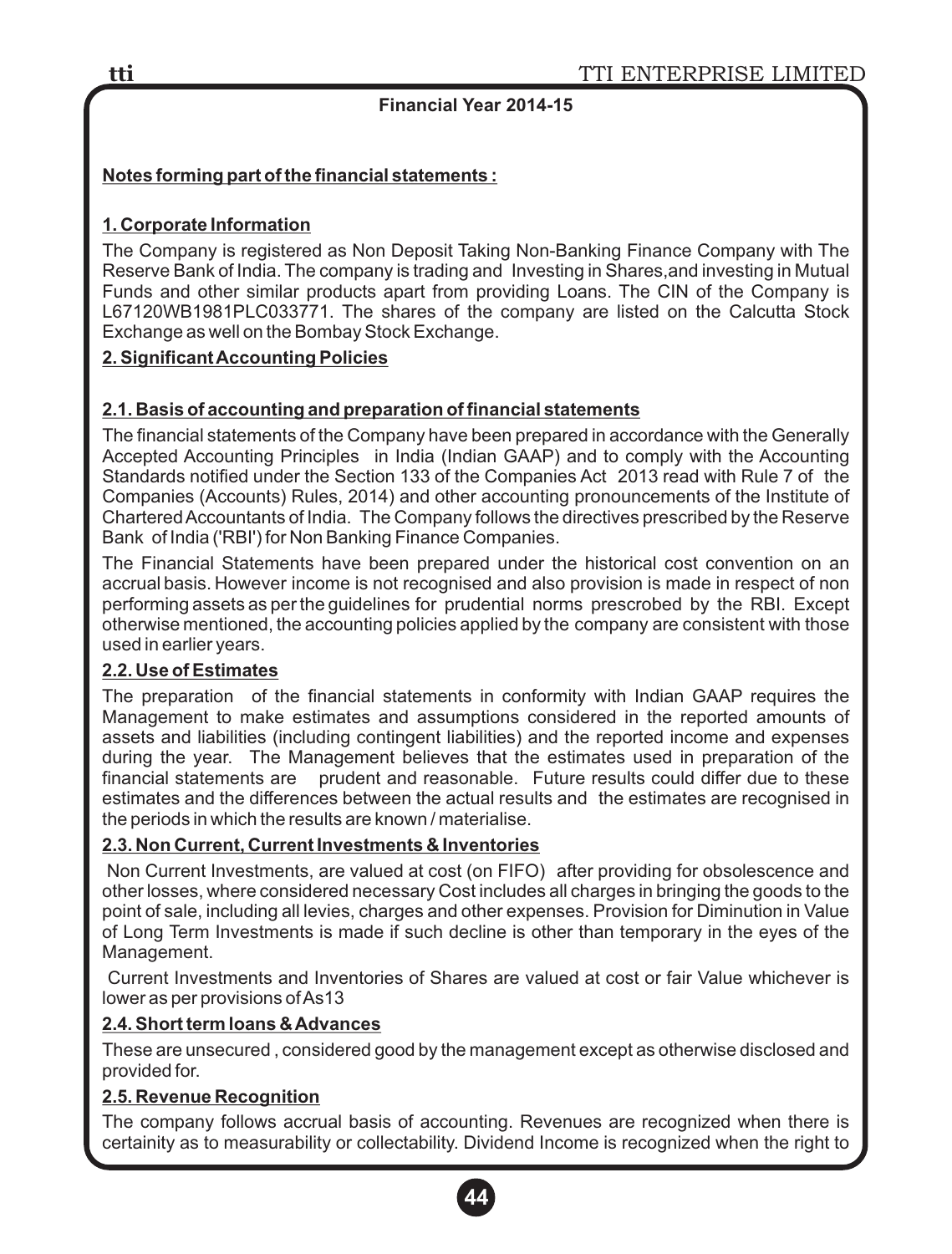**Financial Year 2014-15**

**Notes forming part of the financial statements :**

**1. Corporate Information**

The Company is registered as Non Deposit Taking Non-Banking Finance Company with The Reserve Bank of India. The company is trading and Investing in Shares,and investing in Mutual Funds and other similar products apart from providing Loans. The CIN of the Company is L67120WB1981PLC033771. The shares of the company are listed on the Calcutta Stock Exchange as well on the Bombay Stock Exchange.

**2. Significant Accounting Policies**

**2.1. Basis of accounting and preparation of financial statements**

The financial statements of the Company have been prepared in accordance with the Generally Accepted Accounting Principles in India (Indian GAAP) and to comply with the Accounting Standards notified under the Section 133 of the Companies Act 2013 read with Rule 7 of the Companies (Accounts) Rules, 2014) and other accounting pronouncements of the Institute of Chartered Accountants of India. The Company follows the directives prescribed by the Reserve Bank of India ('RBI') for Non Banking Finance Companies.

The Financial Statements have been prepared under the historical cost convention on an accrual basis. However income is not recognised and also provision is made in respect of non performing assets as per the guidelines for prudential norms prescrobed by the RBI. Except otherwise mentioned, the accounting policies applied by the company are consistent with those used in earlier years.

**2.2. Use of Estimates**

The preparation of the financial statements in conformity with Indian GAAP requires the Management to make estimates and assumptions considered in the reported amounts of assets and liabilities (including contingent liabilities) and the reported income and expenses during the year. The Management believes that the estimates used in preparation of the financial statements are prudent and reasonable. Future results could differ due to these estimates and the differences between the actual results and the estimates are recognised in the periods in which the results are known / materialise.

**2.3. Non Current, Current Investments & Inventories**

Non Current Investments, are valued at cost (on FIFO) after providing for obsolescence and other losses, where considered necessary Cost includes all charges in bringing the goods to the point of sale, including all levies, charges and other expenses. Provision for Diminution in Value of Long Term Investments is made if such decline is other than temporary in the eyes of the Management.

Current Investments and Inventories of Shares are valued at cost or fair Value whichever is lower as per provisions of As13

**2.4. Short term loans & Advances**

These are unsecured , considered good by the management except as otherwise disclosed and provided for.

**2.5. Revenue Recognition**

The company follows accrual basis of accounting. Revenues are recognized when there is certainity as to measurability or collectability. Dividend Income is recognized when the right to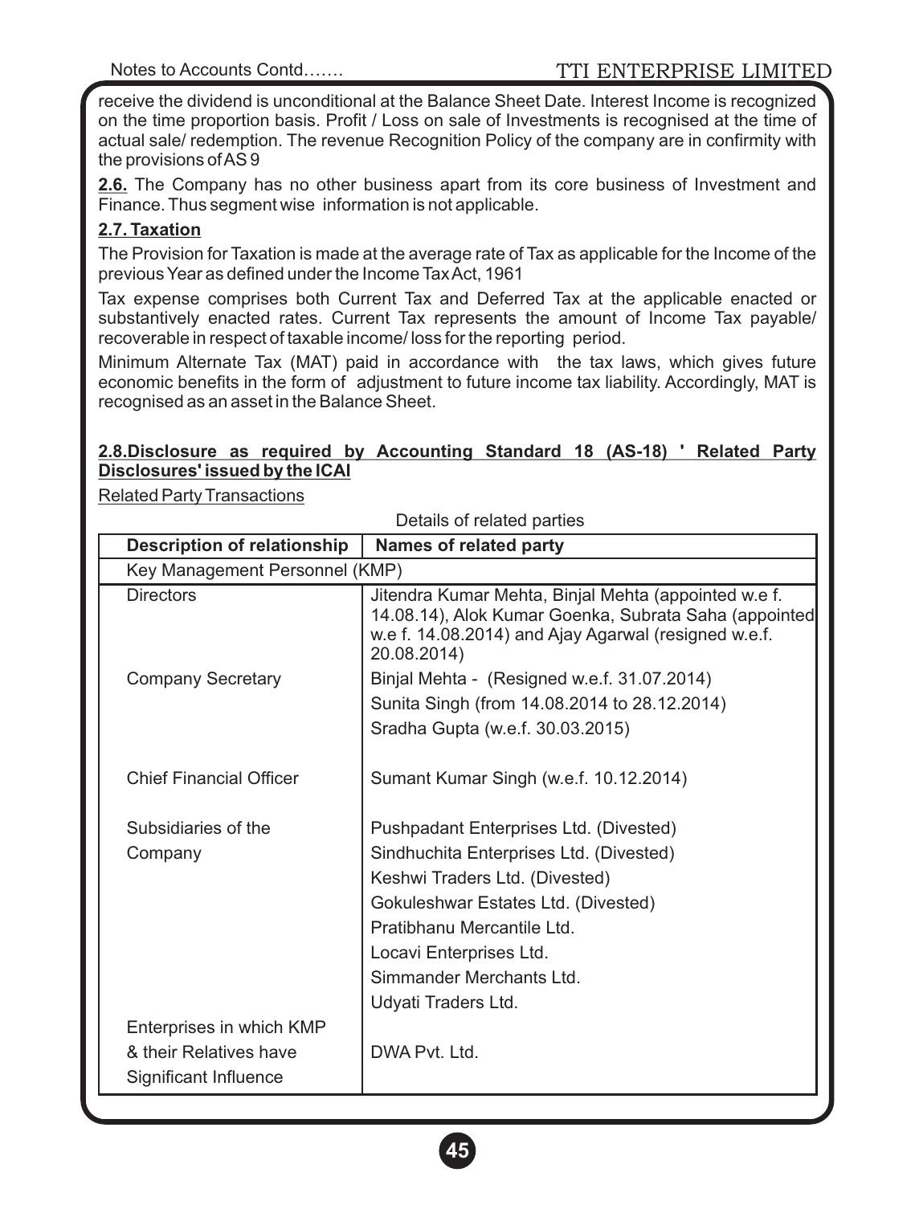receive the dividend is unconditional at the Balance Sheet Date. Interest Income is recognized on the time proportion basis. Profit / Loss on sale of Investments is recognised at the time of actual sale/ redemption. The revenue Recognition Policy of the company are in confirmity with the provisions of AS 9

**2.6.** The Company has no other business apart from its core business of Investment and Finance. Thus segment wise information is not applicable.

**2.7. Taxation**

The Provision for Taxation is made at the average rate of Tax as applicable for the Income of the previous Year as defined under the Income Tax Act, 1961

Tax expense comprises both Current Tax and Deferred Tax at the applicable enacted or substantively enacted rates. Current Tax represents the amount of Income Tax payable/ recoverable in respect of taxable income/ loss for the reporting period.

Minimum Alternate Tax (MAT) paid in accordance with the tax laws, which gives future economic benefits in the form of adjustment to future income tax liability. Accordingly, MAT is recognised as an asset in the Balance Sheet.

**2.8.Disclosure as required by Accounting Standard 18 (AS-18) ' Related Party Disclosures' issued by the ICAI**

Related Party Transactions

Details of related parties

| Description of relationship | Names of related party |
|---|---|
| Key Management Personnel (KMP) | |
| Directors | Jitendra Kumar Mehta, Binjal Mehta (appointed w.e f. 14.08.14), Alok Kumar Goenka, Subrata Saha (appointed w.e f. 14.08.2014) and Ajay Agarwal (resigned w.e.f. 20.08.2014) |
| Company Secretary | Binjal Mehta - (Resigned w.e.f. 31.07.2014)<br>Sunita Singh (from 14.08.2014 to 28.12.2014)<br>Sradha Gupta (w.e.f. 30.03.2015) |
| Chief Financial Officer | Sumant Kumar Singh (w.e.f. 10.12.2014) |
| Subsidiaries of the Company | Pushpadant Enterprises Ltd. (Divested)<br>Sindhuchita Enterprises Ltd. (Divested)<br>Keshwi Traders Ltd. (Divested)<br>Gokuleshwar Estates Ltd. (Divested)<br>Pratibhanu Mercantile Ltd.<br>Locavi Enterprises Ltd.<br>Simmander Merchants Ltd.<br>Udyati Traders Ltd. |
| Enterprises in which KMP & their Relatives have Significant Influence | DWA Pvt. Ltd. |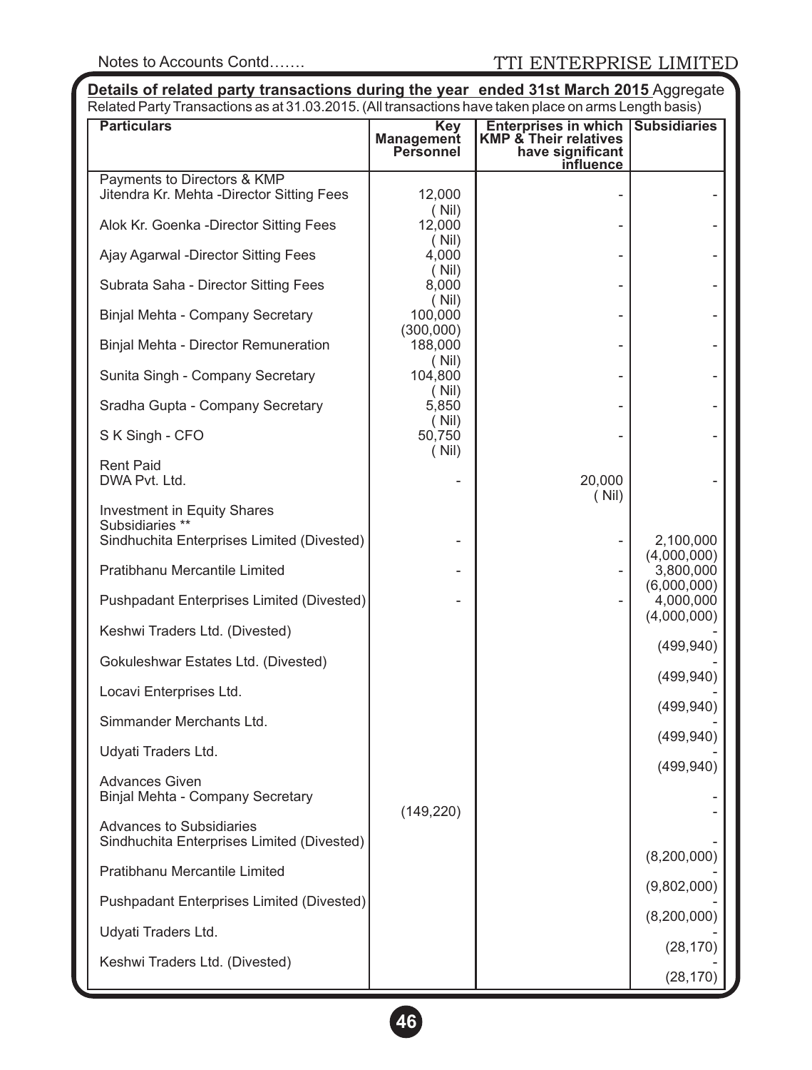**Details of related party transactions during the year ended 31st March 2015** Aggregate Related Party Transactions as at 31.03.2015. (All transactions have taken place on arms Length basis)

| Particulars | Key Management Personnel | Enterprises in which KMP & Their relatives have significant influence | Subsidiaries |
|---|---|---|---|
| Payments to Directors & KMP | | | |
| Jitendra Kr. Mehta -Director Sitting Fees | 12,000<br>( Nil) | - | - |
| Alok Kr. Goenka -Director Sitting Fees | 12,000<br>( Nil) | - | - |
| Ajay Agarwal -Director Sitting Fees | 4,000<br>( Nil) | - | - |
| Subrata Saha - Director Sitting Fees | 8,000<br>( Nil) | - | - |
| Binjal Mehta - Company Secretary | 100,000<br>(300,000) | - | - |
| Binjal Mehta - Director Remuneration | 188,000<br>( Nil) | - | - |
| Sunita Singh - Company Secretary | 104,800<br>( Nil) | - | - |
| Sradha Gupta - Company Secretary | 5,850<br>( Nil) | - | - |
| S K Singh - CFO | 50,750<br>( Nil) | - | - |
| Rent Paid | | | |
| DWA Pvt. Ltd. | - | 20,000<br>( Nil) | - |
| Investment in Equity Shares | | | |
| Subsidiaries ** | | | |
| Sindhuchita Enterprises Limited (Divested) | - | - | 2,100,000<br>(4,000,000) |
| Pratibhanu Mercantile Limited | - | - | 3,800,000<br>(6,000,000) |
| Pushpadant Enterprises Limited (Divested) | - | - | 4,000,000<br>(4,000,000) |
| Keshwi Traders Ltd. (Divested) | | | -<br>(499,940) |
| Gokuleshwar Estates Ltd. (Divested) | | | -<br>(499,940) |
| Locavi Enterprises Ltd. | | | -<br>(499,940) |
| Simmander Merchants Ltd. | | | -<br>(499,940) |
| Udyati Traders Ltd. | | | -<br>(499,940) |
| Advances Given | | | |
| Binjal Mehta - Company Secretary | (149,220) | | -<br>- |
| Advances to Subsidiaries | | | |
| Sindhuchita Enterprises Limited (Divested) | | | -<br>(8,200,000) |
| Pratibhanu Mercantile Limited | | | -<br>(9,802,000) |
| Pushpadant Enterprises Limited (Divested) | | | -<br>(8,200,000) |
| Udyati Traders Ltd. | | | -<br>(28,170) |
| Keshwi Traders Ltd. (Divested) | | | -<br>(28,170) |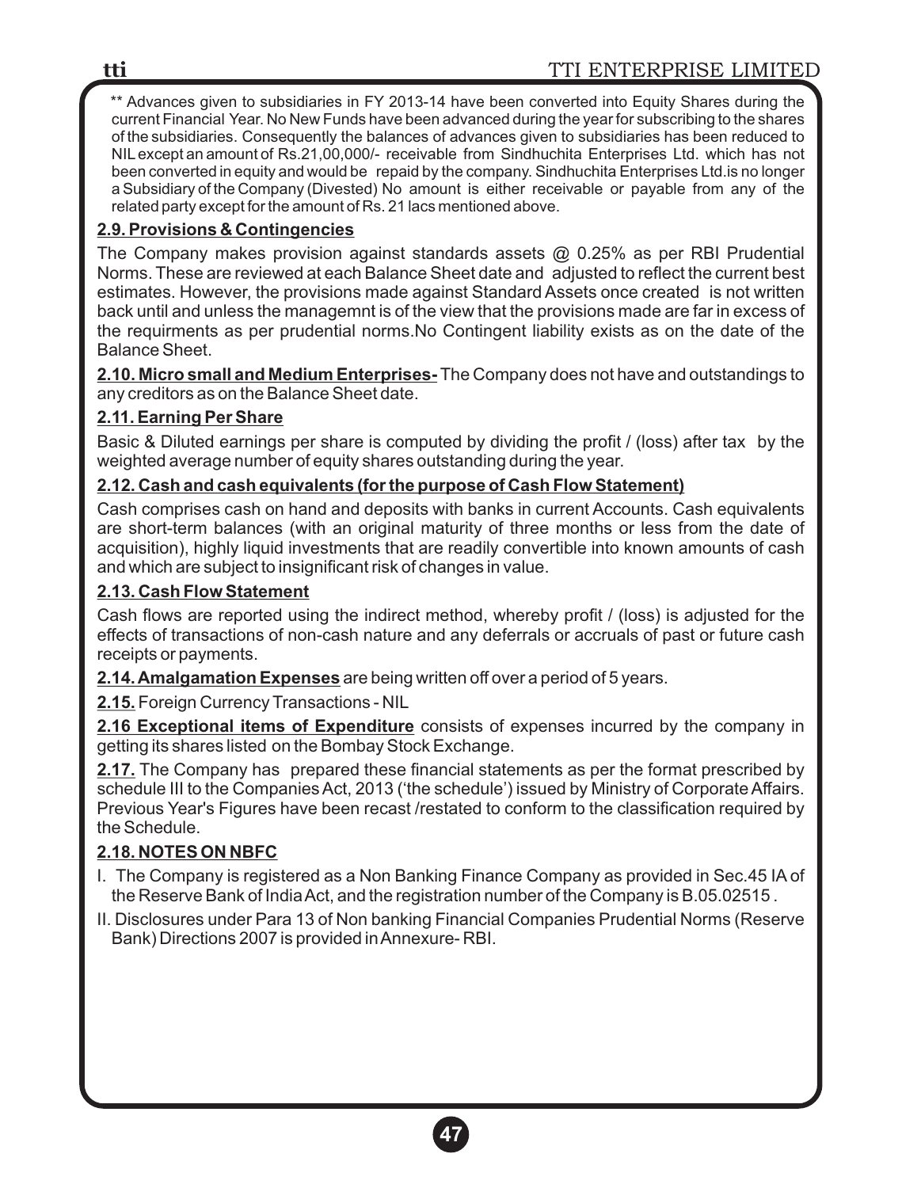** Advances given to subsidiaries in FY 2013-14 have been converted into Equity Shares during the current Financial Year. No New Funds have been advanced during the year for subscribing to the shares of the subsidiaries. Consequently the balances of advances given to subsidiaries has been reduced to NIL except an amount of Rs.21,00,000/- receivable from Sindhuchita Enterprises Ltd. which has not been converted in equity and would be repaid by the company. Sindhuchita Enterprises Ltd.is no longer a Subsidiary of the Company (Divested) No amount is either receivable or payable from any of the related party except for the amount of Rs. 21 lacs mentioned above.

### 2.9. Provisions & Contingencies

The Company makes provision against standards assets @ 0.25% as per RBI Prudential Norms. These are reviewed at each Balance Sheet date and adjusted to reflect the current best estimates. However, the provisions made against Standard Assets once created is not written back until and unless the managemnt is of the view that the provisions made are far in excess of the requirments as per prudential norms.No Contingent liability exists as on the date of the Balance Sheet.

**2.10. Micro small and Medium Enterprises-** The Company does not have and outstandings to any creditors as on the Balance Sheet date.

### 2.11. Earning Per Share

Basic & Diluted earnings per share is computed by dividing the profit / (loss) after tax by the weighted average number of equity shares outstanding during the year.

### 2.12. Cash and cash equivalents (for the purpose of Cash Flow Statement)

Cash comprises cash on hand and deposits with banks in current Accounts. Cash equivalents are short-term balances (with an original maturity of three months or less from the date of acquisition), highly liquid investments that are readily convertible into known amounts of cash and which are subject to insignificant risk of changes in value.

### 2.13. Cash Flow Statement

Cash flows are reported using the indirect method, whereby profit / (loss) is adjusted for the effects of transactions of non-cash nature and any deferrals or accruals of past or future cash receipts or payments.

**2.14. Amalgamation Expenses** are being written off over a period of 5 years.

**2.15.** Foreign Currency Transactions - NIL

**2.16 Exceptional items of Expenditure** consists of expenses incurred by the company in getting its shares listed on the Bombay Stock Exchange.

**2.17.** The Company has prepared these financial statements as per the format prescribed by schedule III to the Companies Act, 2013 ('the schedule') issued by Ministry of Corporate Affairs. Previous Year's Figures have been recast /restated to conform to the classification required by the Schedule.

### 2.18. NOTES ON NBFC

I. The Company is registered as a Non Banking Finance Company as provided in Sec.45 IA of the Reserve Bank of India Act, and the registration number of the Company is B.05.02515 .

II. Disclosures under Para 13 of Non banking Financial Companies Prudential Norms (Reserve Bank) Directions 2007 is provided in Annexure- RBI.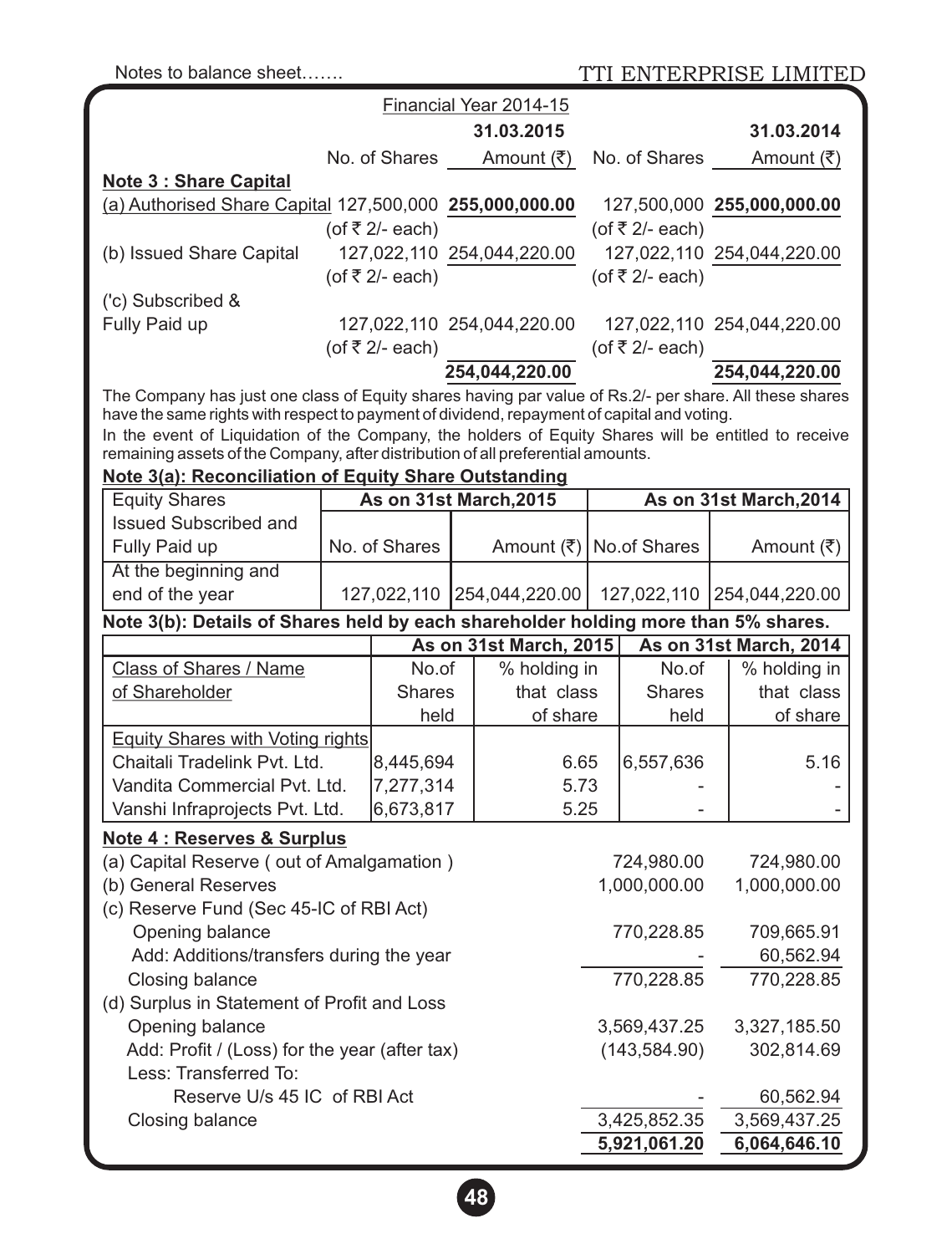Notes to balance sheet.......

Financial Year 2014-15

| | 31.03.2015 | | 31.03.2014 | |
|---|---|---|---|---|
| | No. of Shares | Amount (₹) | No. of Shares | Amount (₹) |
| **Note 3 : Share Capital** | | | | |
| (a) Authorised Share Capital | 127,500,000 (of ₹ 2/- each) | **255,000,000.00** | 127,500,000 (of ₹ 2/- each) | **255,000,000.00** |
| (b) Issued Share Capital | 127,022,110 (of ₹ 2/- each) | 254,044,220.00 | 127,022,110 (of ₹ 2/- each) | 254,044,220.00 |
| ('c) Subscribed & Fully Paid up | 127,022,110 (of ₹ 2/- each) | 254,044,220.00 | 127,022,110 (of ₹ 2/- each) | 254,044,220.00 |
| | | **254,044,220.00** | | **254,044,220.00** |

The Company has just one class of Equity shares having par value of Rs.2/- per share. All these shares have the same rights with respect to payment of dividend, repayment of capital and voting.

In the event of Liquidation of the Company, the holders of Equity Shares will be entitled to receive remaining assets of the Company, after distribution of all preferential amounts.

**Note 3(a): Reconciliation of Equity Share Outstanding**

| Equity Shares | As on 31st March,2015 | | As on 31st March,2014 | |
|---|---|---|---|---|
| Issued Subscribed and Fully Paid up | No. of Shares | Amount (₹) | No.of Shares | Amount (₹) |
| At the beginning and end of the year | 127,022,110 | 254,044,220.00 | 127,022,110 | 254,044,220.00 |

**Note 3(b): Details of Shares held by each shareholder holding more than 5% shares.**

| | As on 31st March, 2015 | | As on 31st March, 2014 | |
|---|---|---|---|---|
| Class of Shares / Name of Shareholder | No.of Shares held | % holding in that class of share | No.of Shares held | % holding in that class of share |
| Equity Shares with Voting rights | | | | |
| Chaitali Tradelink Pvt. Ltd. | 8,445,694 | 6.65 | 6,557,636 | 5.16 |
| Vandita Commercial Pvt. Ltd. | 7,277,314 | 5.73 | - | - |
| Vanshi Infraprojects Pvt. Ltd. | 6,673,817 | 5.25 | - | - |

**Note 4 : Reserves & Surplus**

| | 31.03.2015 | 31.03.2014 |
|---|---|---|
| (a) Capital Reserve ( out of Amalgamation ) | 724,980.00 | 724,980.00 |
| (b) General Reserves | 1,000,000.00 | 1,000,000.00 |
| (c) Reserve Fund (Sec 45-IC of RBI Act) | | |
| Opening balance | 770,228.85 | 709,665.91 |
| Add: Additions/transfers during the year | - | 60,562.94 |
| Closing balance | 770,228.85 | 770,228.85 |
| (d) Surplus in Statement of Profit and Loss | | |
| Opening balance | 3,569,437.25 | 3,327,185.50 |
| Add: Profit / (Loss) for the year (after tax) | (143,584.90) | 302,814.69 |
| Less: Transferred To: | | |
| Reserve U/s 45 IC of RBI Act | - | 60,562.94 |
| Closing balance | 3,425,852.35 | 3,569,437.25 |
| | **5,921,061.20** | **6,064,646.10** |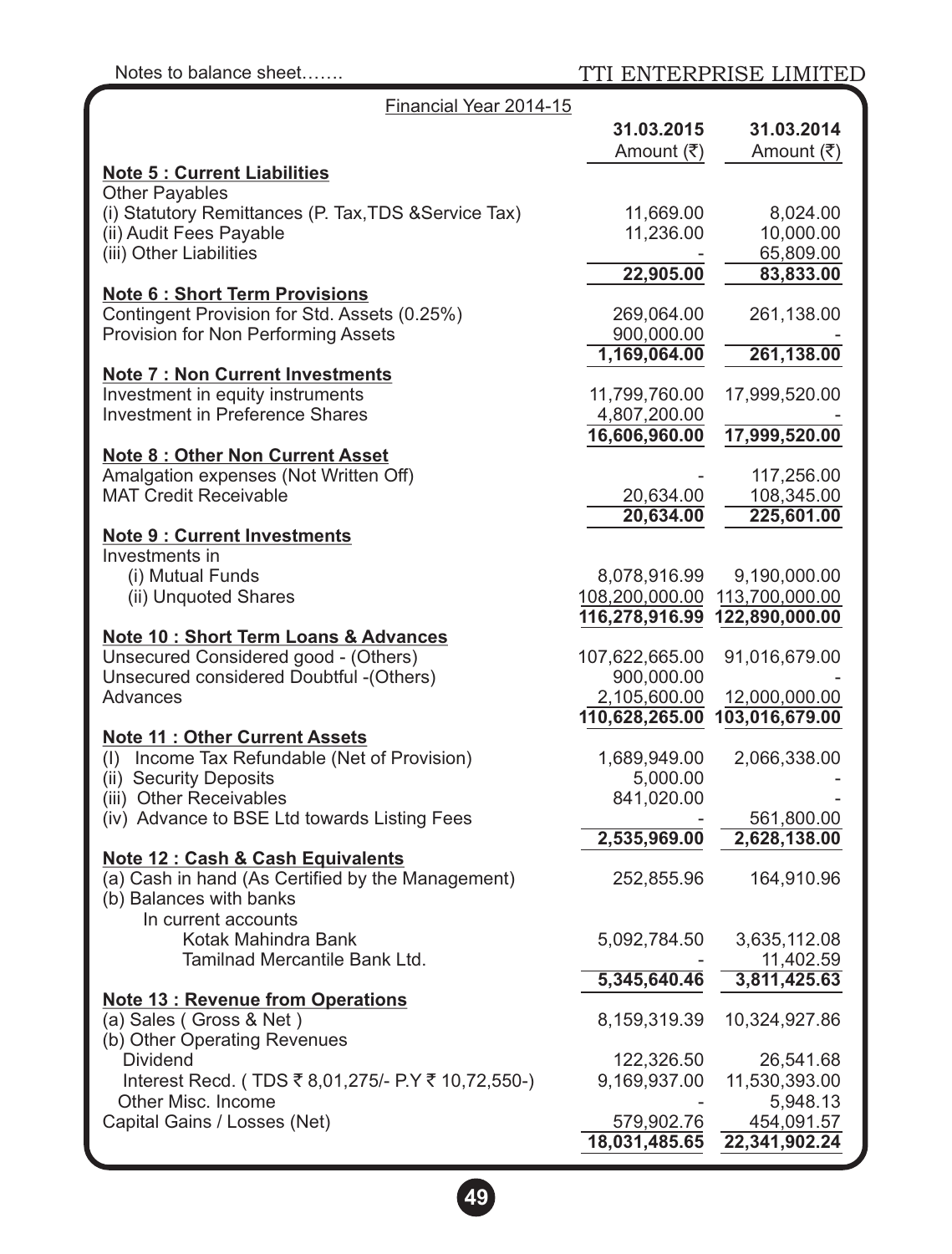Notes to balance sheet.......

Financial Year 2014-15

| | 31.03.2015 Amount (₹) | 31.03.2014 Amount (₹) |
|---|---|---|
| **Note 5 : Current Liabilities** | | |
| Other Payables | | |
| (i) Statutory Remittances (P. Tax,TDS &Service Tax) | 11,669.00 | 8,024.00 |
| (ii) Audit Fees Payable | 11,236.00 | 10,000.00 |
| (iii) Other Liabilities | - | 65,809.00 |
| | 22,905.00 | 83,833.00 |
| **Note 6 : Short Term Provisions** | | |
| Contingent Provision for Std. Assets (0.25%) | 269,064.00 | 261,138.00 |
| Provision for Non Performing Assets | 900,000.00 | - |
| | 1,169,064.00 | 261,138.00 |
| **Note 7 : Non Current Investments** | | |
| Investment in equity instruments | 11,799,760.00 | 17,999,520.00 |
| Investment in Preference Shares | 4,807,200.00 | - |
| | 16,606,960.00 | 17,999,520.00 |
| **Note 8 : Other Non Current Asset** | | |
| Amalgation expenses (Not Written Off) | - | 117,256.00 |
| MAT Credit Receivable | 20,634.00 | 108,345.00 |
| | 20,634.00 | 225,601.00 |
| **Note 9 : Current Investments** | | |
| Investments in | | |
| (i) Mutual Funds | 8,078,916.99 | 9,190,000.00 |
| (ii) Unquoted Shares | 108,200,000.00 | 113,700,000.00 |
| | 116,278,916.99 | 122,890,000.00 |
| **Note 10 : Short Term Loans & Advances** | | |
| Unsecured Considered good - (Others) | 107,622,665.00 | 91,016,679.00 |
| Unsecured considered Doubtful -(Others) | 900,000.00 | - |
| Advances | 2,105,600.00 | 12,000,000.00 |
| | 110,628,265.00 | 103,016,679.00 |
| **Note 11 : Other Current Assets** | | |
| (I) Income Tax Refundable (Net of Provision) | 1,689,949.00 | 2,066,338.00 |
| (ii) Security Deposits | 5,000.00 | - |
| (iii) Other Receivables | 841,020.00 | - |
| (iv) Advance to BSE Ltd towards Listing Fees | - | 561,800.00 |
| | 2,535,969.00 | 2,628,138.00 |
| **Note 12 : Cash & Cash Equivalents** | | |
| (a) Cash in hand (As Certified by the Management) | 252,855.96 | 164,910.96 |
| (b) Balances with banks | | |
| In current accounts | | |
| Kotak Mahindra Bank | 5,092,784.50 | 3,635,112.08 |
| Tamilnad Mercantile Bank Ltd. | - | 11,402.59 |
| | 5,345,640.46 | 3,811,425.63 |
| **Note 13 : Revenue from Operations** | | |
| (a) Sales ( Gross & Net ) | 8,159,319.39 | 10,324,927.86 |
| (b) Other Operating Revenues | | |
| Dividend | 122,326.50 | 26,541.68 |
| Interest Recd. ( TDS ₹ 8,01,275/- P.Y ₹ 10,72,550-) | 9,169,937.00 | 11,530,393.00 |
| Other Misc. Income | - | 5,948.13 |
| Capital Gains / Losses (Net) | 579,902.76 | 454,091.57 |
| | 18,031,485.65 | 22,341,902.24 |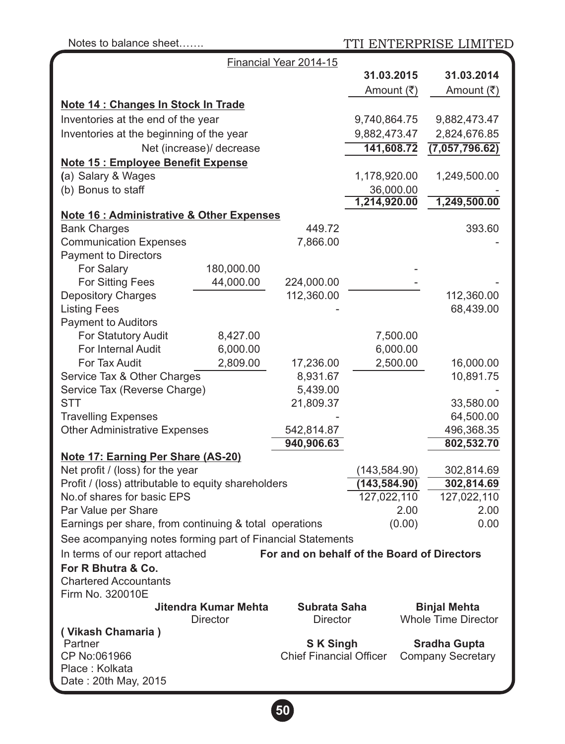Notes to balance sheet…….

TTI ENTERPRISE LIMITED

Financial Year 2014-15

| | | | 31.03.2015 Amount (₹) | 31.03.2014 Amount (₹) |
|---|---|---|---|---|
| **Note 14 : Changes In Stock In Trade** | | | | |
| Inventories at the end of the year | | | 9,740,864.75 | 9,882,473.47 |
| Inventories at the beginning of the year | | | 9,882,473.47 | 2,824,676.85 |
| Net (increase)/ decrease | | | 141,608.72 | (7,057,796.62) |
| **Note 15 : Employee Benefit Expense** | | | | |
| (a) Salary & Wages | | | 1,178,920.00 | 1,249,500.00 |
| (b) Bonus to staff | | | 36,000.00 | - |
| | | | 1,214,920.00 | 1,249,500.00 |
| **Note 16 : Administrative & Other Expenses** | | | | |
| Bank Charges | | 449.72 | | 393.60 |
| Communication Expenses | | 7,866.00 | | - |
| Payment to Directors | | | | |
| For Salary | 180,000.00 | | - | |
| For Sitting Fees | 44,000.00 | 224,000.00 | - | - |
| Depository Charges | | 112,360.00 | | 112,360.00 |
| Listing Fees | | - | | 68,439.00 |
| Payment to Auditors | | | | |
| For Statutory Audit | 8,427.00 | | 7,500.00 | |
| For Internal Audit | 6,000.00 | | 6,000.00 | |
| For Tax Audit | 2,809.00 | 17,236.00 | 2,500.00 | 16,000.00 |
| Service Tax & Other Charges | | 8,931.67 | | 10,891.75 |
| Service Tax (Reverse Charge) | | 5,439.00 | | - |
| STT | | 21,809.37 | | 33,580.00 |
| Travelling Expenses | | - | | 64,500.00 |
| Other Administrative Expenses | | 542,814.87 | | 496,368.35 |
| | | 940,906.63 | | 802,532.70 |
| **Note 17: Earning Per Share (AS-20)** | | | | |
| Net profit / (loss) for the year | | | (143,584.90) | 302,814.69 |
| Profit / (loss) attributable to equity shareholders | | | (143,584.90) | 302,814.69 |
| No.of shares for basic EPS | | | 127,022,110 | 127,022,110 |
| Par Value per Share | | | 2.00 | 2.00 |
| Earnings per share, from continuing & total operations | | | (0.00) | 0.00 |

See acompanying notes forming part of Financial Statements

In terms of our report attached

**For and on behalf of the Board of Directors**

**For R Bhutra & Co.**
Chartered Accountants
Firm No. 320010E

**Jitendra Kumar Mehta**
Director

**Subrata Saha**
Director

**Binjal Mehta**
Whole Time Director

**( Vikash Chamaria )**
Partner
CP No:061966
Place : Kolkata
Date : 20th May, 2015

**S K Singh**
Chief Financial Officer

**Sradha Gupta**
Company Secretary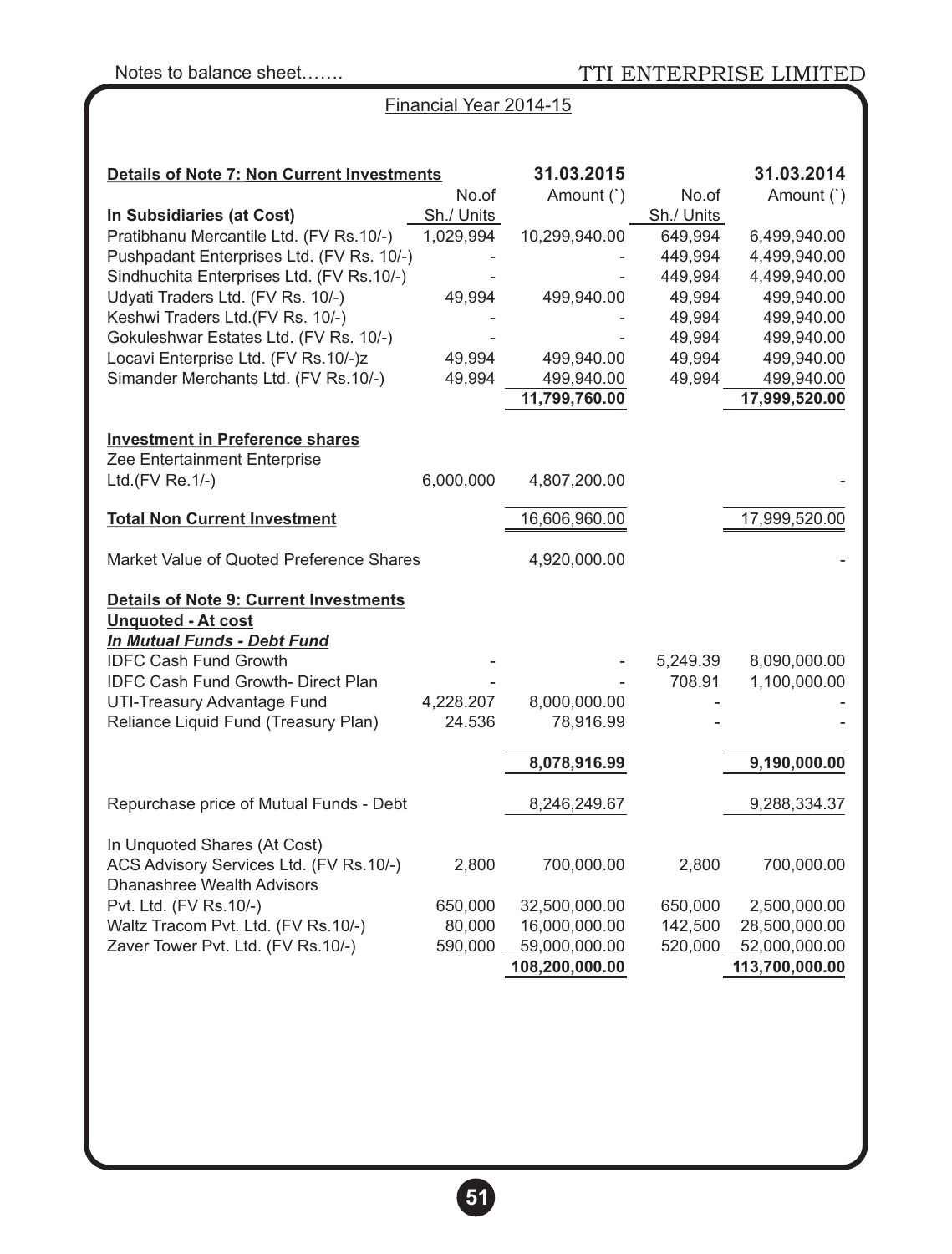Notes to balance sheet…….

Financial Year 2014-15

| Details of Note 7: Non Current Investments | 31.03.2015 | | 31.03.2014 | |
|---|---|---|---|---|
| | No.of Sh./ Units | Amount (`) | No.of Sh./ Units | Amount (`) |
| **In Subsidiaries (at Cost)** | | | | |
| Pratibhanu Mercantile Ltd. (FV Rs.10/-) | 1,029,994 | 10,299,940.00 | 649,994 | 6,499,940.00 |
| Pushpadant Enterprises Ltd. (FV Rs. 10/-) | - | - | 449,994 | 4,499,940.00 |
| Sindhuchita Enterprises Ltd. (FV Rs.10/-) | - | - | 449,994 | 4,499,940.00 |
| Udyati Traders Ltd. (FV Rs. 10/-) | 49,994 | 499,940.00 | 49,994 | 499,940.00 |
| Keshwi Traders Ltd.(FV Rs. 10/-) | - | - | 49,994 | 499,940.00 |
| Gokuleshwar Estates Ltd. (FV Rs. 10/-) | - | - | 49,994 | 499,940.00 |
| Locavi Enterprise Ltd. (FV Rs.10/-)z | 49,994 | 499,940.00 | 49,994 | 499,940.00 |
| Simander Merchants Ltd. (FV Rs.10/-) | 49,994 | 499,940.00 | 49,994 | 499,940.00 |
| | | **11,799,760.00** | | **17,999,520.00** |
| **Investment in Preference shares** | | | | |
| Zee Entertainment Enterprise Ltd.(FV Re.1/-) | 6,000,000 | 4,807,200.00 | | - |
| **Total Non Current Investment** | | 16,606,960.00 | | 17,999,520.00 |
| Market Value of Quoted Preference Shares | | 4,920,000.00 | | - |

| Details of Note 9: Current Investments | No.of Sh./ Units | Amount (`) 31.03.2015 | No.of Sh./ Units | Amount (`) 31.03.2014 |
|---|---|---|---|---|
| **Unquoted - At cost** | | | | |
| ***In Mutual Funds - Debt Fund*** | | | | |
| IDFC Cash Fund Growth | - | - | 5,249.39 | 8,090,000.00 |
| IDFC Cash Fund Growth- Direct Plan | - | - | 708.91 | 1,100,000.00 |
| UTI-Treasury Advantage Fund | 4,228.207 | 8,000,000.00 | - | - |
| Reliance Liquid Fund (Treasury Plan) | 24.536 | 78,916.99 | - | - |
| | | **8,078,916.99** | | **9,190,000.00** |
| Repurchase price of Mutual Funds - Debt | | 8,246,249.67 | | 9,288,334.37 |
| In Unquoted Shares (At Cost) | | | | |
| ACS Advisory Services Ltd. (FV Rs.10/-) | 2,800 | 700,000.00 | 2,800 | 700,000.00 |
| Dhanashree Wealth Advisors Pvt. Ltd. (FV Rs.10/-) | 650,000 | 32,500,000.00 | 650,000 | 2,500,000.00 |
| Waltz Tracom Pvt. Ltd. (FV Rs.10/-) | 80,000 | 16,000,000.00 | 142,500 | 28,500,000.00 |
| Zaver Tower Pvt. Ltd. (FV Rs.10/-) | 590,000 | 59,000,000.00 | 520,000 | 52,000,000.00 |
| | | **108,200,000.00** | | **113,700,000.00** |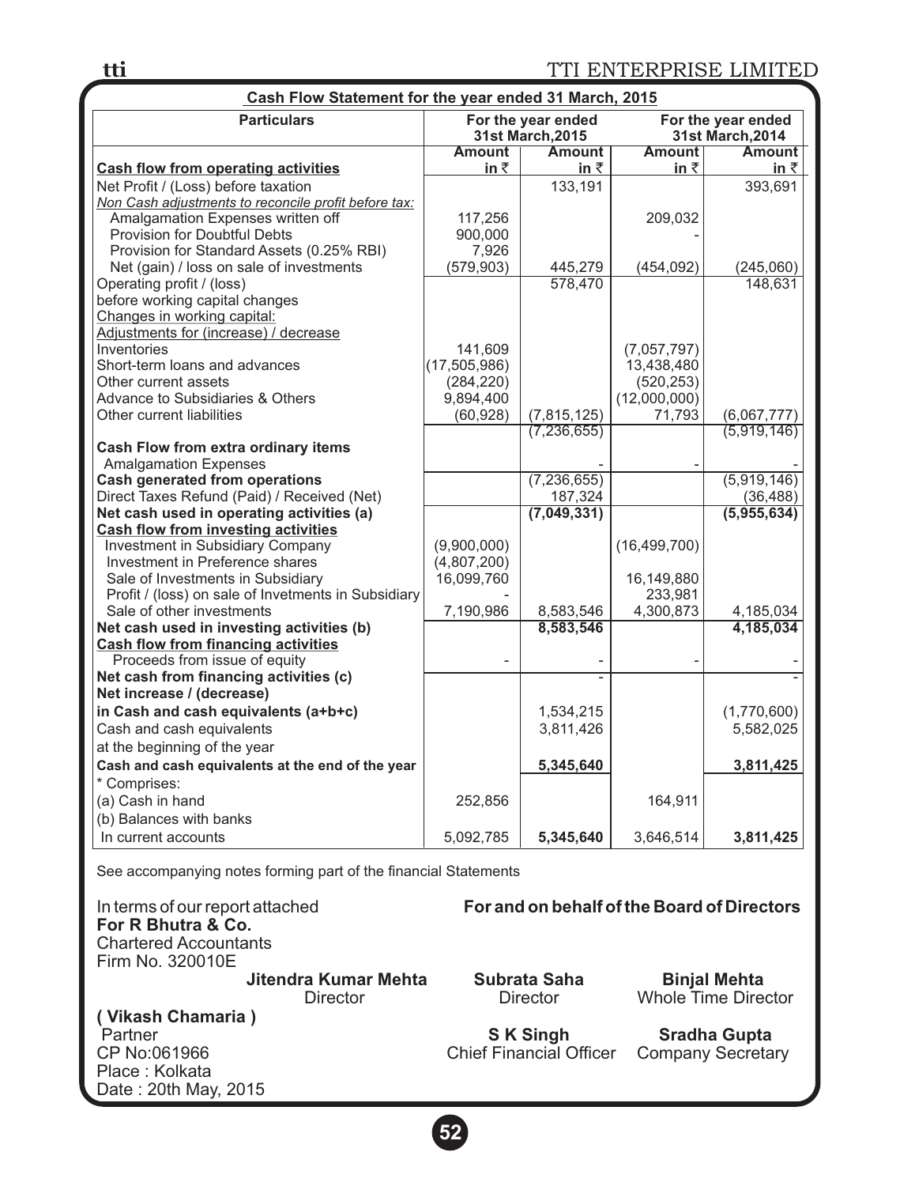# TTI ENTERPRISE LIMITED

## Cash Flow Statement for the year ended 31 March, 2015

| Particulars | For the year ended 31st March,2015 | | For the year ended 31st March,2014 | |
|---|---|---|---|---|
| | Amount in ₹ | Amount in ₹ | Amount in ₹ | Amount in ₹ |
| **Cash flow from operating activities** | | | | |
| Net Profit / (Loss) before taxation | | 133,191 | | 393,691 |
| *Non Cash adjustments to reconcile profit before tax:* | | | | |
| Amalgamation Expenses written off | 117,256 | | 209,032 | |
| Provision for Doubtful Debts | 900,000 | | - | |
| Provision for Standard Assets (0.25% RBI) | 7,926 | | | |
| Net (gain) / loss on sale of investments | (579,903) | 445,279 | (454,092) | (245,060) |
| Operating profit / (loss) before working capital changes | | 578,470 | | 148,631 |
| Changes in working capital: | | | | |
| Adjustments for (increase) / decrease | | | | |
| Inventories | 141,609 | | (7,057,797) | |
| Short-term loans and advances | (17,505,986) | | 13,438,480 | |
| Other current assets | (284,220) | | (520,253) | |
| Advance to Subsidiaries & Others | 9,894,400 | | (12,000,000) | |
| Other current liabilities | (60,928) | (7,815,125) | 71,793 | (6,067,777) |
| | | (7,236,655) | | (5,919,146) |
| **Cash Flow from extra ordinary items** | | | | |
| Amalgamation Expenses | | - | - | - |
| **Cash generated from operations** | | (7,236,655) | | (5,919,146) |
| Direct Taxes Refund (Paid) / Received (Net) | | 187,324 | | (36,488) |
| **Net cash used in operating activities (a)** | | **(7,049,331)** | | **(5,955,634)** |
| **Cash flow from investing activities** | | | | |
| Investment in Subsidiary Company | (9,900,000) | | (16,499,700) | |
| Investment in Preference shares | (4,807,200) | | | |
| Sale of Investments in Subsidiary | 16,099,760 | | 16,149,880 | |
| Profit / (loss) on sale of Invetments in Subsidiary | - | | 233,981 | |
| Sale of other investments | 7,190,986 | 8,583,546 | 4,300,873 | 4,185,034 |
| **Net cash used in investing activities (b)** | | **8,583,546** | | **4,185,034** |
| **Cash flow from financing activities** | | | | |
| Proceeds from issue of equity | - | - | - | - |
| **Net cash from financing activities (c)** | | - | | - |
| **Net increase / (decrease) in Cash and cash equivalents (a+b+c)** | | 1,534,215 | | (1,770,600) |
| Cash and cash equivalents at the beginning of the year | | 3,811,426 | | 5,582,025 |
| **Cash and cash equivalents at the end of the year** | | **5,345,640** | | **3,811,425** |
| * Comprises: | | | | |
| (a) Cash in hand | 252,856 | | 164,911 | |
| (b) Balances with banks | | | | |
| In current accounts | 5,092,785 | **5,345,640** | 3,646,514 | **3,811,425** |

See accompanying notes forming part of the financial Statements

In terms of our report attached
**For R Bhutra & Co.**
Chartered Accountants
Firm No. 320010E

**( Vikash Chamaria )**
Partner
CP No:061966
Place : Kolkata
Date : 20th May, 2015

**For and on behalf of the Board of Directors**

**Jitendra Kumar Mehta**
Director

**Subrata Saha**
Director

**Binjal Mehta**
Whole Time Director

**S K Singh**
Chief Financial Officer

**Sradha Gupta**
Company Secretary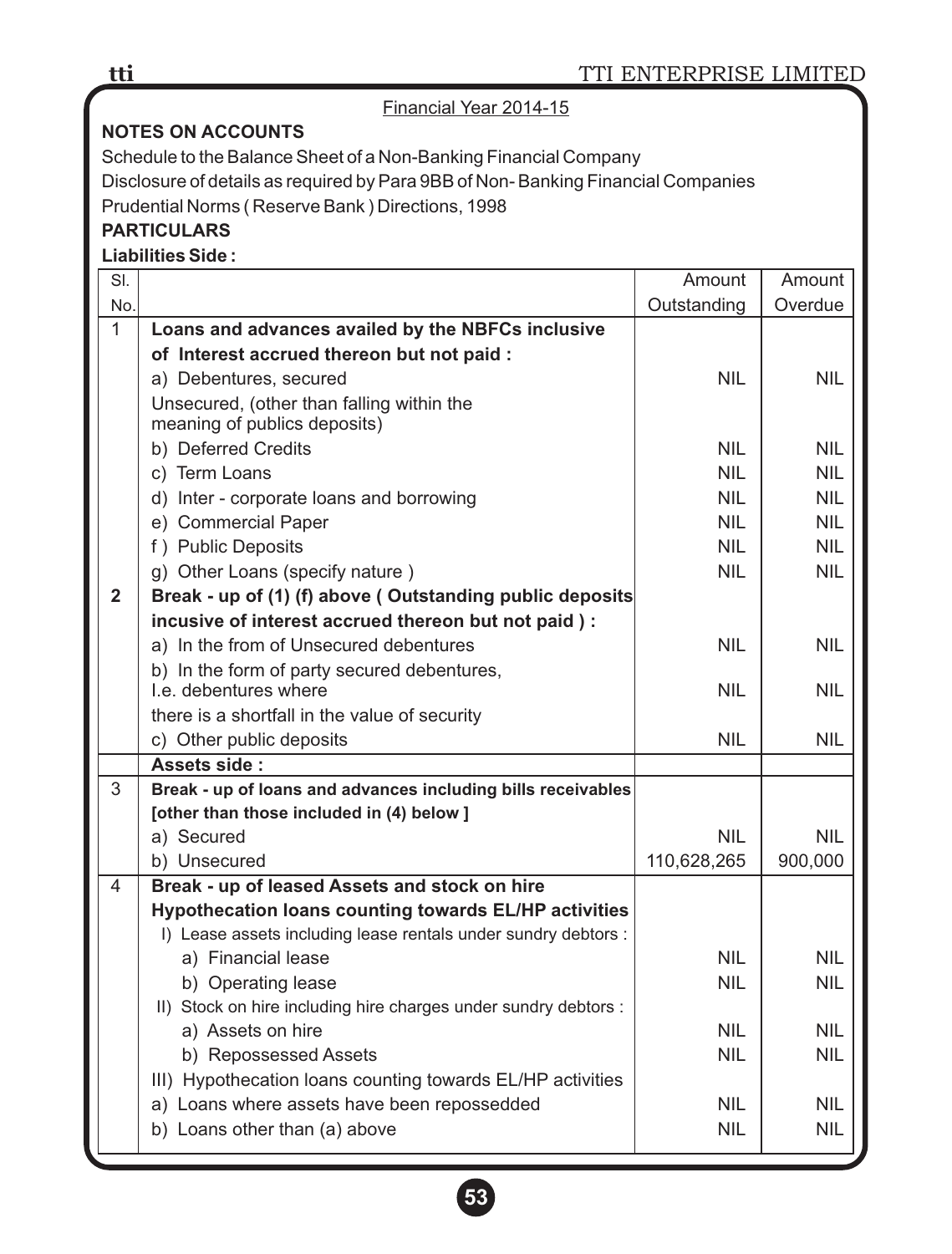Financial Year 2014-15

**NOTES ON ACCOUNTS**

Schedule to the Balance Sheet of a Non-Banking Financial Company

Disclosure of details as required by Para 9BB of Non- Banking Financial Companies Prudential Norms ( Reserve Bank ) Directions, 1998

**PARTICULARS**

**Liabilities Side :**

| Sl. No. | | Amount Outstanding | Amount Overdue |
|---|---|---|---|
| 1 | **Loans and advances availed by the NBFCs inclusive of Interest accrued thereon but not paid :** | | |
| | a) Debentures, secured | NIL | NIL |
| | Unsecured, (other than falling within the meaning of publics deposits) | | |
| | b) Deferred Credits | NIL | NIL |
| | c) Term Loans | NIL | NIL |
| | d) Inter - corporate loans and borrowing | NIL | NIL |
| | e) Commercial Paper | NIL | NIL |
| | f ) Public Deposits | NIL | NIL |
| | g) Other Loans (specify nature ) | NIL | NIL |
| **2** | **Break - up of (1) (f) above ( Outstanding public deposits incusive of interest accrued thereon but not paid ) :** | | |
| | a) In the from of Unsecured debentures | NIL | NIL |
| | b) In the form of party secured debentures, I.e. debentures where there is a shortfall in the value of security | NIL | NIL |
| | c) Other public deposits | NIL | NIL |
| | **Assets side :** | | |
| 3 | **Break - up of loans and advances including bills receivables [other than those included in (4) below ]** | | |
| | a) Secured | NIL | NIL |
| | b) Unsecured | 110,628,265 | 900,000 |
| 4 | **Break - up of leased Assets and stock on hire Hypothecation loans counting towards EL/HP activities** | | |
| | I) Lease assets including lease rentals under sundry debtors : | | |
| | a) Financial lease | NIL | NIL |
| | b) Operating lease | NIL | NIL |
| | II) Stock on hire including hire charges under sundry debtors : | | |
| | a) Assets on hire | NIL | NIL |
| | b) Repossessed Assets | NIL | NIL |
| | III) Hypothecation loans counting towards EL/HP activities | | |
| | a) Loans where assets have been repossedded | NIL | NIL |
| | b) Loans other than (a) above | NIL | NIL |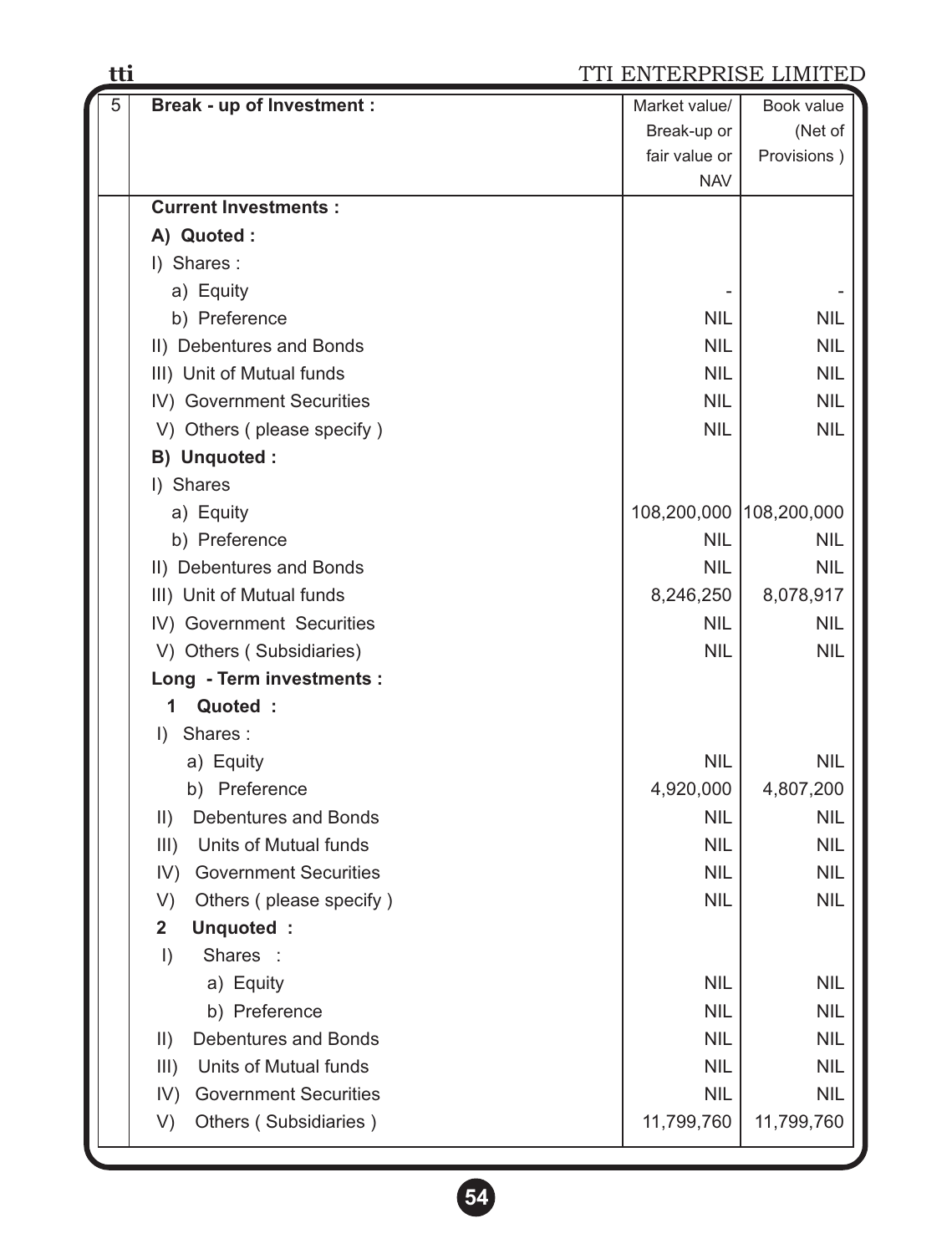| 5 | Break - up of Investment : | Market value/ Break-up or fair value or NAV | Book value (Net of Provisions ) |
|---|---|---|---|
| | **Current Investments :** | | |
| | **A) Quoted :** | | |
| | I) Shares : | | |
| | a) Equity | - | - |
| | b) Preference | NIL | NIL |
| | II) Debentures and Bonds | NIL | NIL |
| | III) Unit of Mutual funds | NIL | NIL |
| | IV) Government Securities | NIL | NIL |
| | V) Others ( please specify ) | NIL | NIL |
| | **B) Unquoted :** | | |
| | I) Shares | | |
| | a) Equity | 108,200,000 | 108,200,000 |
| | b) Preference | NIL | NIL |
| | II) Debentures and Bonds | NIL | NIL |
| | III) Unit of Mutual funds | 8,246,250 | 8,078,917 |
| | IV) Government Securities | NIL | NIL |
| | V) Others ( Subsidiaries) | NIL | NIL |
| | **Long - Term investments :** | | |
| | **1 Quoted :** | | |
| | I) Shares : | | |
| | a) Equity | NIL | NIL |
| | b) Preference | 4,920,000 | 4,807,200 |
| | II) Debentures and Bonds | NIL | NIL |
| | III) Units of Mutual funds | NIL | NIL |
| | IV) Government Securities | NIL | NIL |
| | V) Others ( please specify ) | NIL | NIL |
| | **2 Unquoted :** | | |
| | I) Shares : | | |
| | a) Equity | NIL | NIL |
| | b) Preference | NIL | NIL |
| | II) Debentures and Bonds | NIL | NIL |
| | III) Units of Mutual funds | NIL | NIL |
| | IV) Government Securities | NIL | NIL |
| | V) Others ( Subsidiaries ) | 11,799,760 | 11,799,760 |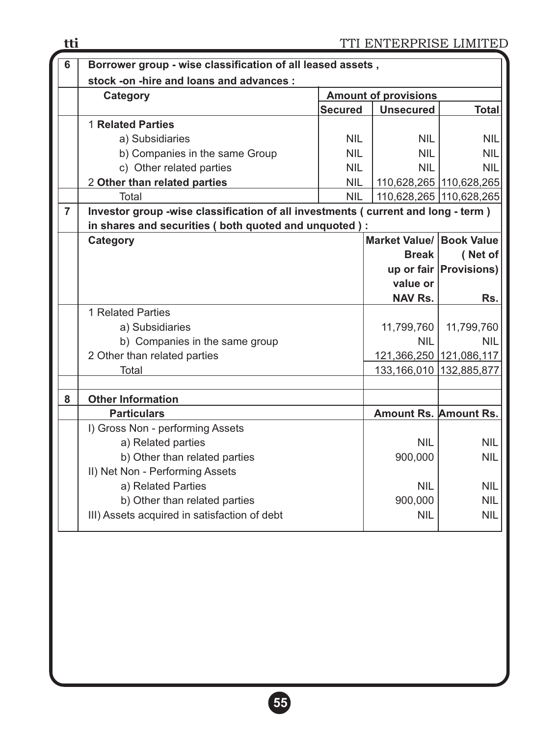| 6 | Borrower group - wise classification of all leased assets , stock -on -hire and loans and advances : | | | |
|---|---|---|---|---|
| | **Category** | **Amount of provisions** | | |
| | | **Secured** | **Unsecured** | **Total** |
| | 1 **Related Parties** | | | |
| | a) Subsidiaries | NIL | NIL | NIL |
| | b) Companies in the same Group | NIL | NIL | NIL |
| | c) Other related parties | NIL | NIL | NIL |
| | 2 **Other than related parties** | NIL | 110,628,265 | 110,628,265 |
| | Total | NIL | 110,628,265 | 110,628,265 |

| 7 | Investor group -wise classification of all investments ( current and long - term ) in shares and securities ( both quoted and unquoted ) : | | |
|---|---|---|---|
| | **Category** | **Market Value/ Break up or fair value or NAV Rs.** | **Book Value ( Net of Provisions) Rs.** |
| | 1 Related Parties | | |
| | a) Subsidiaries | 11,799,760 | 11,799,760 |
| | b) Companies in the same group | NIL | NIL |
| | 2 Other than related parties | 121,366,250 | 121,086,117 |
| | Total | 133,166,010 | 132,885,877 |

| 8 | **Other Information** | | |
|---|---|---|---|
| | **Particulars** | **Amount Rs.** | **Amount Rs.** |
| | I) Gross Non - performing Assets | | |
| | a) Related parties | NIL | NIL |
| | b) Other than related parties | 900,000 | NIL |
| | II) Net Non - Performing Assets | | |
| | a) Related Parties | NIL | NIL |
| | b) Other than related parties | 900,000 | NIL |
| | III) Assets acquired in satisfaction of debt | NIL | NIL |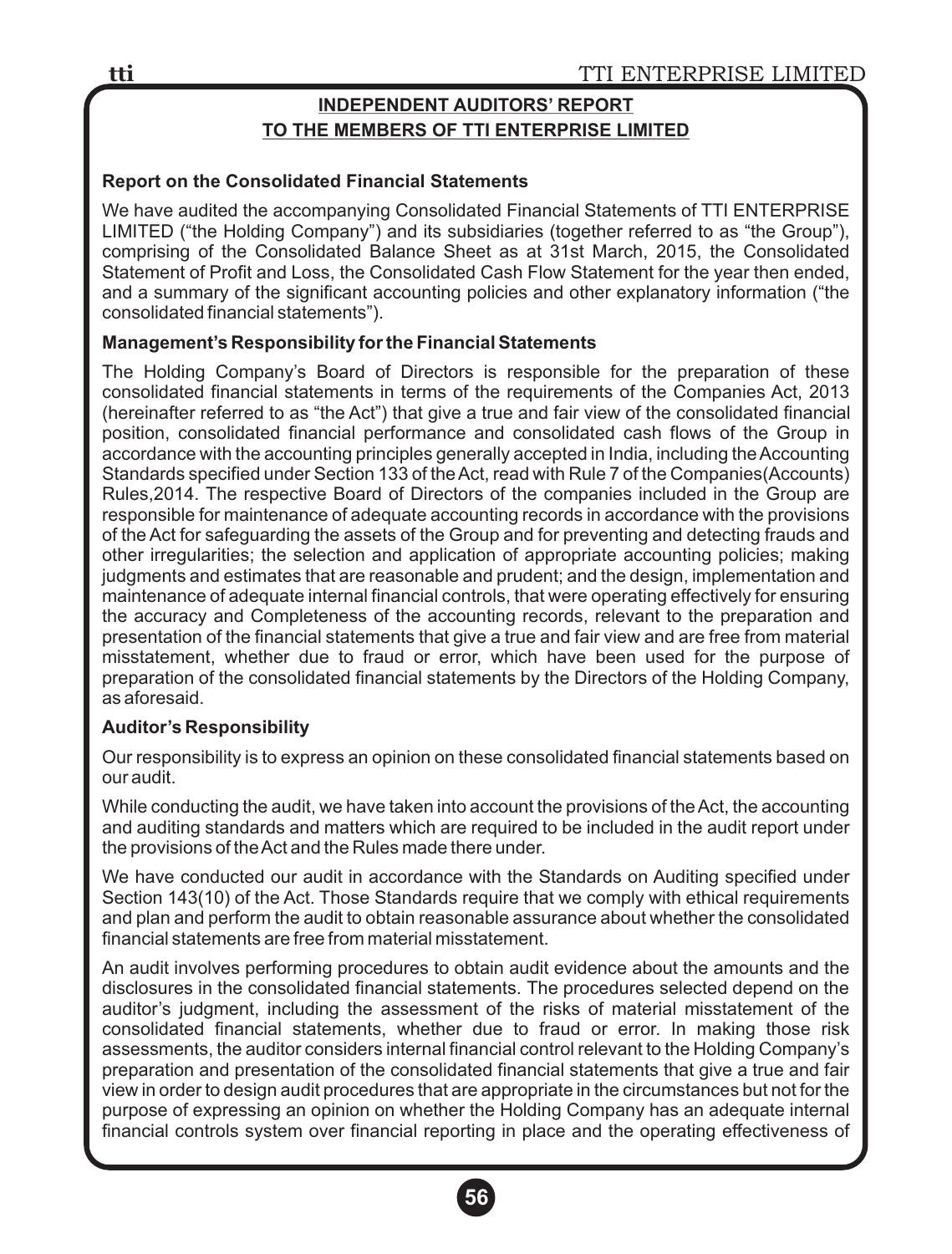## INDEPENDENT AUDITORS' REPORT
## TO THE MEMBERS OF TTI ENTERPRISE LIMITED

**Report on the Consolidated Financial Statements**

We have audited the accompanying Consolidated Financial Statements of TTI ENTERPRISE LIMITED ("the Holding Company") and its subsidiaries (together referred to as "the Group"), comprising of the Consolidated Balance Sheet as at 31st March, 2015, the Consolidated Statement of Profit and Loss, the Consolidated Cash Flow Statement for the year then ended, and a summary of the significant accounting policies and other explanatory information ("the consolidated financial statements").

**Management's Responsibility for the Financial Statements**

The Holding Company's Board of Directors is responsible for the preparation of these consolidated financial statements in terms of the requirements of the Companies Act, 2013 (hereinafter referred to as "the Act") that give a true and fair view of the consolidated financial position, consolidated financial performance and consolidated cash flows of the Group in accordance with the accounting principles generally accepted in India, including the Accounting Standards specified under Section 133 of the Act, read with Rule 7 of the Companies(Accounts) Rules,2014. The respective Board of Directors of the companies included in the Group are responsible for maintenance of adequate accounting records in accordance with the provisions of the Act for safeguarding the assets of the Group and for preventing and detecting frauds and other irregularities; the selection and application of appropriate accounting policies; making judgments and estimates that are reasonable and prudent; and the design, implementation and maintenance of adequate internal financial controls, that were operating effectively for ensuring the accuracy and Completeness of the accounting records, relevant to the preparation and presentation of the financial statements that give a true and fair view and are free from material misstatement, whether due to fraud or error, which have been used for the purpose of preparation of the consolidated financial statements by the Directors of the Holding Company, as aforesaid.

**Auditor's Responsibility**

Our responsibility is to express an opinion on these consolidated financial statements based on our audit.

While conducting the audit, we have taken into account the provisions of the Act, the accounting and auditing standards and matters which are required to be included in the audit report under the provisions of the Act and the Rules made there under.

We have conducted our audit in accordance with the Standards on Auditing specified under Section 143(10) of the Act. Those Standards require that we comply with ethical requirements and plan and perform the audit to obtain reasonable assurance about whether the consolidated financial statements are free from material misstatement.

An audit involves performing procedures to obtain audit evidence about the amounts and the disclosures in the consolidated financial statements. The procedures selected depend on the auditor's judgment, including the assessment of the risks of material misstatement of the consolidated financial statements, whether due to fraud or error. In making those risk assessments, the auditor considers internal financial control relevant to the Holding Company's preparation and presentation of the consolidated financial statements that give a true and fair view in order to design audit procedures that are appropriate in the circumstances but not for the purpose of expressing an opinion on whether the Holding Company has an adequate internal financial controls system over financial reporting in place and the operating effectiveness of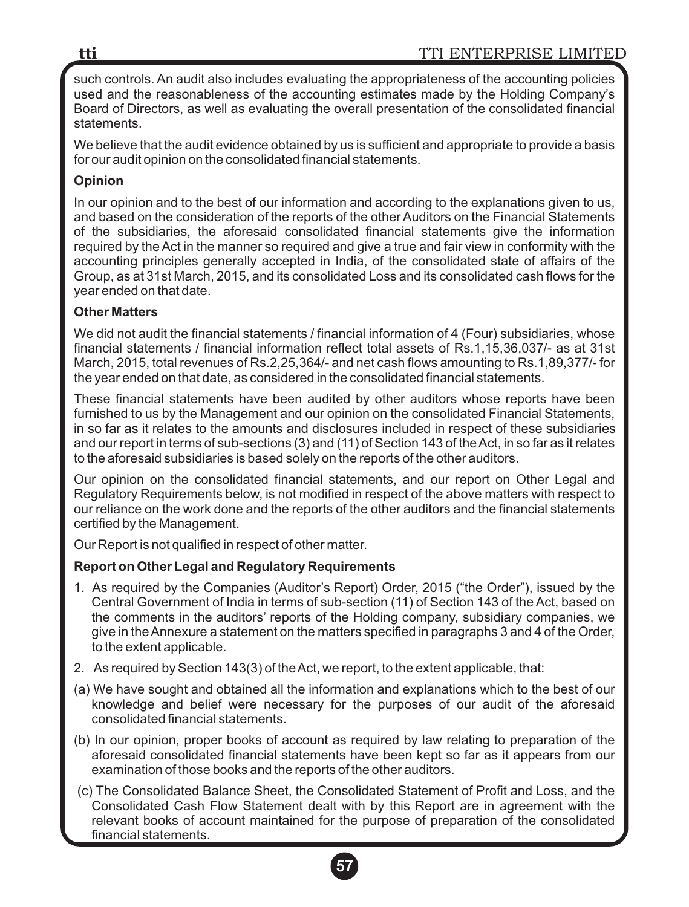such controls. An audit also includes evaluating the appropriateness of the accounting policies used and the reasonableness of the accounting estimates made by the Holding Company's Board of Directors, as well as evaluating the overall presentation of the consolidated financial statements.

We believe that the audit evidence obtained by us is sufficient and appropriate to provide a basis for our audit opinion on the consolidated financial statements.

**Opinion**

In our opinion and to the best of our information and according to the explanations given to us, and based on the consideration of the reports of the other Auditors on the Financial Statements of the subsidiaries, the aforesaid consolidated financial statements give the information required by the Act in the manner so required and give a true and fair view in conformity with the accounting principles generally accepted in India, of the consolidated state of affairs of the Group, as at 31st March, 2015, and its consolidated Loss and its consolidated cash flows for the year ended on that date.

**Other Matters**

We did not audit the financial statements / financial information of 4 (Four) subsidiaries, whose financial statements / financial information reflect total assets of Rs.1,15,36,037/- as at 31st March, 2015, total revenues of Rs.2,25,364/- and net cash flows amounting to Rs.1,89,377/- for the year ended on that date, as considered in the consolidated financial statements.

These financial statements have been audited by other auditors whose reports have been furnished to us by the Management and our opinion on the consolidated Financial Statements, in so far as it relates to the amounts and disclosures included in respect of these subsidiaries and our report in terms of sub-sections (3) and (11) of Section 143 of the Act, in so far as it relates to the aforesaid subsidiaries is based solely on the reports of the other auditors.

Our opinion on the consolidated financial statements, and our report on Other Legal and Regulatory Requirements below, is not modified in respect of the above matters with respect to our reliance on the work done and the reports of the other auditors and the financial statements certified by the Management.

Our Report is not qualified in respect of other matter.

**Report on Other Legal and Regulatory Requirements**

1. As required by the Companies (Auditor's Report) Order, 2015 ("the Order"), issued by the Central Government of India in terms of sub-section (11) of Section 143 of the Act, based on the comments in the auditors' reports of the Holding company, subsidiary companies, we give in the Annexure a statement on the matters specified in paragraphs 3 and 4 of the Order, to the extent applicable.
2. As required by Section 143(3) of the Act, we report, to the extent applicable, that:

(a) We have sought and obtained all the information and explanations which to the best of our knowledge and belief were necessary for the purposes of our audit of the aforesaid consolidated financial statements.

(b) In our opinion, proper books of account as required by law relating to preparation of the aforesaid consolidated financial statements have been kept so far as it appears from our examination of those books and the reports of the other auditors.

(c) The Consolidated Balance Sheet, the Consolidated Statement of Profit and Loss, and the Consolidated Cash Flow Statement dealt with by this Report are in agreement with the relevant books of account maintained for the purpose of preparation of the consolidated financial statements.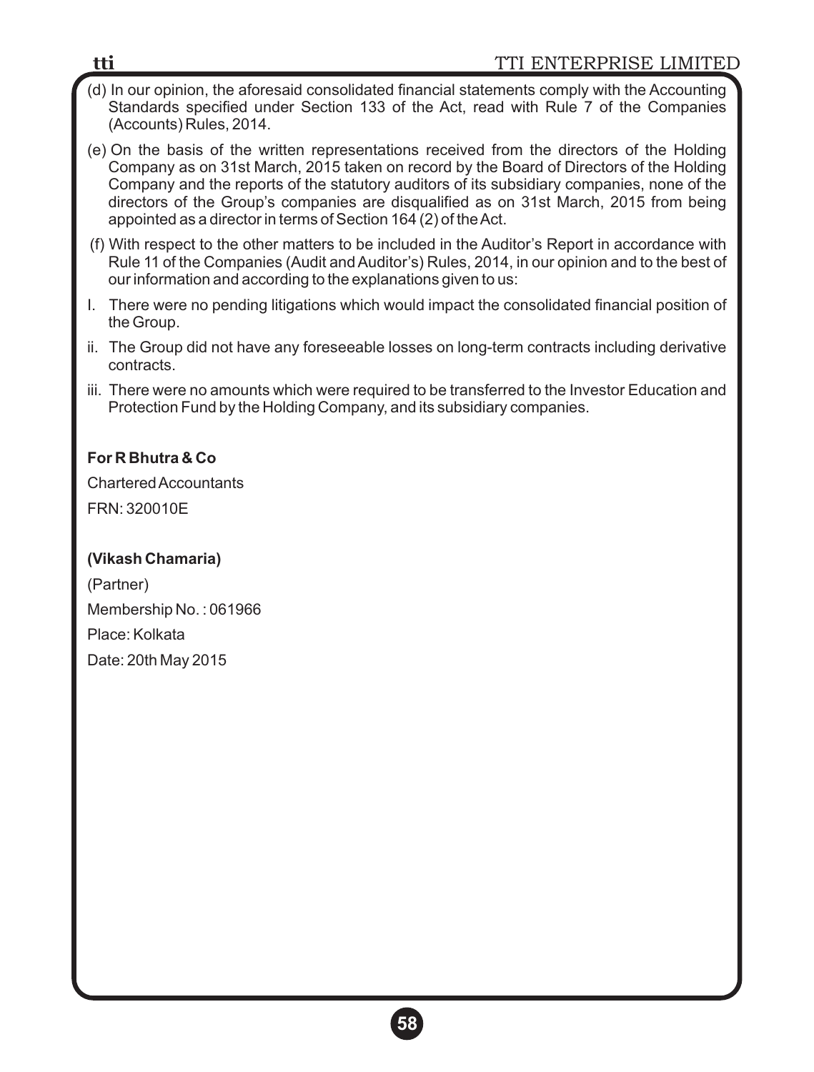(d) In our opinion, the aforesaid consolidated financial statements comply with the Accounting Standards specified under Section 133 of the Act, read with Rule 7 of the Companies (Accounts) Rules, 2014.

(e) On the basis of the written representations received from the directors of the Holding Company as on 31st March, 2015 taken on record by the Board of Directors of the Holding Company and the reports of the statutory auditors of its subsidiary companies, none of the directors of the Group's companies are disqualified as on 31st March, 2015 from being appointed as a director in terms of Section 164 (2) of the Act.

(f) With respect to the other matters to be included in the Auditor's Report in accordance with Rule 11 of the Companies (Audit and Auditor's) Rules, 2014, in our opinion and to the best of our information and according to the explanations given to us:

I. There were no pending litigations which would impact the consolidated financial position of the Group.

ii. The Group did not have any foreseeable losses on long-term contracts including derivative contracts.

iii. There were no amounts which were required to be transferred to the Investor Education and Protection Fund by the Holding Company, and its subsidiary companies.

**For R Bhutra & Co**

Chartered Accountants

FRN: 320010E

**(Vikash Chamaria)**

(Partner)

Membership No. : 061966

Place: Kolkata

Date: 20th May 2015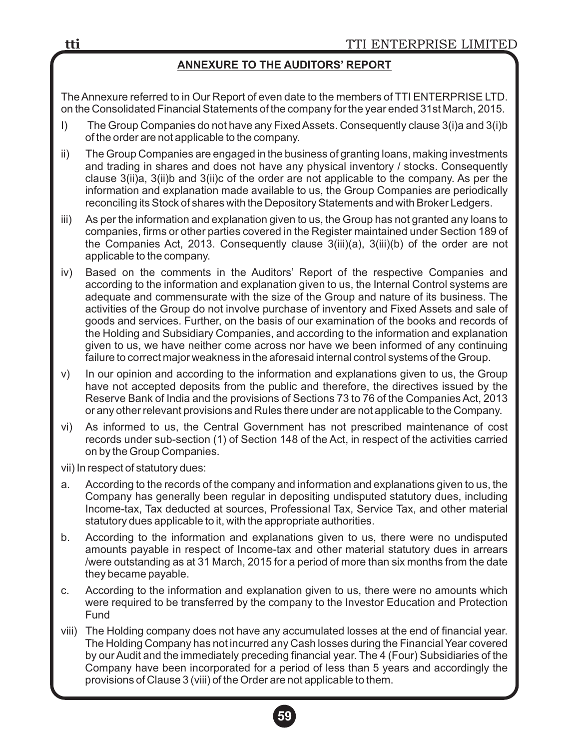## ANNEXURE TO THE AUDITORS' REPORT

The Annexure referred to in Our Report of even date to the members of TTI ENTERPRISE LTD. on the Consolidated Financial Statements of the company for the year ended 31st March, 2015.

I) The Group Companies do not have any Fixed Assets. Consequently clause 3(i)a and 3(i)b of the order are not applicable to the company.

ii) The Group Companies are engaged in the business of granting loans, making investments and trading in shares and does not have any physical inventory / stocks. Consequently clause 3(ii)a, 3(ii)b and 3(ii)c of the order are not applicable to the company. As per the information and explanation made available to us, the Group Companies are periodically reconciling its Stock of shares with the Depository Statements and with Broker Ledgers.

iii) As per the information and explanation given to us, the Group has not granted any loans to companies, firms or other parties covered in the Register maintained under Section 189 of the Companies Act, 2013. Consequently clause 3(iii)(a), 3(iii)(b) of the order are not applicable to the company.

iv) Based on the comments in the Auditors' Report of the respective Companies and according to the information and explanation given to us, the Internal Control systems are adequate and commensurate with the size of the Group and nature of its business. The activities of the Group do not involve purchase of inventory and Fixed Assets and sale of goods and services. Further, on the basis of our examination of the books and records of the Holding and Subsidiary Companies, and according to the information and explanation given to us, we have neither come across nor have we been informed of any continuing failure to correct major weakness in the aforesaid internal control systems of the Group.

v) In our opinion and according to the information and explanations given to us, the Group have not accepted deposits from the public and therefore, the directives issued by the Reserve Bank of India and the provisions of Sections 73 to 76 of the Companies Act, 2013 or any other relevant provisions and Rules there under are not applicable to the Company.

vi) As informed to us, the Central Government has not prescribed maintenance of cost records under sub-section (1) of Section 148 of the Act, in respect of the activities carried on by the Group Companies.

vii) In respect of statutory dues:

a. According to the records of the company and information and explanations given to us, the Company has generally been regular in depositing undisputed statutory dues, including Income-tax, Tax deducted at sources, Professional Tax, Service Tax, and other material statutory dues applicable to it, with the appropriate authorities.

b. According to the information and explanations given to us, there were no undisputed amounts payable in respect of Income-tax and other material statutory dues in arrears /were outstanding as at 31 March, 2015 for a period of more than six months from the date they became payable.

c. According to the information and explanation given to us, there were no amounts which were required to be transferred by the company to the Investor Education and Protection Fund

viii) The Holding company does not have any accumulated losses at the end of financial year. The Holding Company has not incurred any Cash losses during the Financial Year covered by our Audit and the immediately preceding financial year. The 4 (Four) Subsidiaries of the Company have been incorporated for a period of less than 5 years and accordingly the provisions of Clause 3 (viii) of the Order are not applicable to them.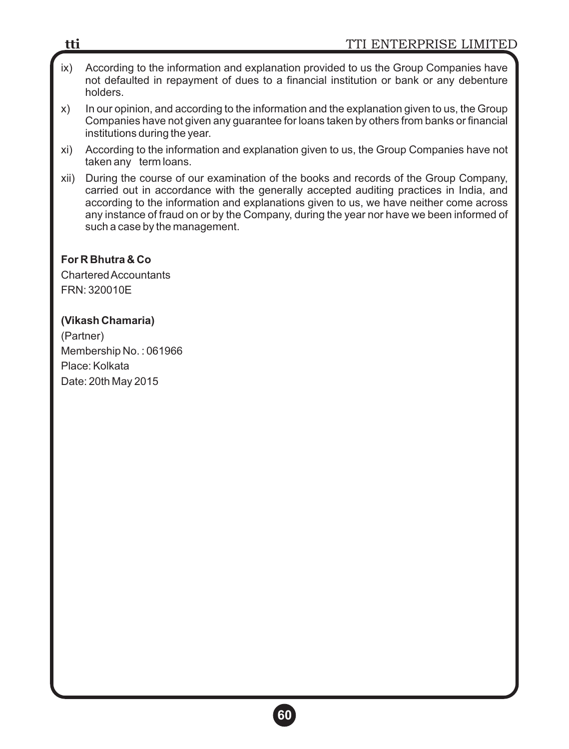ix) According to the information and explanation provided to us the Group Companies have not defaulted in repayment of dues to a financial institution or bank or any debenture holders.

x) In our opinion, and according to the information and the explanation given to us, the Group Companies have not given any guarantee for loans taken by others from banks or financial institutions during the year.

xi) According to the information and explanation given to us, the Group Companies have not taken any term loans.

xii) During the course of our examination of the books and records of the Group Company, carried out in accordance with the generally accepted auditing practices in India, and according to the information and explanations given to us, we have neither come across any instance of fraud on or by the Company, during the year nor have we been informed of such a case by the management.

**For R Bhutra & Co**
Chartered Accountants
FRN: 320010E

**(Vikash Chamaria)**
(Partner)
Membership No. : 061966
Place: Kolkata
Date: 20th May 2015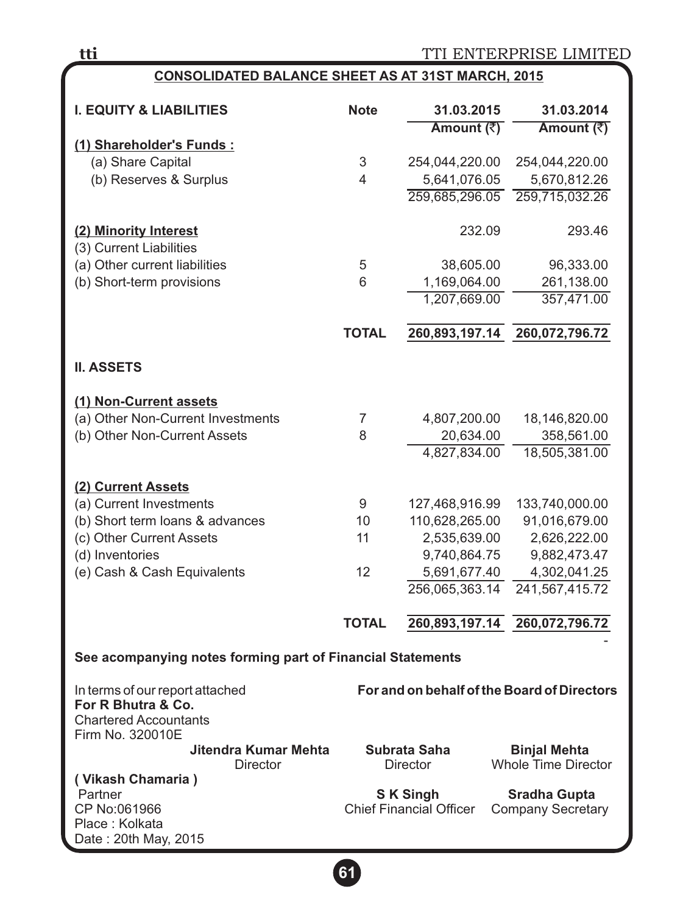## CONSOLIDATED BALANCE SHEET AS AT 31ST MARCH, 2015

| I. EQUITY & LIABILITIES | Note | 31.03.2015 Amount (₹) | 31.03.2014 Amount (₹) |
|---|---|---|---|
| **(1) Shareholder's Funds :** | | | |
| (a) Share Capital | 3 | 254,044,220.00 | 254,044,220.00 |
| (b) Reserves & Surplus | 4 | 5,641,076.05 | 5,670,812.26 |
| | | 259,685,296.05 | 259,715,032.26 |
| **(2) Minority Interest** | | 232.09 | 293.46 |
| (3) Current Liabilities | | | |
| (a) Other current liabilities | 5 | 38,605.00 | 96,333.00 |
| (b) Short-term provisions | 6 | 1,169,064.00 | 261,138.00 |
| | | 1,207,669.00 | 357,471.00 |
| | **TOTAL** | **260,893,197.14** | **260,072,796.72** |
| **II. ASSETS** | | | |
| **(1) Non-Current assets** | | | |
| (a) Other Non-Current Investments | 7 | 4,807,200.00 | 18,146,820.00 |
| (b) Other Non-Current Assets | 8 | 20,634.00 | 358,561.00 |
| | | 4,827,834.00 | 18,505,381.00 |
| **(2) Current Assets** | | | |
| (a) Current Investments | 9 | 127,468,916.99 | 133,740,000.00 |
| (b) Short term loans & advances | 10 | 110,628,265.00 | 91,016,679.00 |
| (c) Other Current Assets | 11 | 2,535,639.00 | 2,626,222.00 |
| (d) Inventories | | 9,740,864.75 | 9,882,473.47 |
| (e) Cash & Cash Equivalents | 12 | 5,691,677.40 | 4,302,041.25 |
| | | 256,065,363.14 | 241,567,415.72 |
| | **TOTAL** | **260,893,197.14** | **260,072,796.72** |
| | | | - |

**See acompanying notes forming part of Financial Statements**

In terms of our report attached
**For R Bhutra & Co.**
Chartered Accountants
Firm No. 320010E

**( Vikash Chamaria )**
Partner
CP No:061966
Place : Kolkata
Date : 20th May, 2015

**For and on behalf of the Board of Directors**

**Jitendra Kumar Mehta**
Director

**Subrata Saha**
Director

**Binjal Mehta**
Whole Time Director

**S K Singh**
Chief Financial Officer

**Sradha Gupta**
Company Secretary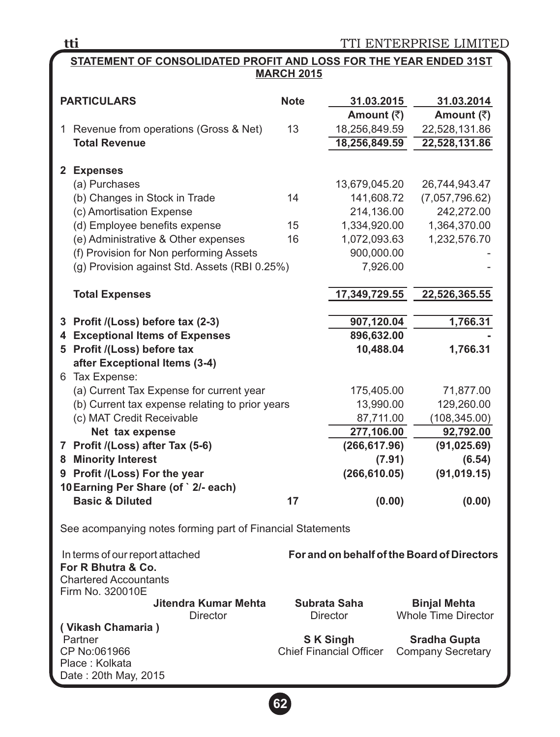## STATEMENT OF CONSOLIDATED PROFIT AND LOSS FOR THE YEAR ENDED 31ST MARCH 2015

| PARTICULARS | Note | 31.03.2015 Amount (₹) | 31.03.2014 Amount (₹) |
|---|---|---|---|
| 1 Revenue from operations (Gross & Net) | 13 | 18,256,849.59 | 22,528,131.86 |
| **Total Revenue** | | **18,256,849.59** | **22,528,131.86** |
| **2 Expenses** | | | |
| (a) Purchases | | 13,679,045.20 | 26,744,943.47 |
| (b) Changes in Stock in Trade | 14 | 141,608.72 | (7,057,796.62) |
| (c) Amortisation Expense | | 214,136.00 | 242,272.00 |
| (d) Employee benefits expense | 15 | 1,334,920.00 | 1,364,370.00 |
| (e) Administrative & Other expenses | 16 | 1,072,093.63 | 1,232,576.70 |
| (f) Provision for Non performing Assets | | 900,000.00 | - |
| (g) Provision against Std. Assets (RBI 0.25%) | | 7,926.00 | - |
| **Total Expenses** | | **17,349,729.55** | **22,526,365.55** |
| **3 Profit /(Loss) before tax (2-3)** | | **907,120.04** | **1,766.31** |
| **4 Exceptional Items of Expenses** | | **896,632.00** | **-** |
| **5 Profit /(Loss) before tax after Exceptional Items (3-4)** | | **10,488.04** | **1,766.31** |
| 6 Tax Expense: | | | |
| (a) Current Tax Expense for current year | | 175,405.00 | 71,877.00 |
| (b) Current tax expense relating to prior years | | 13,990.00 | 129,260.00 |
| (c) MAT Credit Receivable | | 87,711.00 | (108,345.00) |
| **Net tax expense** | | **277,106.00** | **92,792.00** |
| **7 Profit /(Loss) after Tax (5-6)** | | **(266,617.96)** | **(91,025.69)** |
| **8 Minority Interest** | | **(7.91)** | **(6.54)** |
| **9 Profit /(Loss) For the year** | | **(266,610.05)** | **(91,019.15)** |
| **10 Earning Per Share (of ` 2/- each)** | | | |
| **Basic & Diluted** | **17** | **(0.00)** | **(0.00)** |

See acompanying notes forming part of Financial Statements

In terms of our report attached
**For R Bhutra & Co.**
Chartered Accountants
Firm No. 320010E

**( Vikash Chamaria )**
Partner
CP No:061966
Place : Kolkata
Date : 20th May, 2015

**For and on behalf of the Board of Directors**

| | | |
|---|---|---|
| **Jitendra Kumar Mehta** Director | **Subrata Saha** Director | **Binjal Mehta** Whole Time Director |
| | **S K Singh** Chief Financial Officer | **Sradha Gupta** Company Secretary |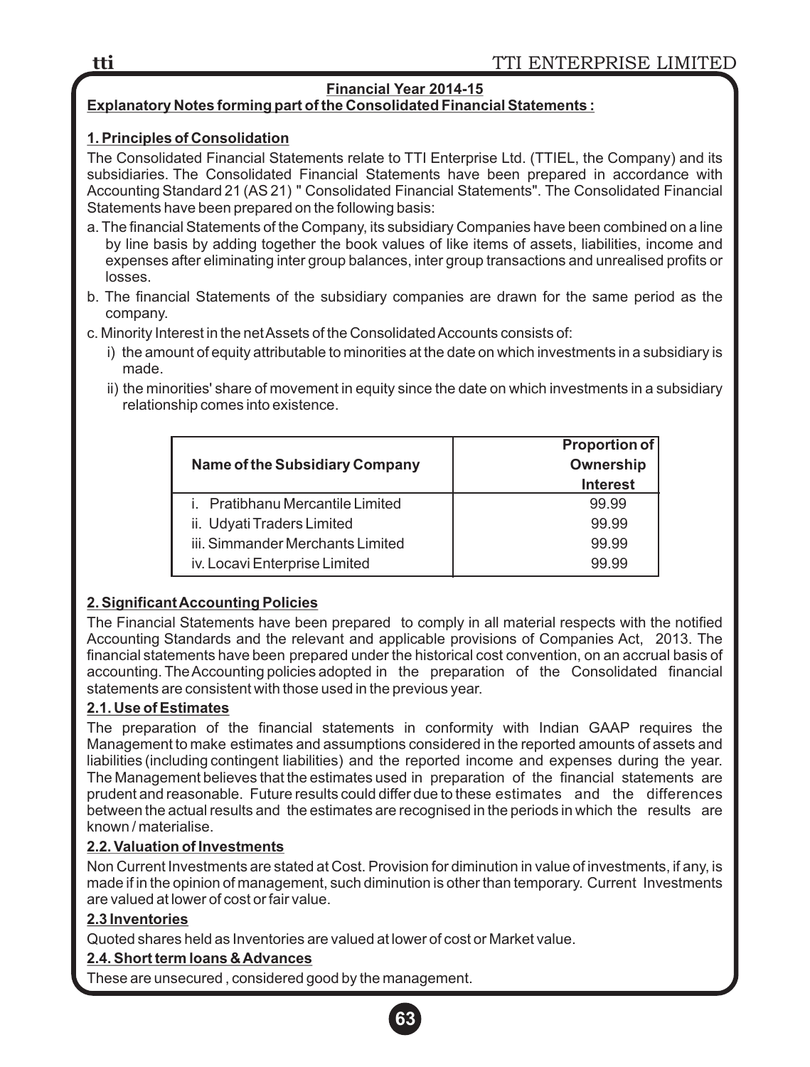**Financial Year 2014-15**

**Explanatory Notes forming part of the Consolidated Financial Statements :**

## 1. Principles of Consolidation

The Consolidated Financial Statements relate to TTI Enterprise Ltd. (TTIEL, the Company) and its subsidiaries. The Consolidated Financial Statements have been prepared in accordance with Accounting Standard 21 (AS 21) " Consolidated Financial Statements". The Consolidated Financial Statements have been prepared on the following basis:

a. The financial Statements of the Company, its subsidiary Companies have been combined on a line by line basis by adding together the book values of like items of assets, liabilities, income and expenses after eliminating inter group balances, inter group transactions and unrealised profits or losses.

b. The financial Statements of the subsidiary companies are drawn for the same period as the company.

c. Minority Interest in the net Assets of the Consolidated Accounts consists of:

   i) the amount of equity attributable to minorities at the date on which investments in a subsidiary is made.

   ii) the minorities' share of movement in equity since the date on which investments in a subsidiary relationship comes into existence.

| Name of the Subsidiary Company | Proportion of Ownership Interest |
|---|---|
| i. Pratibhanu Mercantile Limited | 99.99 |
| ii. Udyati Traders Limited | 99.99 |
| iii. Simmander Merchants Limited | 99.99 |
| iv. Locavi Enterprise Limited | 99.99 |

## 2. Significant Accounting Policies

The Financial Statements have been prepared to comply in all material respects with the notified Accounting Standards and the relevant and applicable provisions of Companies Act, 2013. The financial statements have been prepared under the historical cost convention, on an accrual basis of accounting. The Accounting policies adopted in the preparation of the Consolidated financial statements are consistent with those used in the previous year.

### 2.1. Use of Estimates

The preparation of the financial statements in conformity with Indian GAAP requires the Management to make estimates and assumptions considered in the reported amounts of assets and liabilities (including contingent liabilities) and the reported income and expenses during the year. The Management believes that the estimates used in preparation of the financial statements are prudent and reasonable. Future results could differ due to these estimates and the differences between the actual results and the estimates are recognised in the periods in which the results are known / materialise.

### 2.2. Valuation of Investments

Non Current Investments are stated at Cost. Provision for diminution in value of investments, if any, is made if in the opinion of management, such diminution is other than temporary. Current Investments are valued at lower of cost or fair value.

### 2.3 Inventories

Quoted shares held as Inventories are valued at lower of cost or Market value.

### 2.4. Short term loans & Advances

These are unsecured , considered good by the management.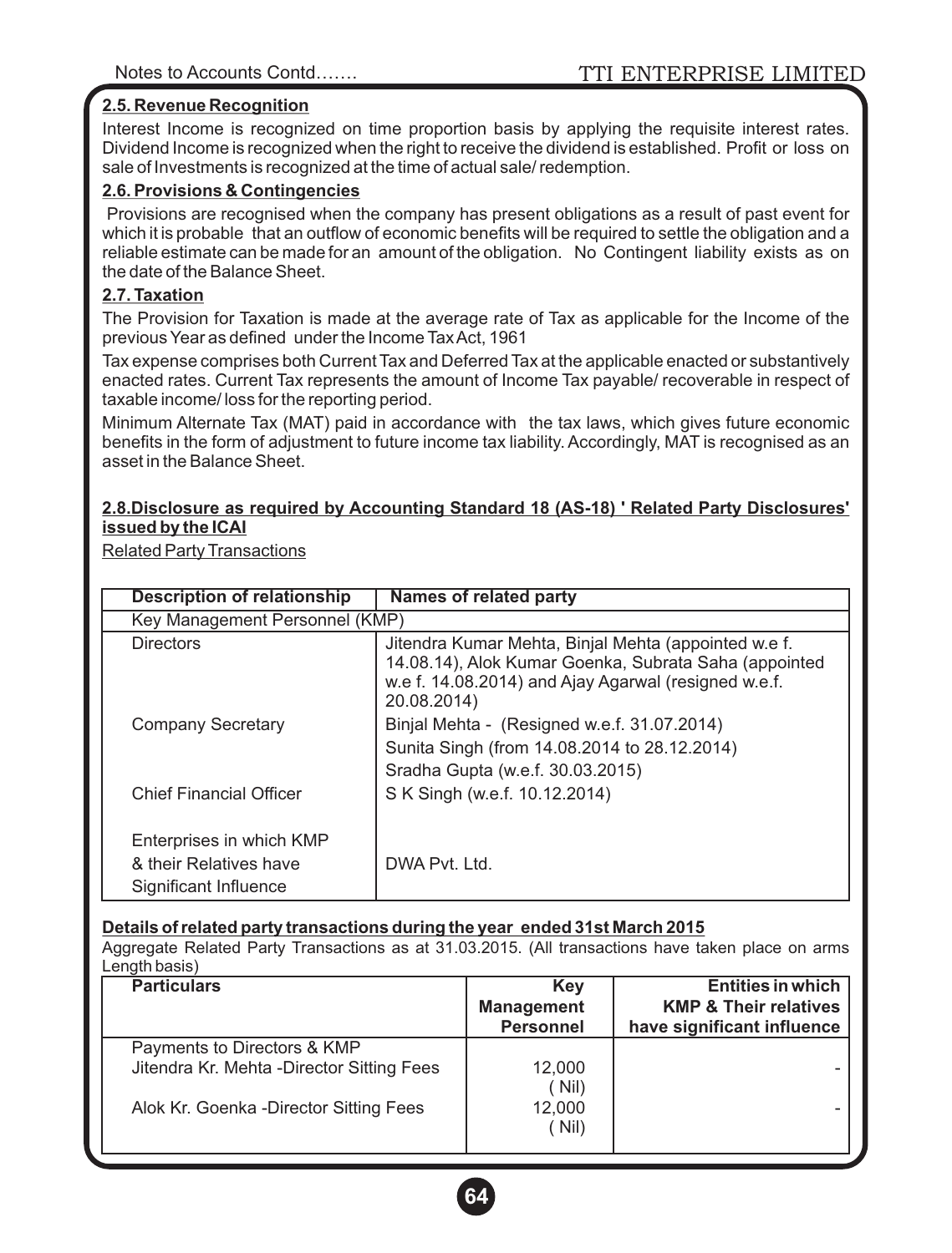Notes to Accounts Contd…….

### 2.5. Revenue Recognition

Interest Income is recognized on time proportion basis by applying the requisite interest rates. Dividend Income is recognized when the right to receive the dividend is established. Profit or loss on sale of Investments is recognized at the time of actual sale/ redemption.

### 2.6. Provisions & Contingencies

Provisions are recognised when the company has present obligations as a result of past event for which it is probable that an outflow of economic benefits will be required to settle the obligation and a reliable estimate can be made for an amount of the obligation. No Contingent liability exists as on the date of the Balance Sheet.

### 2.7. Taxation

The Provision for Taxation is made at the average rate of Tax as applicable for the Income of the previous Year as defined under the Income Tax Act, 1961

Tax expense comprises both Current Tax and Deferred Tax at the applicable enacted or substantively enacted rates. Current Tax represents the amount of Income Tax payable/ recoverable in respect of taxable income/ loss for the reporting period.

Minimum Alternate Tax (MAT) paid in accordance with the tax laws, which gives future economic benefits in the form of adjustment to future income tax liability. Accordingly, MAT is recognised as an asset in the Balance Sheet.

### 2.8.Disclosure as required by Accounting Standard 18 (AS-18) ' Related Party Disclosures' issued by the ICAI

Related Party Transactions

| Description of relationship | Names of related party |
|---|---|
| Key Management Personnel (KMP) | |
| Directors | Jitendra Kumar Mehta, Binjal Mehta (appointed w.e f. 14.08.14), Alok Kumar Goenka, Subrata Saha (appointed w.e f. 14.08.2014) and Ajay Agarwal (resigned w.e.f. 20.08.2014) |
| Company Secretary | Binjal Mehta - (Resigned w.e.f. 31.07.2014)<br>Sunita Singh (from 14.08.2014 to 28.12.2014)<br>Sradha Gupta (w.e.f. 30.03.2015) |
| Chief Financial Officer | S K Singh (w.e.f. 10.12.2014) |
| Enterprises in which KMP & their Relatives have Significant Influence | DWA Pvt. Ltd. |

**Details of related party transactions during the year ended 31st March 2015**

Aggregate Related Party Transactions as at 31.03.2015. (All transactions have taken place on arms Length basis)

| Particulars | Key Management Personnel | Entities in which KMP & Their relatives have significant influence |
|---|---|---|
| Payments to Directors & KMP | | |
| Jitendra Kr. Mehta -Director Sitting Fees | 12,000<br>( Nil) | - |
| Alok Kr. Goenka -Director Sitting Fees | 12,000<br>( Nil) | - |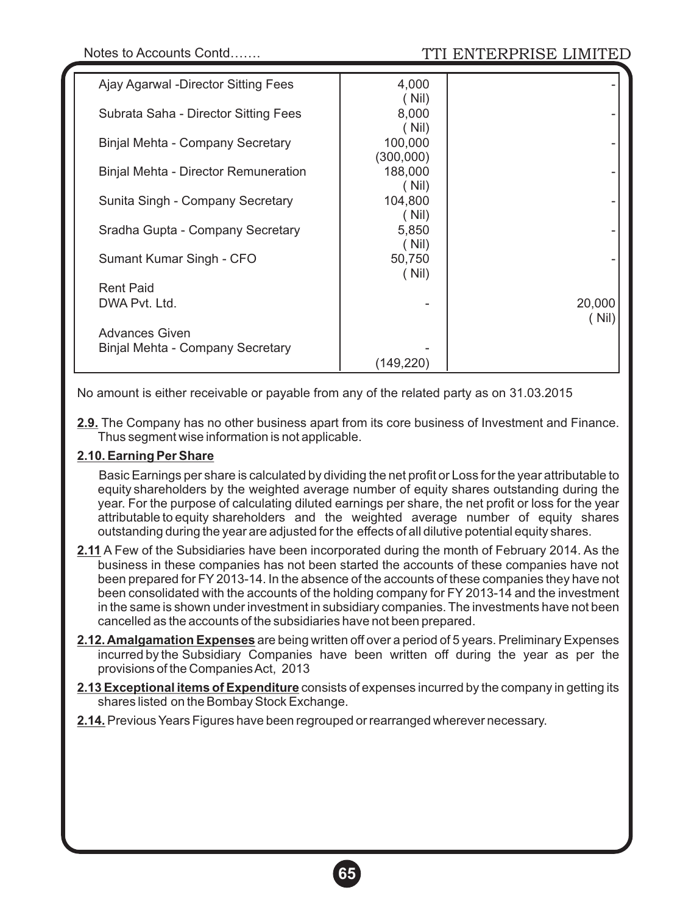| | | |
|---|---|---|
| Ajay Agarwal -Director Sitting Fees | 4,000<br>( Nil) | - |
| Subrata Saha - Director Sitting Fees | 8,000<br>( Nil) | - |
| Binjal Mehta - Company Secretary | 100,000<br>(300,000) | - |
| Binjal Mehta - Director Remuneration | 188,000<br>( Nil) | - |
| Sunita Singh - Company Secretary | 104,800<br>( Nil) | - |
| Sradha Gupta - Company Secretary | 5,850<br>( Nil) | - |
| Sumant Kumar Singh - CFO | 50,750<br>( Nil) | - |
| Rent Paid | | |
| DWA Pvt. Ltd. | - | 20,000<br>( Nil) |
| Advances Given | | |
| Binjal Mehta - Company Secretary | -<br>(149,220) | |

No amount is either receivable or payable from any of the related party as on 31.03.2015

**2.9.** The Company has no other business apart from its core business of Investment and Finance. Thus segment wise information is not applicable.

**2.10. Earning Per Share**

Basic Earnings per share is calculated by dividing the net profit or Loss for the year attributable to equity shareholders by the weighted average number of equity shares outstanding during the year. For the purpose of calculating diluted earnings per share, the net profit or loss for the year attributable to equity shareholders and the weighted average number of equity shares outstanding during the year are adjusted for the effects of all dilutive potential equity shares.

**2.11** A Few of the Subsidiaries have been incorporated during the month of February 2014. As the business in these companies has not been started the accounts of these companies have not been prepared for FY 2013-14. In the absence of the accounts of these companies they have not been consolidated with the accounts of the holding company for FY 2013-14 and the investment in the same is shown under investment in subsidiary companies. The investments have not been cancelled as the accounts of the subsidiaries have not been prepared.

**2.12. Amalgamation Expenses** are being written off over a period of 5 years. Preliminary Expenses incurred by the Subsidiary Companies have been written off during the year as per the provisions of the Companies Act, 2013

**2.13 Exceptional items of Expenditure** consists of expenses incurred by the company in getting its shares listed on the Bombay Stock Exchange.

**2.14.** Previous Years Figures have been regrouped or rearranged wherever necessary.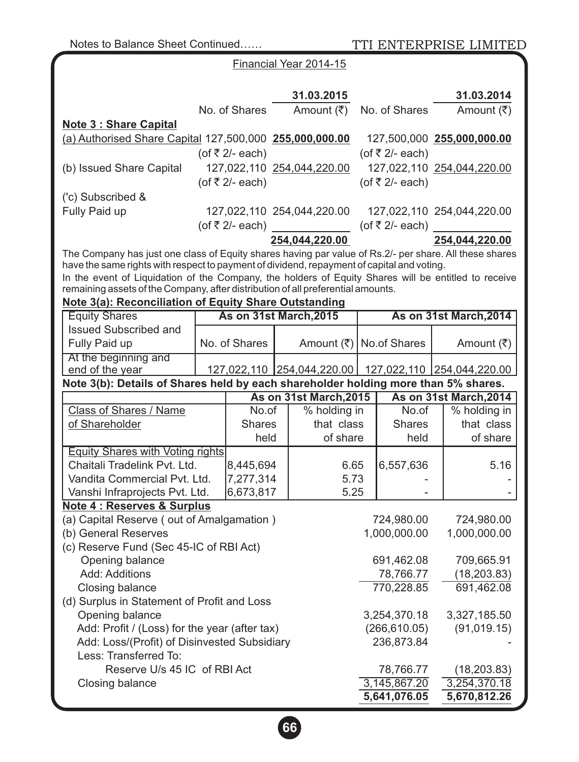Notes to Balance Sheet Continued……

Financial Year 2014-15

| | 31.03.2015 | | 31.03.2014 | |
|---|---|---|---|---|
| | No. of Shares | Amount (₹) | No. of Shares | Amount (₹) |
| **Note 3 : Share Capital** | | | | |
| (a) Authorised Share Capital | 127,500,000 (of ₹ 2/- each) | **255,000,000.00** | 127,500,000 (of ₹ 2/- each) | **255,000,000.00** |
| (b) Issued Share Capital | 127,022,110 (of ₹ 2/- each) | 254,044,220.00 | 127,022,110 (of ₹ 2/- each) | 254,044,220.00 |
| ('c) Subscribed & Fully Paid up | 127,022,110 (of ₹ 2/- each) | 254,044,220.00 | 127,022,110 (of ₹ 2/- each) | 254,044,220.00 |
| | | **254,044,220.00** | | **254,044,220.00** |

The Company has just one class of Equity shares having par value of Rs.2/- per share. All these shares have the same rights with respect to payment of dividend, repayment of capital and voting.

In the event of Liquidation of the Company, the holders of Equity Shares will be entitled to receive remaining assets of the Company, after distribution of all preferential amounts.

**Note 3(a): Reconciliation of Equity Share Outstanding**

| Equity Shares | As on 31st March,2015 | | As on 31st March,2014 | |
|---|---|---|---|---|
| Issued Subscribed and Fully Paid up | No. of Shares | Amount (₹) | No.of Shares | Amount (₹) |
| At the beginning and end of the year | 127,022,110 | 254,044,220.00 | 127,022,110 | 254,044,220.00 |

**Note 3(b): Details of Shares held by each shareholder holding more than 5% shares.**

| | As on 31st March,2015 | | As on 31st March,2014 | |
|---|---|---|---|---|
| Class of Shares / Name of Shareholder | No.of Shares held | % holding in that class of share | No.of Shares held | % holding in that class of share |
| Equity Shares with Voting rights | | | | |
| Chaitali Tradelink Pvt. Ltd. | 8,445,694 | 6.65 | 6,557,636 | 5.16 |
| Vandita Commercial Pvt. Ltd. | 7,277,314 | 5.73 | - | - |
| Vanshi Infraprojects Pvt. Ltd. | 6,673,817 | 5.25 | - | - |

**Note 4 : Reserves & Surplus**

| | 31.03.2015 | 31.03.2014 |
|---|---|---|
| (a) Capital Reserve ( out of Amalgamation ) | 724,980.00 | 724,980.00 |
| (b) General Reserves | 1,000,000.00 | 1,000,000.00 |
| (c) Reserve Fund (Sec 45-IC of RBI Act) | | |
| Opening balance | 691,462.08 | 709,665.91 |
| Add: Additions | 78,766.77 | (18,203.83) |
| Closing balance | 770,228.85 | 691,462.08 |
| (d) Surplus in Statement of Profit and Loss | | |
| Opening balance | 3,254,370.18 | 3,327,185.50 |
| Add: Profit / (Loss) for the year (after tax) | (266,610.05) | (91,019.15) |
| Add: Loss/(Profit) of Disinvested Subsidiary | 236,873.84 | - |
| Less: Transferred To: | | |
| Reserve U/s 45 IC of RBI Act | 78,766.77 | (18,203.83) |
| Closing balance | 3,145,867.20 | 3,254,370.18 |
| | **5,641,076.05** | **5,670,812.26** |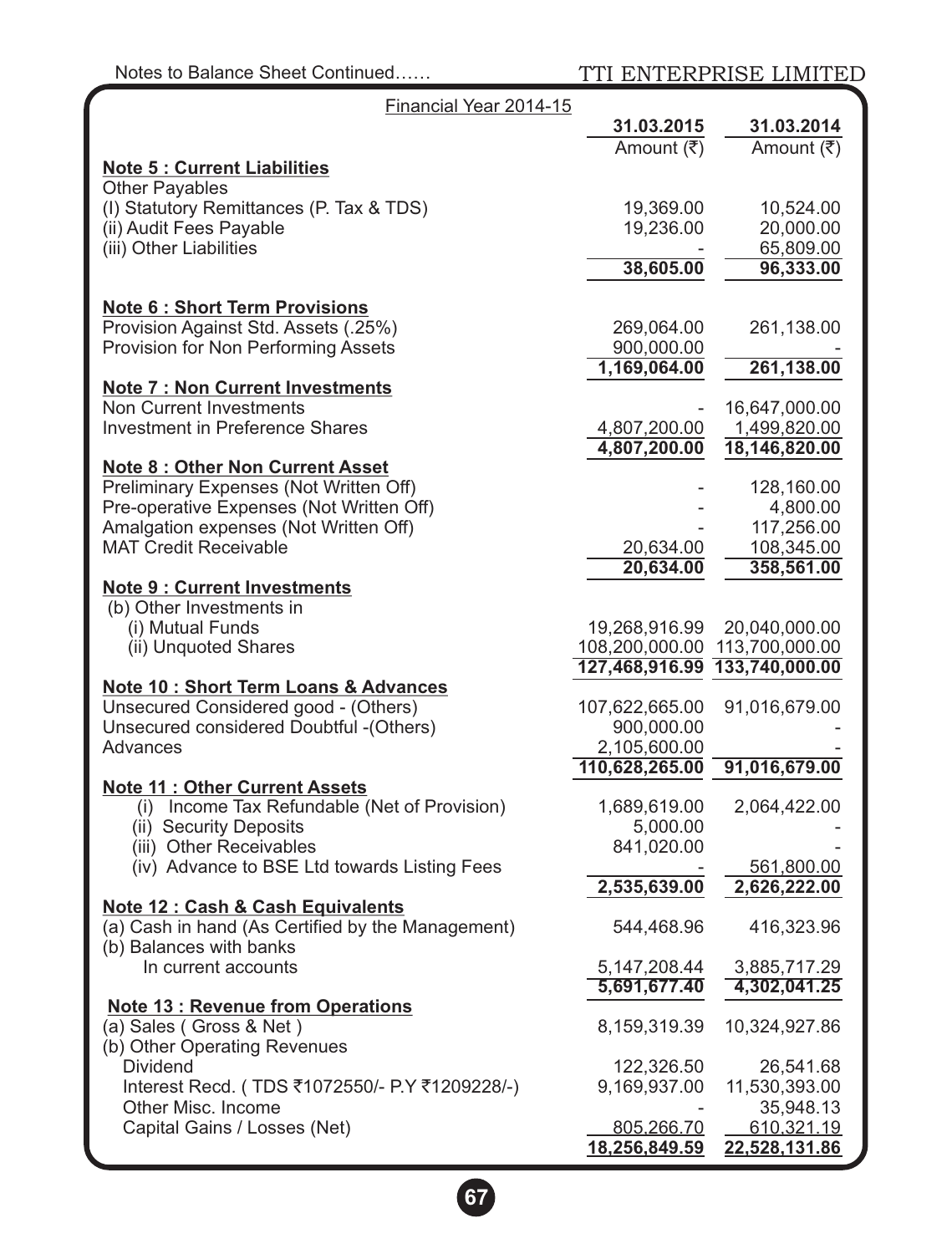Notes to Balance Sheet Continued……

Financial Year 2014-15

| | 31.03.2015 | 31.03.2014 |
|---|---|---|
| | Amount (₹) | Amount (₹) |
| **Note 5 : Current Liabilities** | | |
| Other Payables | | |
| (I) Statutory Remittances (P. Tax & TDS) | 19,369.00 | 10,524.00 |
| (ii) Audit Fees Payable | 19,236.00 | 20,000.00 |
| (iii) Other Liabilities | - | 65,809.00 |
| | **38,605.00** | **96,333.00** |
| **Note 6 : Short Term Provisions** | | |
| Provision Against Std. Assets (.25%) | 269,064.00 | 261,138.00 |
| Provision for Non Performing Assets | 900,000.00 | - |
| | **1,169,064.00** | **261,138.00** |
| **Note 7 : Non Current Investments** | | |
| Non Current Investments | - | 16,647,000.00 |
| Investment in Preference Shares | 4,807,200.00 | 1,499,820.00 |
| | **4,807,200.00** | **18,146,820.00** |
| **Note 8 : Other Non Current Asset** | | |
| Preliminary Expenses (Not Written Off) | - | 128,160.00 |
| Pre-operative Expenses (Not Written Off) | - | 4,800.00 |
| Amalgation expenses (Not Written Off) | - | 117,256.00 |
| MAT Credit Receivable | 20,634.00 | 108,345.00 |
| | **20,634.00** | **358,561.00** |
| **Note 9 : Current Investments** | | |
| (b) Other Investments in | | |
| (i) Mutual Funds | 19,268,916.99 | 20,040,000.00 |
| (ii) Unquoted Shares | 108,200,000.00 | 113,700,000.00 |
| | **127,468,916.99** | **133,740,000.00** |
| **Note 10 : Short Term Loans & Advances** | | |
| Unsecured Considered good - (Others) | 107,622,665.00 | 91,016,679.00 |
| Unsecured considered Doubtful -(Others) | 900,000.00 | - |
| Advances | 2,105,600.00 | - |
| | **110,628,265.00** | **91,016,679.00** |
| **Note 11 : Other Current Assets** | | |
| (i) Income Tax Refundable (Net of Provision) | 1,689,619.00 | 2,064,422.00 |
| (ii) Security Deposits | 5,000.00 | - |
| (iii) Other Receivables | 841,020.00 | - |
| (iv) Advance to BSE Ltd towards Listing Fees | - | 561,800.00 |
| | **2,535,639.00** | **2,626,222.00** |
| **Note 12 : Cash & Cash Equivalents** | | |
| (a) Cash in hand (As Certified by the Management) | 544,468.96 | 416,323.96 |
| (b) Balances with banks | | |
| In current accounts | 5,147,208.44 | 3,885,717.29 |
| | **5,691,677.40** | **4,302,041.25** |
| **Note 13 : Revenue from Operations** | | |
| (a) Sales ( Gross & Net ) | 8,159,319.39 | 10,324,927.86 |
| (b) Other Operating Revenues | | |
| Dividend | 122,326.50 | 26,541.68 |
| Interest Recd. ( TDS ₹1072550/- P.Y ₹1209228/-) | 9,169,937.00 | 11,530,393.00 |
| Other Misc. Income | - | 35,948.13 |
| Capital Gains / Losses (Net) | 805,266.70 | 610,321.19 |
| | **18,256,849.59** | **22,528,131.86** |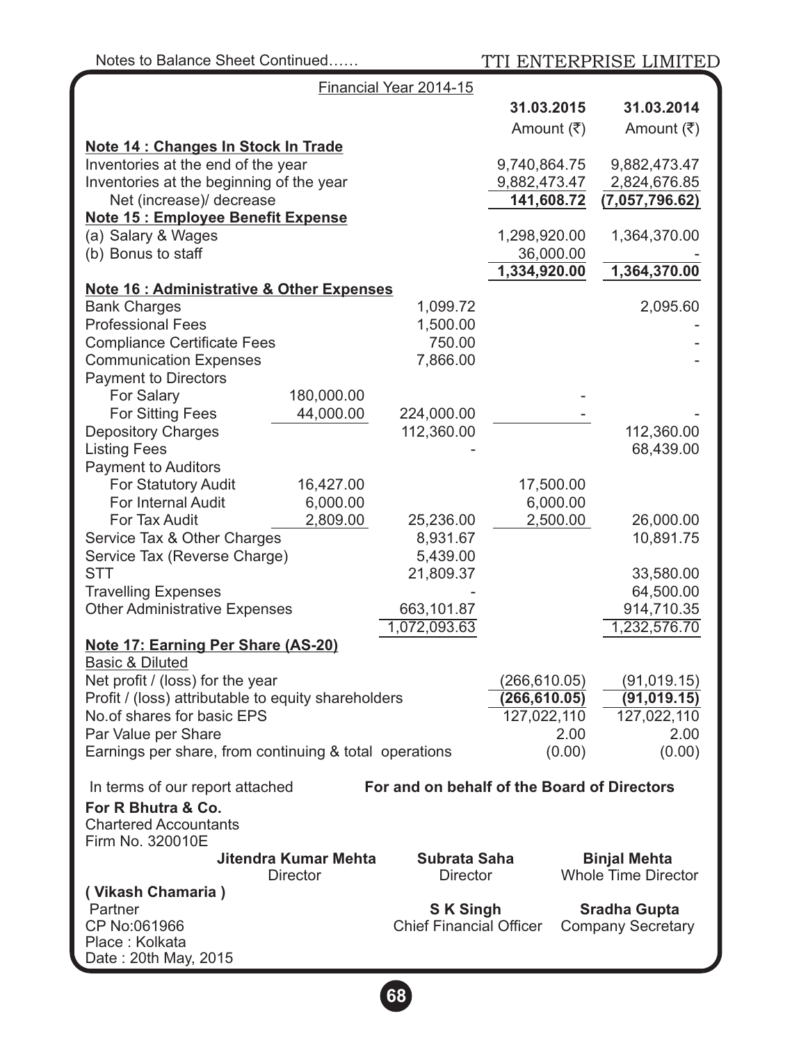Notes to Balance Sheet Continued……

Financial Year 2014-15

| | | | 31.03.2015<br>Amount (₹) | 31.03.2014<br>Amount (₹) |
|---|---|---|---|---|
| **Note 14 : Changes In Stock In Trade** | | | | |
| Inventories at the end of the year | | | 9,740,864.75 | 9,882,473.47 |
| Inventories at the beginning of the year | | | 9,882,473.47 | 2,824,676.85 |
| Net (increase)/ decrease | | | **141,608.72** | **(7,057,796.62)** |
| **Note 15 : Employee Benefit Expense** | | | | |
| (a) Salary & Wages | | | 1,298,920.00 | 1,364,370.00 |
| (b) Bonus to staff | | | 36,000.00 | - |
| | | | **1,334,920.00** | **1,364,370.00** |
| **Note 16 : Administrative & Other Expenses** | | | | |
| Bank Charges | | 1,099.72 | | 2,095.60 |
| Professional Fees | | 1,500.00 | | - |
| Compliance Certificate Fees | | 750.00 | | - |
| Communication Expenses | | 7,866.00 | | - |
| Payment to Directors | | | | |
| For Salary | 180,000.00 | | - | |
| For Sitting Fees | 44,000.00 | 224,000.00 | - | - |
| Depository Charges | | 112,360.00 | | 112,360.00 |
| Listing Fees | | - | | 68,439.00 |
| Payment to Auditors | | | | |
| For Statutory Audit | 16,427.00 | | 17,500.00 | |
| For Internal Audit | 6,000.00 | | 6,000.00 | |
| For Tax Audit | 2,809.00 | 25,236.00 | 2,500.00 | 26,000.00 |
| Service Tax & Other Charges | | 8,931.67 | | 10,891.75 |
| Service Tax (Reverse Charge) | | 5,439.00 | | |
| STT | | 21,809.37 | | 33,580.00 |
| Travelling Expenses | | - | | 64,500.00 |
| Other Administrative Expenses | | 663,101.87 | | 914,710.35 |
| | | 1,072,093.63 | | 1,232,576.70 |
| **Note 17: Earning Per Share (AS-20)** | | | | |
| Basic & Diluted | | | | |
| Net profit / (loss) for the year | | | (266,610.05) | (91,019.15) |
| Profit / (loss) attributable to equity shareholders | | | **(266,610.05)** | **(91,019.15)** |
| No.of shares for basic EPS | | | 127,022,110 | 127,022,110 |
| Par Value per Share | | | 2.00 | 2.00 |
| Earnings per share, from continuing & total operations | | | (0.00) | (0.00) |

In terms of our report attached

**For and on behalf of the Board of Directors**

**For R Bhutra & Co.**
Chartered Accountants
Firm No. 320010E

**( Vikash Chamaria )**
Partner
CP No:061966
Place : Kolkata
Date : 20th May, 2015

**Jitendra Kumar Mehta**
Director

**Subrata Saha**
Director

**Binjal Mehta**
Whole Time Director

**S K Singh**
Chief Financial Officer

**Sradha Gupta**
Company Secretary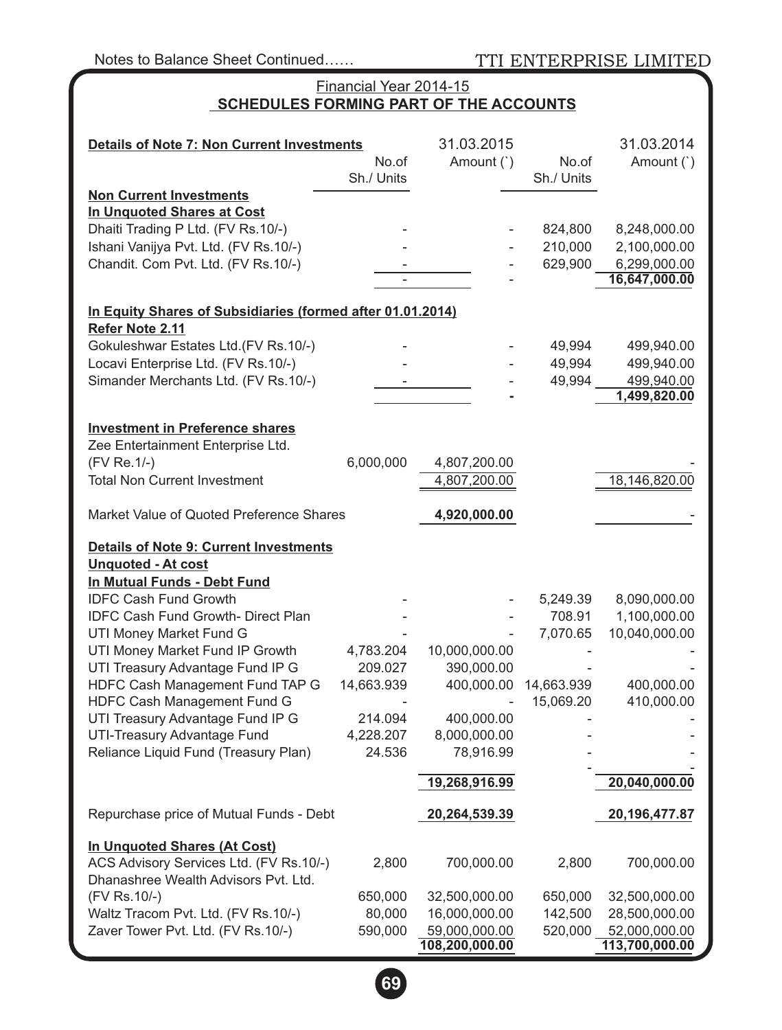Notes to Balance Sheet Continued……

## Financial Year 2014-15
### SCHEDULES FORMING PART OF THE ACCOUNTS

| Details of Note 7: Non Current Investments | 31.03.2015 No.of Sh./ Units | 31.03.2015 Amount (`) | 31.03.2014 No.of Sh./ Units | 31.03.2014 Amount (`) |
|---|---|---|---|---|
| **Non Current Investments** | | | | |
| **In Unquoted Shares at Cost** | | | | |
| Dhaiti Trading P Ltd. (FV Rs.10/-) | - | - | 824,800 | 8,248,000.00 |
| Ishani Vanijya Pvt. Ltd. (FV Rs.10/-) | - | - | 210,000 | 2,100,000.00 |
| Chandit. Com Pvt. Ltd. (FV Rs.10/-) | - | - | 629,900 | 6,299,000.00 |
| | - | - | | 16,647,000.00 |
| **In Equity Shares of Subsidiaries (formed after 01.01.2014)** | | | | |
| **Refer Note 2.11** | | | | |
| Gokuleshwar Estates Ltd.(FV Rs.10/-) | - | - | 49,994 | 499,940.00 |
| Locavi Enterprise Ltd. (FV Rs.10/-) | - | - | 49,994 | 499,940.00 |
| Simander Merchants Ltd. (FV Rs.10/-) | - | - | 49,994 | 499,940.00 |
| | | - | | 1,499,820.00 |
| **Investment in Preference shares** | | | | |
| Zee Entertainment Enterprise Ltd. (FV Re.1/-) | 6,000,000 | 4,807,200.00 | | - |
| Total Non Current Investment | | 4,807,200.00 | | 18,146,820.00 |
| Market Value of Quoted Preference Shares | | **4,920,000.00** | | - |
| **Details of Note 9: Current Investments** | | | | |
| **Unquoted - At cost** | | | | |
| **In Mutual Funds - Debt Fund** | | | | |
| IDFC Cash Fund Growth | - | - | 5,249.39 | 8,090,000.00 |
| IDFC Cash Fund Growth- Direct Plan | - | - | 708.91 | 1,100,000.00 |
| UTI Money Market Fund G | - | - | 7,070.65 | 10,040,000.00 |
| UTI Money Market Fund IP Growth | 4,783.204 | 10,000,000.00 | - | - |
| UTI Treasury Advantage Fund IP G | 209.027 | 390,000.00 | - | - |
| HDFC Cash Management Fund TAP G | 14,663.939 | 400,000.00 | 14,663.939 | 400,000.00 |
| HDFC Cash Management Fund G | - | - | 15,069.20 | 410,000.00 |
| UTI Treasury Advantage Fund IP G | 214.094 | 400,000.00 | - | - |
| UTI-Treasury Advantage Fund | 4,228.207 | 8,000,000.00 | - | - |
| Reliance Liquid Fund (Treasury Plan) | 24.536 | 78,916.99 | - | - |
| | | **19,268,916.99** | - | **20,040,000.00** |
| Repurchase price of Mutual Funds - Debt | | **20,264,539.39** | | **20,196,477.87** |
| **In Unquoted Shares (At Cost)** | | | | |
| ACS Advisory Services Ltd. (FV Rs.10/-) | 2,800 | 700,000.00 | 2,800 | 700,000.00 |
| Dhanashree Wealth Advisors Pvt. Ltd. (FV Rs.10/-) | 650,000 | 32,500,000.00 | 650,000 | 32,500,000.00 |
| Waltz Tracom Pvt. Ltd. (FV Rs.10/-) | 80,000 | 16,000,000.00 | 142,500 | 28,500,000.00 |
| Zaver Tower Pvt. Ltd. (FV Rs.10/-) | 590,000 | 59,000,000.00 | 520,000 | 52,000,000.00 |
| | | **108,200,000.00** | | **113,700,000.00** |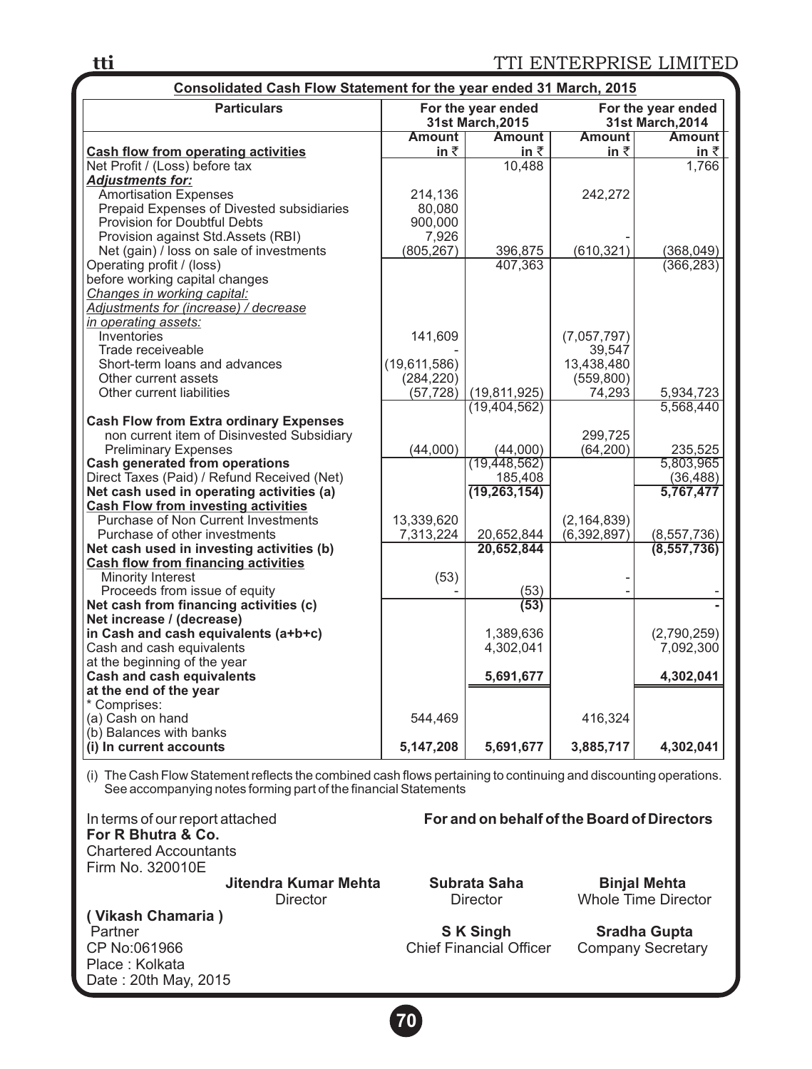## Consolidated Cash Flow Statement for the year ended 31 March, 2015

| Particulars | For the year ended 31st March,2015 | | For the year ended 31st March,2014 | |
|---|---|---|---|---|
| **Cash flow from operating activities** | **Amount in ₹** | **Amount in ₹** | **Amount in ₹** | **Amount in ₹** |
| Net Profit / (Loss) before tax | | 10,488 | | 1,766 |
| ***Adjustments for:*** | | | | |
| Amortisation Expenses | 214,136 | | 242,272 | |
| Prepaid Expenses of Divested subsidiaries | 80,080 | | | |
| Provision for Doubtful Debts | 900,000 | | | |
| Provision against Std.Assets (RBI) | 7,926 | | - | |
| Net (gain) / loss on sale of investments | (805,267) | 396,875 | (610,321) | (368,049) |
| Operating profit / (loss) before working capital changes | | 407,363 | | (366,283) |
| *Changes in working capital:* | | | | |
| *Adjustments for (increase) / decrease in operating assets:* | | | | |
| Inventories | 141,609 | | (7,057,797) | |
| Trade receiveable | - | | 39,547 | |
| Short-term loans and advances | (19,611,586) | | 13,438,480 | |
| Other current assets | (284,220) | | (559,800) | |
| Other current liabilities | (57,728) | (19,811,925) | 74,293 | 5,934,723 |
| | | (19,404,562) | | 5,568,440 |
| **Cash Flow from Extra ordinary Expenses** | | | | |
| non current item of Disinvested Subsidiary | | | 299,725 | |
| Preliminary Expenses | (44,000) | (44,000) | (64,200) | 235,525 |
| **Cash generated from operations** | | (19,448,562) | | 5,803,965 |
| Direct Taxes (Paid) / Refund Received (Net) | | 185,408 | | (36,488) |
| **Net cash used in operating activities (a)** | | **(19,263,154)** | | **5,767,477** |
| **Cash Flow from investing activities** | | | | |
| Purchase of Non Current Investments | 13,339,620 | | (2,164,839) | |
| Purchase of other investments | 7,313,224 | 20,652,844 | (6,392,897) | (8,557,736) |
| **Net cash used in investing activities (b)** | | **20,652,844** | | **(8,557,736)** |
| **Cash flow from financing activities** | | | | |
| Minority Interest | (53) | | - | |
| Proceeds from issue of equity | - | (53) | - | - |
| **Net cash from financing activities (c)** | | **(53)** | | **-** |
| **Net increase / (decrease) in Cash and cash equivalents (a+b+c)** | | 1,389,636 | | (2,790,259) |
| Cash and cash equivalents at the beginning of the year | | 4,302,041 | | 7,092,300 |
| **Cash and cash equivalents at the end of the year** | | **5,691,677** | | **4,302,041** |
| * Comprises: | | | | |
| (a) Cash on hand | 544,469 | | 416,324 | |
| (b) Balances with banks | | | | |
| **(i) In current accounts** | **5,147,208** | **5,691,677** | **3,885,717** | **4,302,041** |

(i) The Cash Flow Statement reflects the combined cash flows pertaining to continuing and discounting operations. See accompanying notes forming part of the financial Statements

In terms of our report attached
**For R Bhutra & Co.**
Chartered Accountants
Firm No. 320010E

**( Vikash Chamaria )**
Partner
CP No:061966
Place : Kolkata
Date : 20th May, 2015

**For and on behalf of the Board of Directors**

**Jitendra Kumar Mehta**
Director

**Subrata Saha**
Director

**Binjal Mehta**
Whole Time Director

**S K Singh**
Chief Financial Officer

**Sradha Gupta**
Company Secretary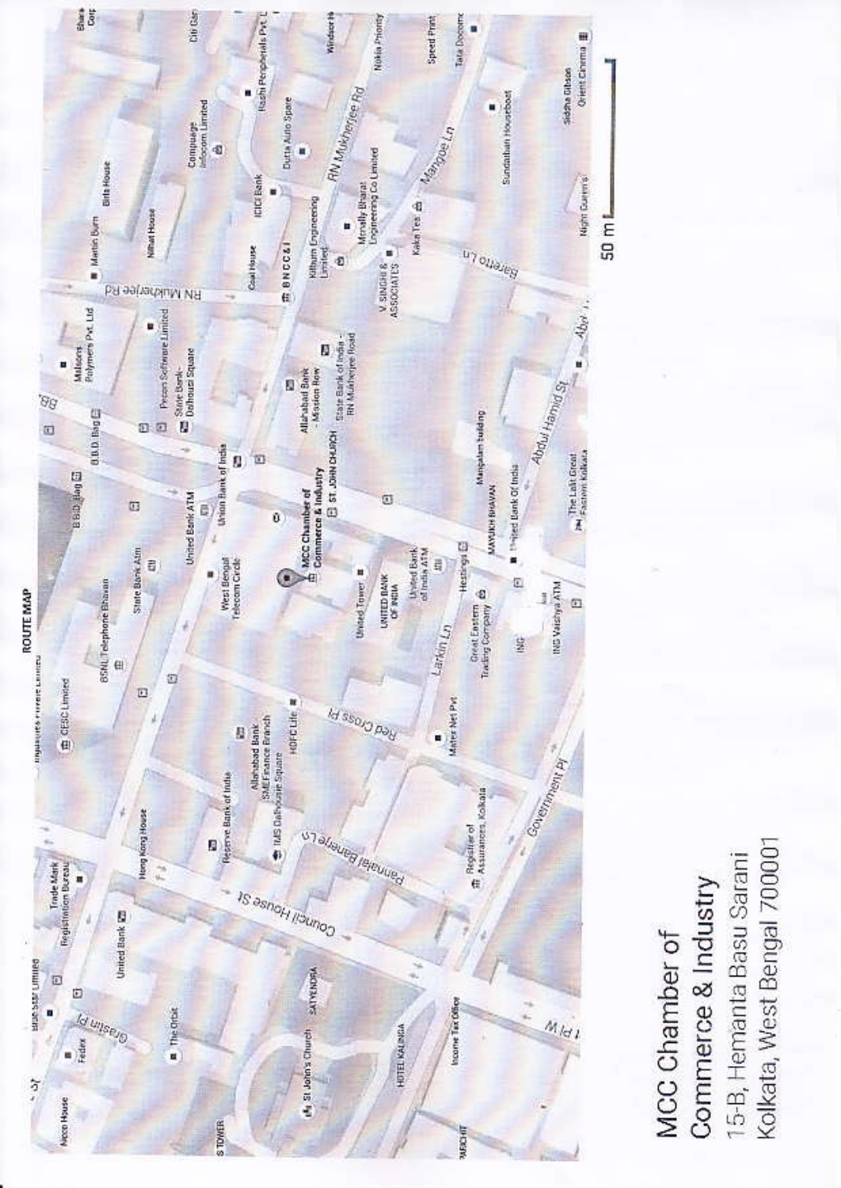ROUTE MAP

MCC Chamber of Commerce & Industry

15-B, Hemanta Basu Sarani

Kolkata, West Bengal 700001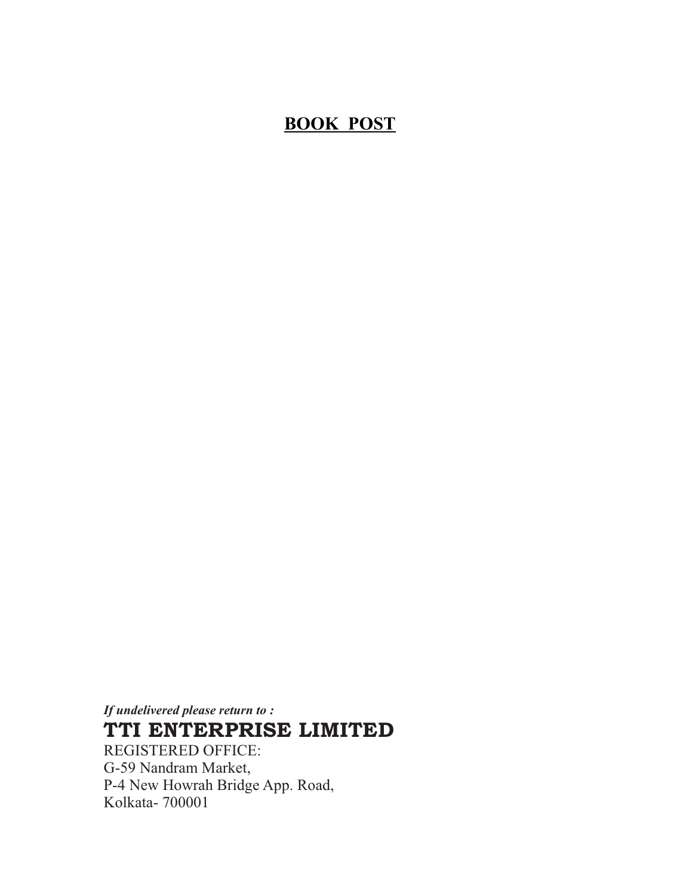**BOOK POST**

***If undelivered please return to :***

**TTI ENTERPRISE LIMITED**

REGISTERED OFFICE:
G-59 Nandram Market,
P-4 New Howrah Bridge App. Road,
Kolkata- 700001